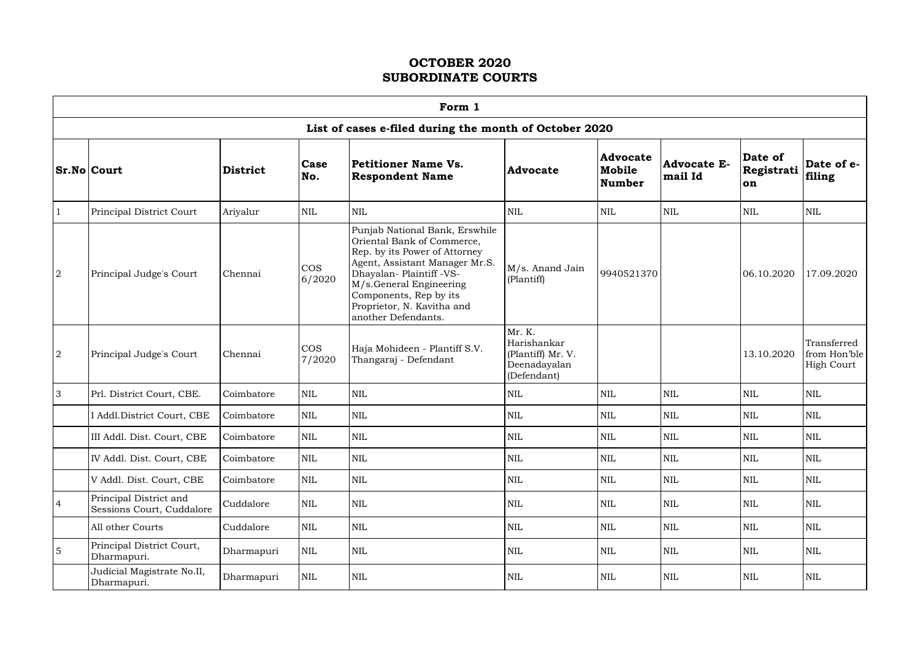# OCTOBER 2020
# SUBORDINATE COURTS

| Form 1 | | | | | | | | | |
|---|---|---|---|---|---|---|---|---|---|
| **List of cases e-filed during the month of October 2020** | | | | | | | | | |
| **Sr.No** | **Court** | **District** | **Case No.** | **Petitioner Name Vs. Respondent Name** | **Advocate** | **Advocate Mobile Number** | **Advocate E-mail Id** | **Date of Registration** | **Date of e-filing** |
| 1 | Principal District Court | Ariyalur | NIL | NIL | NIL | NIL | NIL | NIL | NIL |
| 2 | Principal Judge's Court | Chennai | COS 6/2020 | Punjab National Bank, Erswhile Oriental Bank of Commerce, Rep. by its Power of Attorney Agent, Assistant Manager Mr.S. Dhayalan- Plaintiff -VS- M/s.General Engineering Components, Rep by its Proprietor, N. Kavitha and another Defendants. | M/s. Anand Jain (Plantiff) | 9940521370 | | 06.10.2020 | 17.09.2020 |
| 2 | Principal Judge's Court | Chennai | COS 7/2020 | Haja Mohideen - Plantiff S.V. Thangaraj - Defendant | Mr. K. Harishankar (Plantiff) Mr. V. Deenadayalan (Defendant) | | | 13.10.2020 | Transferred from Hon'ble High Court |
| 3 | Prl. District Court, CBE. | Coimbatore | NIL | NIL | NIL | NIL | NIL | NIL | NIL |
| | I Addl.District Court, CBE | Coimbatore | NIL | NIL | NIL | NIL | NIL | NIL | NIL |
| | III Addl. Dist. Court, CBE | Coimbatore | NIL | NIL | NIL | NIL | NIL | NIL | NIL |
| | IV Addl. Dist. Court, CBE | Coimbatore | NIL | NIL | NIL | NIL | NIL | NIL | NIL |
| | V Addl. Dist. Court, CBE | Coimbatore | NIL | NIL | NIL | NIL | NIL | NIL | NIL |
| 4 | Principal District and Sessions Court, Cuddalore | Cuddalore | NIL | NIL | NIL | NIL | NIL | NIL | NIL |
| | All other Courts | Cuddalore | NIL | NIL | NIL | NIL | NIL | NIL | NIL |
| 5 | Principal District Court, Dharmapuri. | Dharmapuri | NIL | NIL | NIL | NIL | NIL | NIL | NIL |
| | Judicial Magistrate No.II, Dharmapuri. | Dharmapuri | NIL | NIL | NIL | NIL | NIL | NIL | NIL |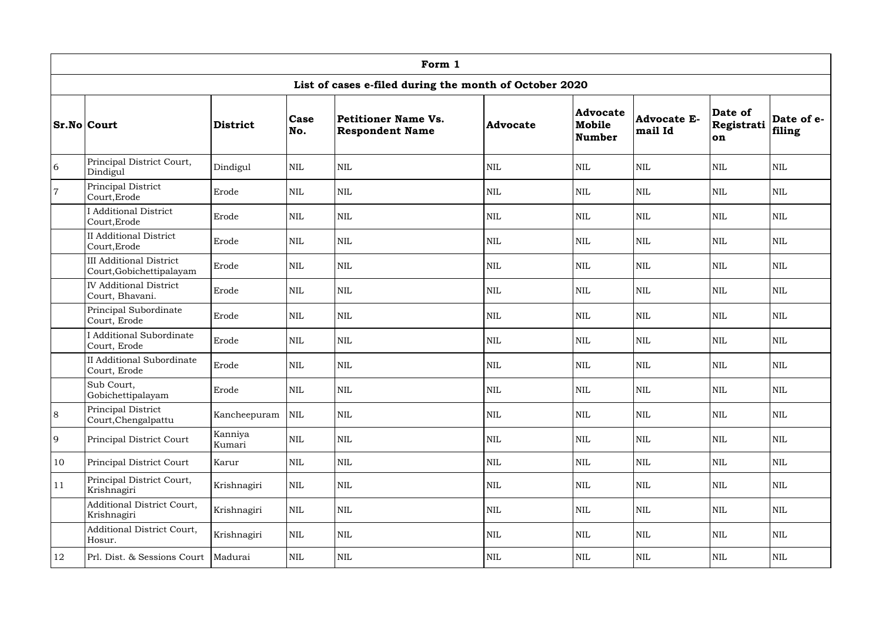| Form 1 | | | | | | | | | |
|---|---|---|---|---|---|---|---|---|---|
| List of cases e-filed during the month of October 2020 | | | | | | | | | |
| **Sr.No** | **Court** | **District** | **Case No.** | **Petitioner Name Vs. Respondent Name** | **Advocate** | **Advocate Mobile Number** | **Advocate E-mail Id** | **Date of Registration** | **Date of e-filing** |
| 6 | Principal District Court, Dindigul | Dindigul | NIL | NIL | NIL | NIL | NIL | NIL | NIL |
| 7 | Principal District Court,Erode | Erode | NIL | NIL | NIL | NIL | NIL | NIL | NIL |
| | I Additional District Court,Erode | Erode | NIL | NIL | NIL | NIL | NIL | NIL | NIL |
| | II Additional District Court,Erode | Erode | NIL | NIL | NIL | NIL | NIL | NIL | NIL |
| | III Additional District Court,Gobichettipalayam | Erode | NIL | NIL | NIL | NIL | NIL | NIL | NIL |
| | IV Additional District Court, Bhavani. | Erode | NIL | NIL | NIL | NIL | NIL | NIL | NIL |
| | Principal Subordinate Court, Erode | Erode | NIL | NIL | NIL | NIL | NIL | NIL | NIL |
| | I Additional Subordinate Court, Erode | Erode | NIL | NIL | NIL | NIL | NIL | NIL | NIL |
| | II Additional Subordinate Court, Erode | Erode | NIL | NIL | NIL | NIL | NIL | NIL | NIL |
| | Sub Court, Gobichettipalayam | Erode | NIL | NIL | NIL | NIL | NIL | NIL | NIL |
| 8 | Principal District Court,Chengalpattu | Kancheepuram | NIL | NIL | NIL | NIL | NIL | NIL | NIL |
| 9 | Principal District Court | Kanniya Kumari | NIL | NIL | NIL | NIL | NIL | NIL | NIL |
| 10 | Principal District Court | Karur | NIL | NIL | NIL | NIL | NIL | NIL | NIL |
| 11 | Principal District Court, Krishnagiri | Krishnagiri | NIL | NIL | NIL | NIL | NIL | NIL | NIL |
| | Additional District Court, Krishnagiri | Krishnagiri | NIL | NIL | NIL | NIL | NIL | NIL | NIL |
| | Additional District Court, Hosur. | Krishnagiri | NIL | NIL | NIL | NIL | NIL | NIL | NIL |
| 12 | Prl. Dist. & Sessions Court | Madurai | NIL | NIL | NIL | NIL | NIL | NIL | NIL |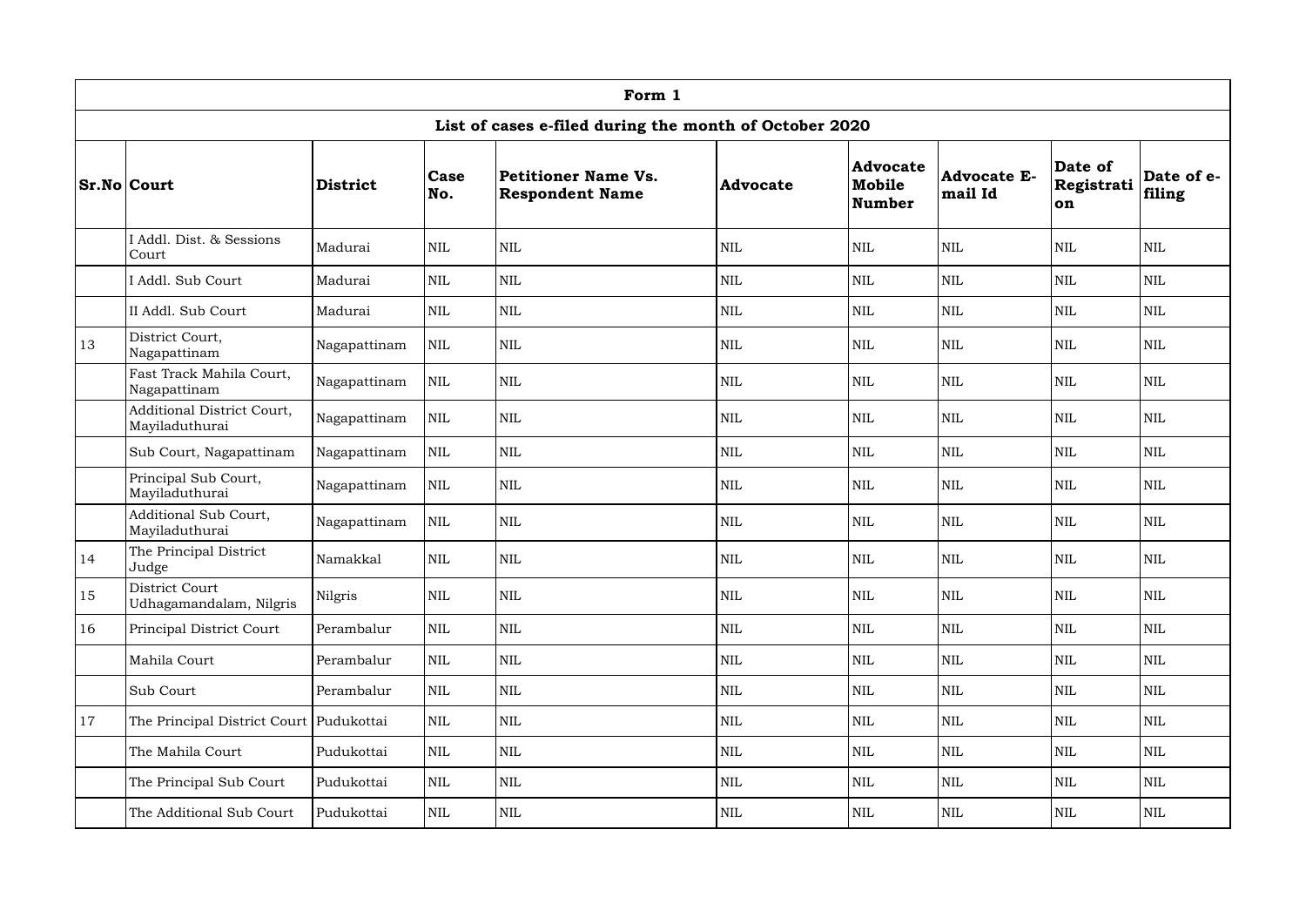| Form 1 | | | | | | | | | |
|---|---|---|---|---|---|---|---|---|---|
| **List of cases e-filed during the month of October 2020** | | | | | | | | | |
| **Sr.No** | **Court** | **District** | **Case No.** | **Petitioner Name Vs. Respondent Name** | **Advocate** | **Advocate Mobile Number** | **Advocate E-mail Id** | **Date of Registration** | **Date of e-filing** |
| | I Addl. Dist. & Sessions Court | Madurai | NIL | NIL | NIL | NIL | NIL | NIL | NIL |
| | I Addl. Sub Court | Madurai | NIL | NIL | NIL | NIL | NIL | NIL | NIL |
| | II Addl. Sub Court | Madurai | NIL | NIL | NIL | NIL | NIL | NIL | NIL |
| 13 | District Court, Nagapattinam | Nagapattinam | NIL | NIL | NIL | NIL | NIL | NIL | NIL |
| | Fast Track Mahila Court, Nagapattinam | Nagapattinam | NIL | NIL | NIL | NIL | NIL | NIL | NIL |
| | Additional District Court, Mayiladuthurai | Nagapattinam | NIL | NIL | NIL | NIL | NIL | NIL | NIL |
| | Sub Court, Nagapattinam | Nagapattinam | NIL | NIL | NIL | NIL | NIL | NIL | NIL |
| | Principal Sub Court, Mayiladuthurai | Nagapattinam | NIL | NIL | NIL | NIL | NIL | NIL | NIL |
| | Additional Sub Court, Mayiladuthurai | Nagapattinam | NIL | NIL | NIL | NIL | NIL | NIL | NIL |
| 14 | The Principal District Judge | Namakkal | NIL | NIL | NIL | NIL | NIL | NIL | NIL |
| 15 | District Court Udhagamandalam, Nilgris | Nilgris | NIL | NIL | NIL | NIL | NIL | NIL | NIL |
| 16 | Principal District Court | Perambalur | NIL | NIL | NIL | NIL | NIL | NIL | NIL |
| | Mahila Court | Perambalur | NIL | NIL | NIL | NIL | NIL | NIL | NIL |
| | Sub Court | Perambalur | NIL | NIL | NIL | NIL | NIL | NIL | NIL |
| 17 | The Principal District Court | Pudukottai | NIL | NIL | NIL | NIL | NIL | NIL | NIL |
| | The Mahila Court | Pudukottai | NIL | NIL | NIL | NIL | NIL | NIL | NIL |
| | The Principal Sub Court | Pudukottai | NIL | NIL | NIL | NIL | NIL | NIL | NIL |
| | The Additional Sub Court | Pudukottai | NIL | NIL | NIL | NIL | NIL | NIL | NIL |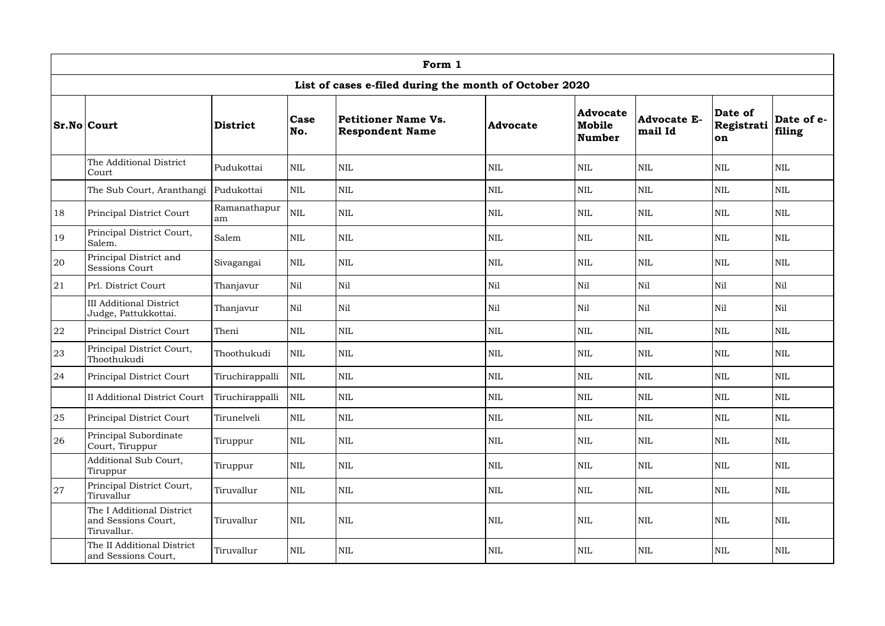| Form 1 | | | | | | | | | |
|---|---|---|---|---|---|---|---|---|---|
| List of cases e-filed during the month of October 2020 | | | | | | | | | |
| **Sr.No** | **Court** | **District** | **Case No.** | **Petitioner Name Vs. Respondent Name** | **Advocate** | **Advocate Mobile Number** | **Advocate E-mail Id** | **Date of Registration** | **Date of e-filing** |
| | The Additional District Court | Pudukottai | NIL | NIL | NIL | NIL | NIL | NIL | NIL |
| | The Sub Court, Aranthangi | Pudukottai | NIL | NIL | NIL | NIL | NIL | NIL | NIL |
| 18 | Principal District Court | Ramanathapuram | NIL | NIL | NIL | NIL | NIL | NIL | NIL |
| 19 | Principal District Court, Salem. | Salem | NIL | NIL | NIL | NIL | NIL | NIL | NIL |
| 20 | Principal District and Sessions Court | Sivagangai | NIL | NIL | NIL | NIL | NIL | NIL | NIL |
| 21 | Prl. District Court | Thanjavur | Nil | Nil | Nil | Nil | Nil | Nil | Nil |
| | III Additional District Judge, Pattukkottai. | Thanjavur | Nil | Nil | Nil | Nil | Nil | Nil | Nil |
| 22 | Principal District Court | Theni | NIL | NIL | NIL | NIL | NIL | NIL | NIL |
| 23 | Principal District Court, Thoothukudi | Thoothukudi | NIL | NIL | NIL | NIL | NIL | NIL | NIL |
| 24 | Principal District Court | Tiruchirappalli | NIL | NIL | NIL | NIL | NIL | NIL | NIL |
| | II Additional District Court | Tiruchirappalli | NIL | NIL | NIL | NIL | NIL | NIL | NIL |
| 25 | Principal District Court | Tirunelveli | NIL | NIL | NIL | NIL | NIL | NIL | NIL |
| 26 | Principal Subordinate Court, Tiruppur | Tiruppur | NIL | NIL | NIL | NIL | NIL | NIL | NIL |
| | Additional Sub Court, Tiruppur | Tiruppur | NIL | NIL | NIL | NIL | NIL | NIL | NIL |
| 27 | Principal District Court, Tiruvallur | Tiruvallur | NIL | NIL | NIL | NIL | NIL | NIL | NIL |
| | The I Additional District and Sessions Court, Tiruvallur. | Tiruvallur | NIL | NIL | NIL | NIL | NIL | NIL | NIL |
| | The II Additional District and Sessions Court, | Tiruvallur | NIL | NIL | NIL | NIL | NIL | NIL | NIL |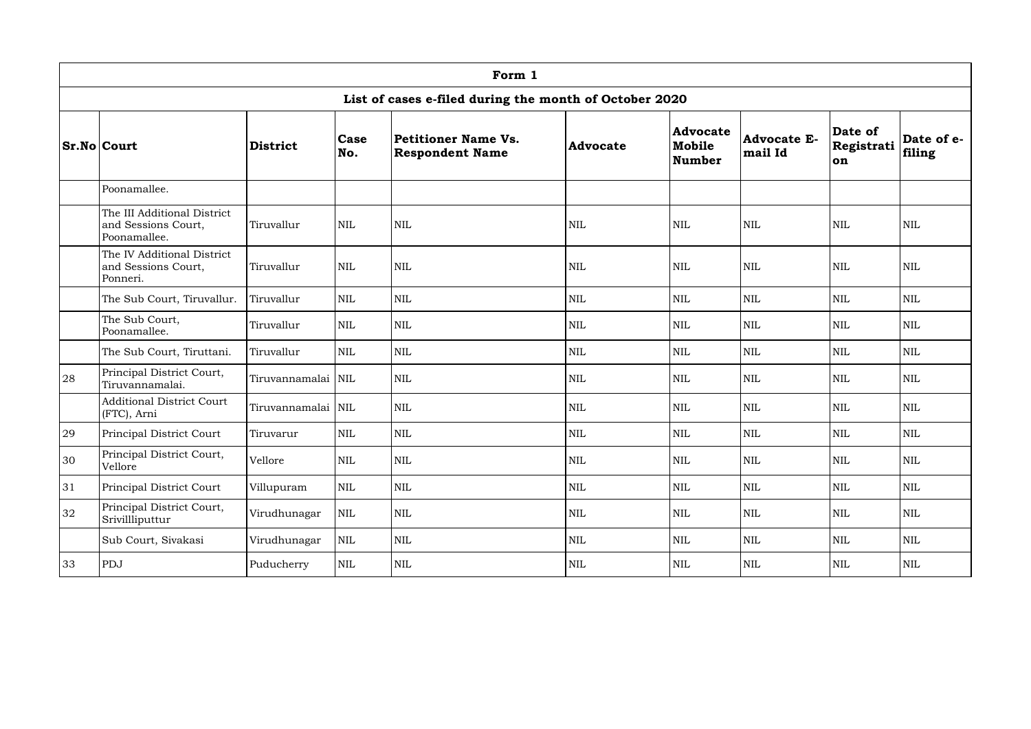| Form 1 | | | | | | | | | |
|---|---|---|---|---|---|---|---|---|---|
| **List of cases e-filed during the month of October 2020** | | | | | | | | | |
| **Sr.No** | **Court** | **District** | **Case No.** | **Petitioner Name Vs. Respondent Name** | **Advocate** | **Advocate Mobile Number** | **Advocate E-mail Id** | **Date of Registration** | **Date of e-filing** |
| | Poonamallee. | | | | | | | | |
| | The III Additional District and Sessions Court, Poonamallee. | Tiruvallur | NIL | NIL | NIL | NIL | NIL | NIL | NIL |
| | The IV Additional District and Sessions Court, Ponneri. | Tiruvallur | NIL | NIL | NIL | NIL | NIL | NIL | NIL |
| | The Sub Court, Tiruvallur. | Tiruvallur | NIL | NIL | NIL | NIL | NIL | NIL | NIL |
| | The Sub Court, Poonamallee. | Tiruvallur | NIL | NIL | NIL | NIL | NIL | NIL | NIL |
| | The Sub Court, Tiruttani. | Tiruvallur | NIL | NIL | NIL | NIL | NIL | NIL | NIL |
| 28 | Principal District Court, Tiruvannamalai. | Tiruvannamalai | NIL | NIL | NIL | NIL | NIL | NIL | NIL |
| | Additional District Court (FTC), Arni | Tiruvannamalai | NIL | NIL | NIL | NIL | NIL | NIL | NIL |
| 29 | Principal District Court | Tiruvarur | NIL | NIL | NIL | NIL | NIL | NIL | NIL |
| 30 | Principal District Court, Vellore | Vellore | NIL | NIL | NIL | NIL | NIL | NIL | NIL |
| 31 | Principal District Court | Villupuram | NIL | NIL | NIL | NIL | NIL | NIL | NIL |
| 32 | Principal District Court, Srivillliputtur | Virudhunagar | NIL | NIL | NIL | NIL | NIL | NIL | NIL |
| | Sub Court, Sivakasi | Virudhunagar | NIL | NIL | NIL | NIL | NIL | NIL | NIL |
| 33 | PDJ | Puducherry | NIL | NIL | NIL | NIL | NIL | NIL | NIL |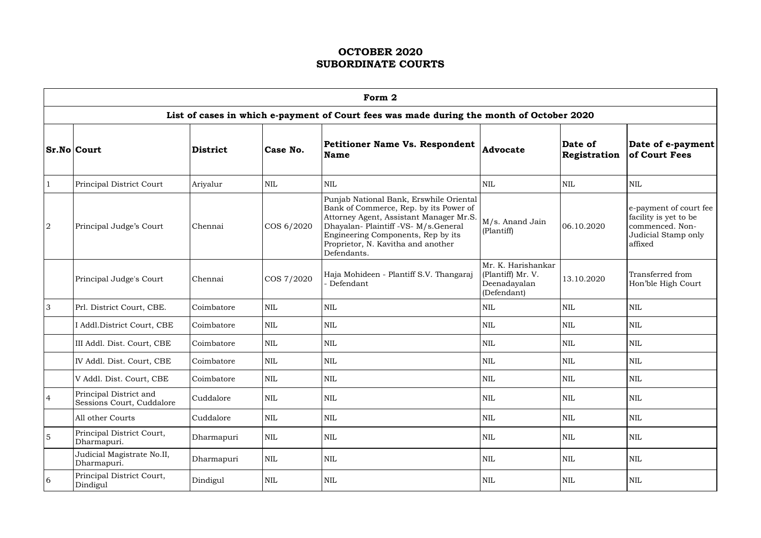# OCTOBER 2020
# SUBORDINATE COURTS

| Form 2 | | | | | | | |
|---|---|---|---|---|---|---|---|
| **List of cases in which e-payment of Court fees was made during the month of October 2020** | | | | | | | |
| **Sr.No** | **Court** | **District** | **Case No.** | **Petitioner Name Vs. Respondent Name** | **Advocate** | **Date of Registration** | **Date of e-payment of Court Fees** |
| 1 | Principal District Court | Ariyalur | NIL | NIL | NIL | NIL | NIL |
| 2 | Principal Judge's Court | Chennai | COS 6/2020 | Punjab National Bank, Erswhile Oriental Bank of Commerce, Rep. by its Power of Attorney Agent, Assistant Manager Mr.S. Dhayalan- Plaintiff -VS- M/s.General Engineering Components, Rep by its Proprietor, N. Kavitha and another Defendants. | M/s. Anand Jain (Plantiff) | 06.10.2020 | e-payment of court fee facility is yet to be commenced. Non-Judicial Stamp only affixed |
| | Principal Judge's Court | Chennai | COS 7/2020 | Haja Mohideen - Plantiff S.V. Thangaraj - Defendant | Mr. K. Harishankar (Plantiff) Mr. V. Deenadayalan (Defendant) | 13.10.2020 | Transferred from Hon'ble High Court |
| 3 | Prl. District Court, CBE. | Coimbatore | NIL | NIL | NIL | NIL | NIL |
| | I Addl.District Court, CBE | Coimbatore | NIL | NIL | NIL | NIL | NIL |
| | III Addl. Dist. Court, CBE | Coimbatore | NIL | NIL | NIL | NIL | NIL |
| | IV Addl. Dist. Court, CBE | Coimbatore | NIL | NIL | NIL | NIL | NIL |
| | V Addl. Dist. Court, CBE | Coimbatore | NIL | NIL | NIL | NIL | NIL |
| 4 | Principal District and Sessions Court, Cuddalore | Cuddalore | NIL | NIL | NIL | NIL | NIL |
| | All other Courts | Cuddalore | NIL | NIL | NIL | NIL | NIL |
| 5 | Principal District Court, Dharmapuri. | Dharmapuri | NIL | NIL | NIL | NIL | NIL |
| | Judicial Magistrate No.II, Dharmapuri. | Dharmapuri | NIL | NIL | NIL | NIL | NIL |
| 6 | Principal District Court, Dindigul | Dindigul | NIL | NIL | NIL | NIL | NIL |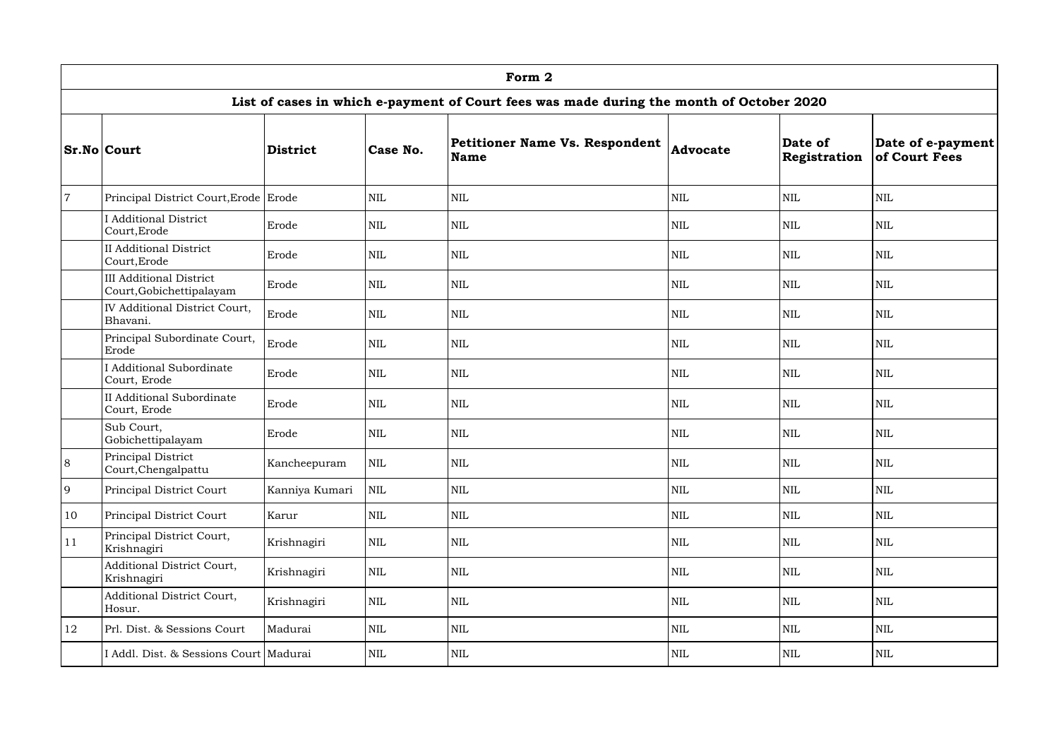| Form 2 | | | | | | | |
|---|---|---|---|---|---|---|---|
| **List of cases in which e-payment of Court fees was made during the month of October 2020** | | | | | | | |
| **Sr.No** | **Court** | **District** | **Case No.** | **Petitioner Name Vs. Respondent Name** | **Advocate** | **Date of Registration** | **Date of e-payment of Court Fees** |
| 7 | Principal District Court,Erode | Erode | NIL | NIL | NIL | NIL | NIL |
| | I Additional District Court,Erode | Erode | NIL | NIL | NIL | NIL | NIL |
| | II Additional District Court,Erode | Erode | NIL | NIL | NIL | NIL | NIL |
| | III Additional District Court,Gobichettipalayam | Erode | NIL | NIL | NIL | NIL | NIL |
| | IV Additional District Court, Bhavani. | Erode | NIL | NIL | NIL | NIL | NIL |
| | Principal Subordinate Court, Erode | Erode | NIL | NIL | NIL | NIL | NIL |
| | I Additional Subordinate Court, Erode | Erode | NIL | NIL | NIL | NIL | NIL |
| | II Additional Subordinate Court, Erode | Erode | NIL | NIL | NIL | NIL | NIL |
| | Sub Court, Gobichettipalayam | Erode | NIL | NIL | NIL | NIL | NIL |
| 8 | Principal District Court,Chengalpattu | Kancheepuram | NIL | NIL | NIL | NIL | NIL |
| 9 | Principal District Court | Kanniya Kumari | NIL | NIL | NIL | NIL | NIL |
| 10 | Principal District Court | Karur | NIL | NIL | NIL | NIL | NIL |
| 11 | Principal District Court, Krishnagiri | Krishnagiri | NIL | NIL | NIL | NIL | NIL |
| | Additional District Court, Krishnagiri | Krishnagiri | NIL | NIL | NIL | NIL | NIL |
| | Additional District Court, Hosur. | Krishnagiri | NIL | NIL | NIL | NIL | NIL |
| 12 | Prl. Dist. & Sessions Court | Madurai | NIL | NIL | NIL | NIL | NIL |
| | I Addl. Dist. & Sessions Court | Madurai | NIL | NIL | NIL | NIL | NIL |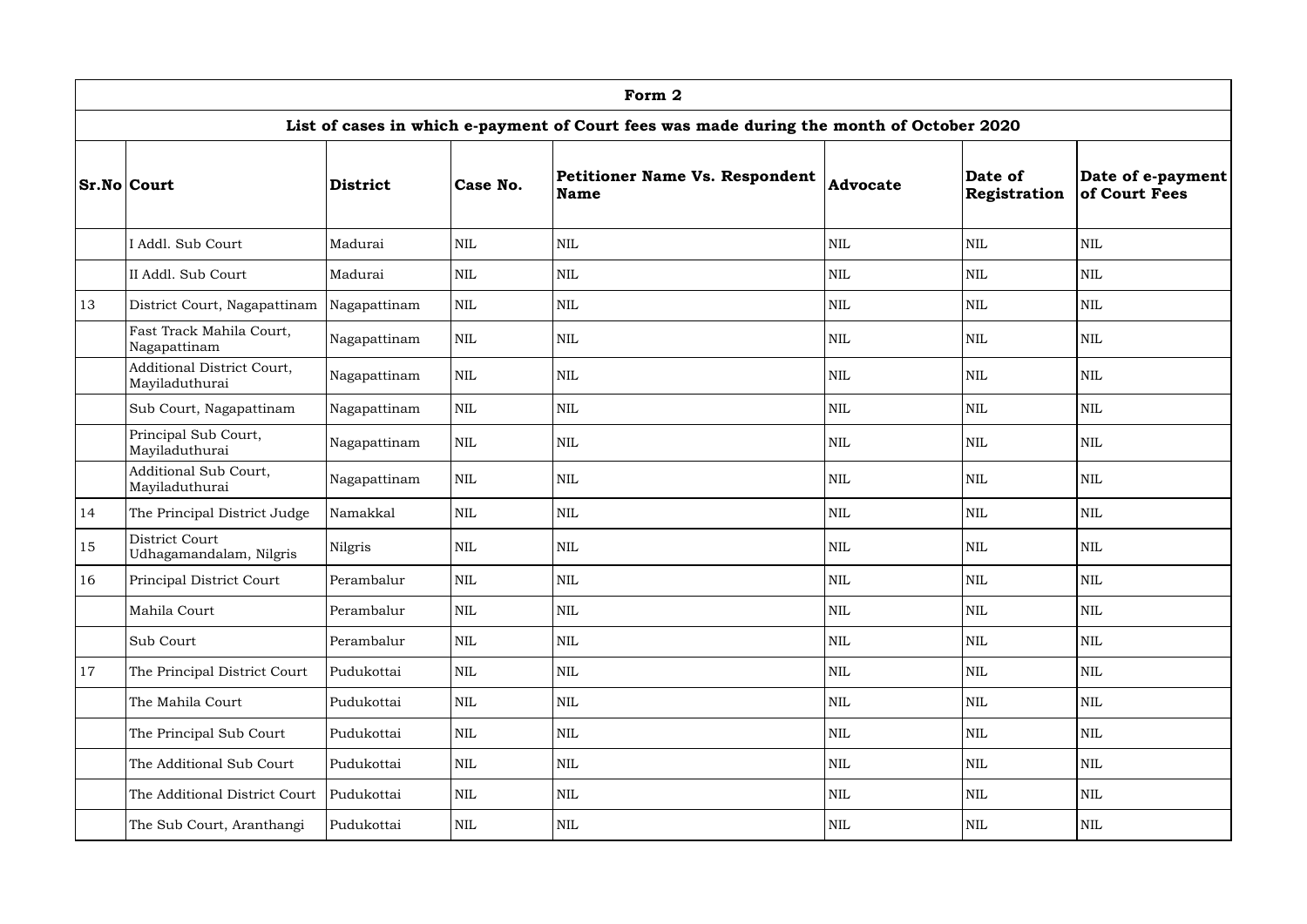| Form 2 | | | | | | | |
|---|---|---|---|---|---|---|---|
| **List of cases in which e-payment of Court fees was made during the month of October 2020** | | | | | | | |
| **Sr.No** | **Court** | **District** | **Case No.** | **Petitioner Name Vs. Respondent Name** | **Advocate** | **Date of Registration** | **Date of e-payment of Court Fees** |
| | I Addl. Sub Court | Madurai | NIL | NIL | NIL | NIL | NIL |
| | II Addl. Sub Court | Madurai | NIL | NIL | NIL | NIL | NIL |
| 13 | District Court, Nagapattinam | Nagapattinam | NIL | NIL | NIL | NIL | NIL |
| | Fast Track Mahila Court, Nagapattinam | Nagapattinam | NIL | NIL | NIL | NIL | NIL |
| | Additional District Court, Mayiladuthurai | Nagapattinam | NIL | NIL | NIL | NIL | NIL |
| | Sub Court, Nagapattinam | Nagapattinam | NIL | NIL | NIL | NIL | NIL |
| | Principal Sub Court, Mayiladuthurai | Nagapattinam | NIL | NIL | NIL | NIL | NIL |
| | Additional Sub Court, Mayiladuthurai | Nagapattinam | NIL | NIL | NIL | NIL | NIL |
| 14 | The Principal District Judge | Namakkal | NIL | NIL | NIL | NIL | NIL |
| 15 | District Court Udhagamandalam, Nilgris | Nilgris | NIL | NIL | NIL | NIL | NIL |
| 16 | Principal District Court | Perambalur | NIL | NIL | NIL | NIL | NIL |
| | Mahila Court | Perambalur | NIL | NIL | NIL | NIL | NIL |
| | Sub Court | Perambalur | NIL | NIL | NIL | NIL | NIL |
| 17 | The Principal District Court | Pudukottai | NIL | NIL | NIL | NIL | NIL |
| | The Mahila Court | Pudukottai | NIL | NIL | NIL | NIL | NIL |
| | The Principal Sub Court | Pudukottai | NIL | NIL | NIL | NIL | NIL |
| | The Additional Sub Court | Pudukottai | NIL | NIL | NIL | NIL | NIL |
| | The Additional District Court | Pudukottai | NIL | NIL | NIL | NIL | NIL |
| | The Sub Court, Aranthangi | Pudukottai | NIL | NIL | NIL | NIL | NIL |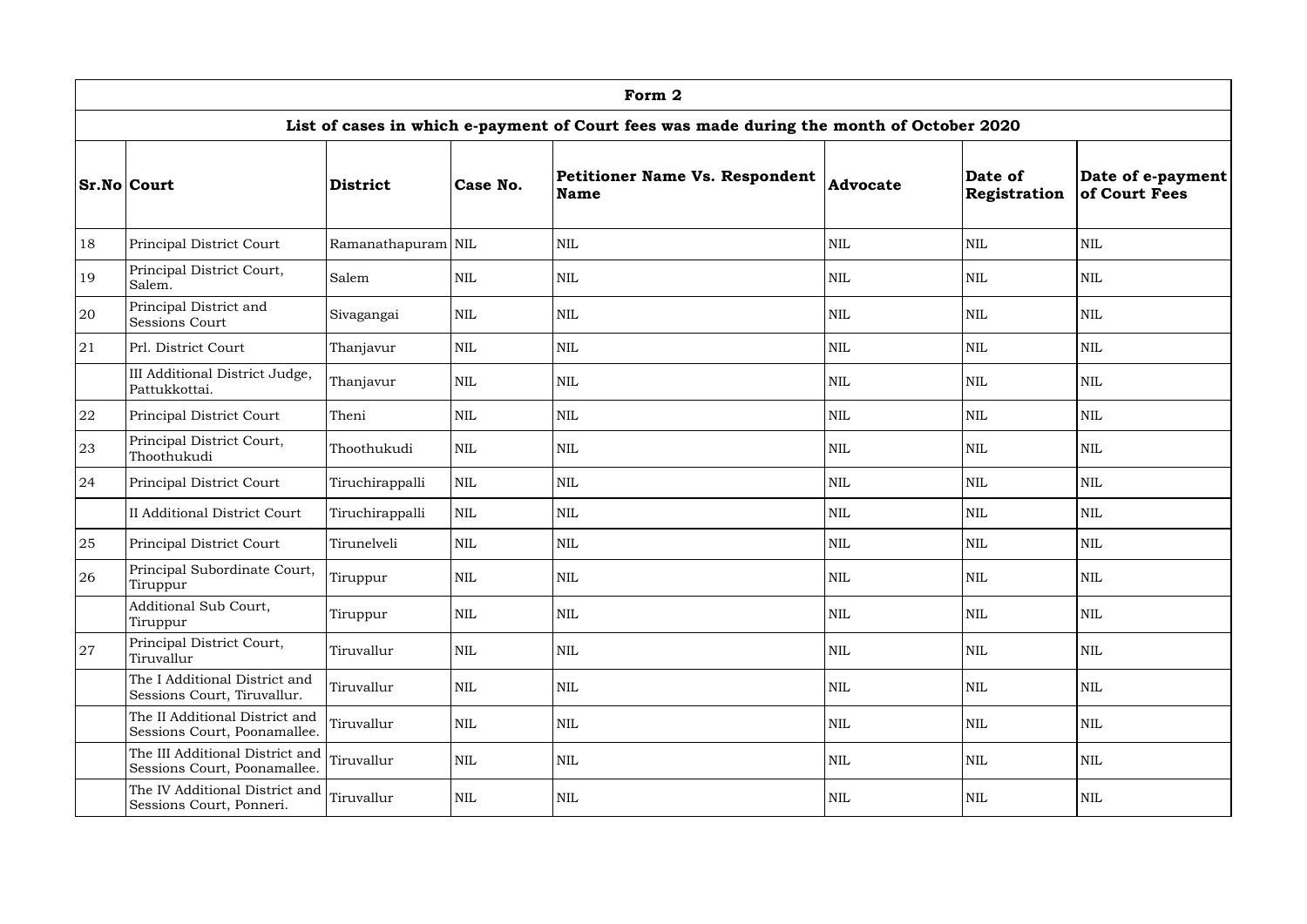| Form 2 | | | | | | | |
|---|---|---|---|---|---|---|---|
| **List of cases in which e-payment of Court fees was made during the month of October 2020** | | | | | | | |
| **Sr.No** | **Court** | **District** | **Case No.** | **Petitioner Name Vs. Respondent Name** | **Advocate** | **Date of Registration** | **Date of e-payment of Court Fees** |
| 18 | Principal District Court | Ramanathapuram | NIL | NIL | NIL | NIL | NIL |
| 19 | Principal District Court, Salem. | Salem | NIL | NIL | NIL | NIL | NIL |
| 20 | Principal District and Sessions Court | Sivagangai | NIL | NIL | NIL | NIL | NIL |
| 21 | Prl. District Court | Thanjavur | NIL | NIL | NIL | NIL | NIL |
| | III Additional District Judge, Pattukkottai. | Thanjavur | NIL | NIL | NIL | NIL | NIL |
| 22 | Principal District Court | Theni | NIL | NIL | NIL | NIL | NIL |
| 23 | Principal District Court, Thoothukudi | Thoothukudi | NIL | NIL | NIL | NIL | NIL |
| 24 | Principal District Court | Tiruchirappalli | NIL | NIL | NIL | NIL | NIL |
| | II Additional District Court | Tiruchirappalli | NIL | NIL | NIL | NIL | NIL |
| 25 | Principal District Court | Tirunelveli | NIL | NIL | NIL | NIL | NIL |
| 26 | Principal Subordinate Court, Tiruppur | Tiruppur | NIL | NIL | NIL | NIL | NIL |
| | Additional Sub Court, Tiruppur | Tiruppur | NIL | NIL | NIL | NIL | NIL |
| 27 | Principal District Court, Tiruvallur | Tiruvallur | NIL | NIL | NIL | NIL | NIL |
| | The I Additional District and Sessions Court, Tiruvallur. | Tiruvallur | NIL | NIL | NIL | NIL | NIL |
| | The II Additional District and Sessions Court, Poonamallee. | Tiruvallur | NIL | NIL | NIL | NIL | NIL |
| | The III Additional District and Sessions Court, Poonamallee. | Tiruvallur | NIL | NIL | NIL | NIL | NIL |
| | The IV Additional District and Sessions Court, Ponneri. | Tiruvallur | NIL | NIL | NIL | NIL | NIL |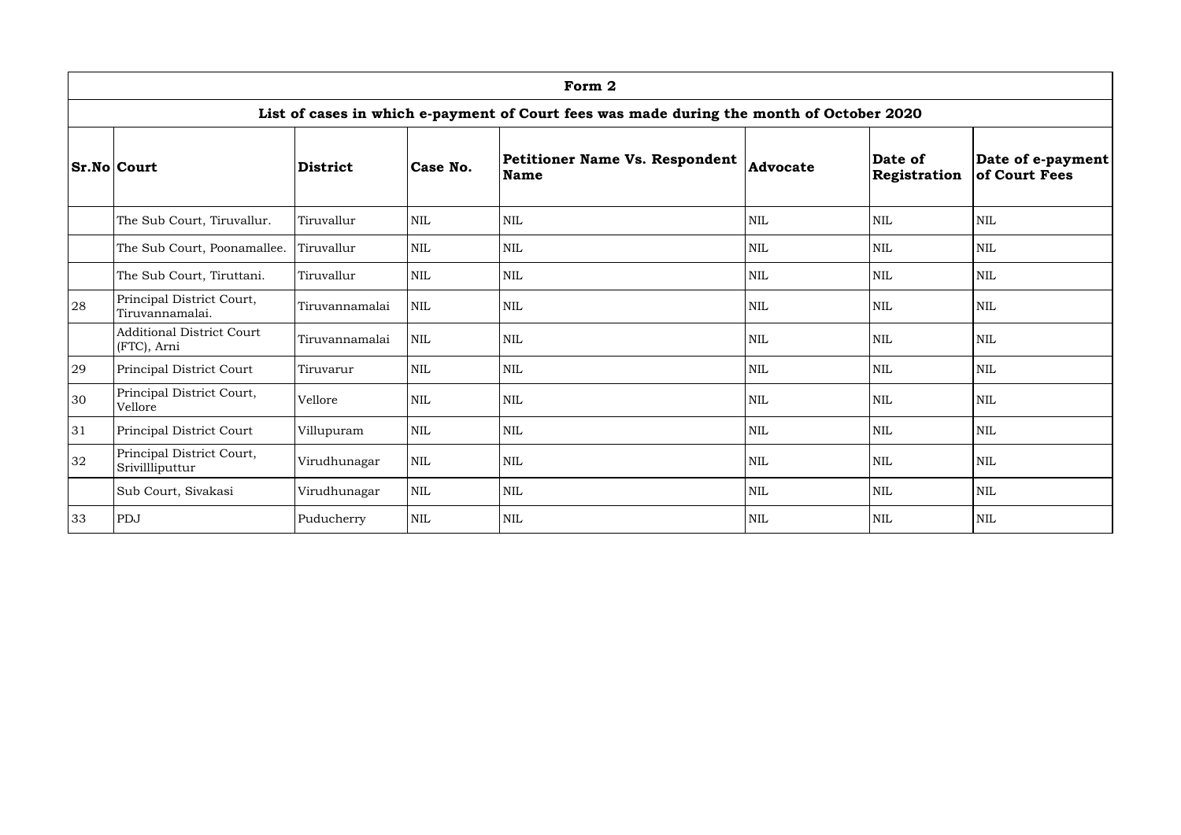| Form 2 | | | | | | | |
|---|---|---|---|---|---|---|---|
| **List of cases in which e-payment of Court fees was made during the month of October 2020** | | | | | | | |
| **Sr.No** | **Court** | **District** | **Case No.** | **Petitioner Name Vs. Respondent Name** | **Advocate** | **Date of Registration** | **Date of e-payment of Court Fees** |
| | The Sub Court, Tiruvallur. | Tiruvallur | NIL | NIL | NIL | NIL | NIL |
| | The Sub Court, Poonamallee. | Tiruvallur | NIL | NIL | NIL | NIL | NIL |
| | The Sub Court, Tiruttani. | Tiruvallur | NIL | NIL | NIL | NIL | NIL |
| 28 | Principal District Court, Tiruvannamalai. | Tiruvannamalai | NIL | NIL | NIL | NIL | NIL |
| | Additional District Court (FTC), Arni | Tiruvannamalai | NIL | NIL | NIL | NIL | NIL |
| 29 | Principal District Court | Tiruvarur | NIL | NIL | NIL | NIL | NIL |
| 30 | Principal District Court, Vellore | Vellore | NIL | NIL | NIL | NIL | NIL |
| 31 | Principal District Court | Villupuram | NIL | NIL | NIL | NIL | NIL |
| 32 | Principal District Court, Srivillliputtur | Virudhunagar | NIL | NIL | NIL | NIL | NIL |
| | Sub Court, Sivakasi | Virudhunagar | NIL | NIL | NIL | NIL | NIL |
| 33 | PDJ | Puducherry | NIL | NIL | NIL | NIL | NIL |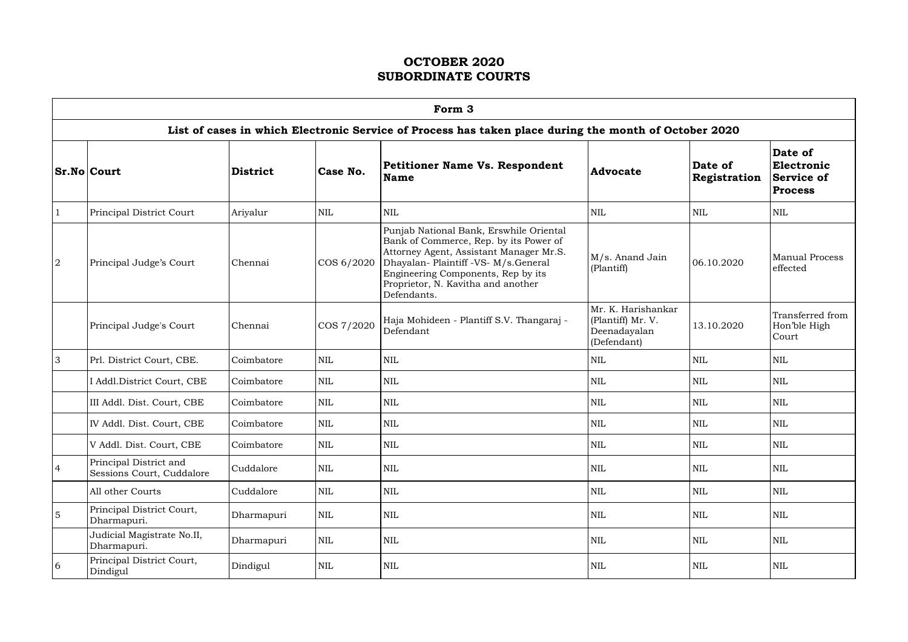# OCTOBER 2020
# SUBORDINATE COURTS

| Form 3 | | | | | | | |
|---|---|---|---|---|---|---|---|
| **List of cases in which Electronic Service of Process has taken place during the month of October 2020** | | | | | | | |
| **Sr.No** | **Court** | **District** | **Case No.** | **Petitioner Name Vs. Respondent Name** | **Advocate** | **Date of Registration** | **Date of Electronic Service of Process** |
| 1 | Principal District Court | Ariyalur | NIL | NIL | NIL | NIL | NIL |
| 2 | Principal Judge's Court | Chennai | COS 6/2020 | Punjab National Bank, Erswhile Oriental Bank of Commerce, Rep. by its Power of Attorney Agent, Assistant Manager Mr.S. Dhayalan- Plaintiff -VS- M/s.General Engineering Components, Rep by its Proprietor, N. Kavitha and another Defendants. | M/s. Anand Jain (Plantiff) | 06.10.2020 | Manual Process effected |
| | Principal Judge's Court | Chennai | COS 7/2020 | Haja Mohideen - Plantiff S.V. Thangaraj - Defendant | Mr. K. Harishankar (Plantiff) Mr. V. Deenadayalan (Defendant) | 13.10.2020 | Transferred from Hon'ble High Court |
| 3 | Prl. District Court, CBE. | Coimbatore | NIL | NIL | NIL | NIL | NIL |
| | I Addl.District Court, CBE | Coimbatore | NIL | NIL | NIL | NIL | NIL |
| | III Addl. Dist. Court, CBE | Coimbatore | NIL | NIL | NIL | NIL | NIL |
| | IV Addl. Dist. Court, CBE | Coimbatore | NIL | NIL | NIL | NIL | NIL |
| | V Addl. Dist. Court, CBE | Coimbatore | NIL | NIL | NIL | NIL | NIL |
| 4 | Principal District and Sessions Court, Cuddalore | Cuddalore | NIL | NIL | NIL | NIL | NIL |
| | All other Courts | Cuddalore | NIL | NIL | NIL | NIL | NIL |
| 5 | Principal District Court, Dharmapuri. | Dharmapuri | NIL | NIL | NIL | NIL | NIL |
| | Judicial Magistrate No.II, Dharmapuri. | Dharmapuri | NIL | NIL | NIL | NIL | NIL |
| 6 | Principal District Court, Dindigul | Dindigul | NIL | NIL | NIL | NIL | NIL |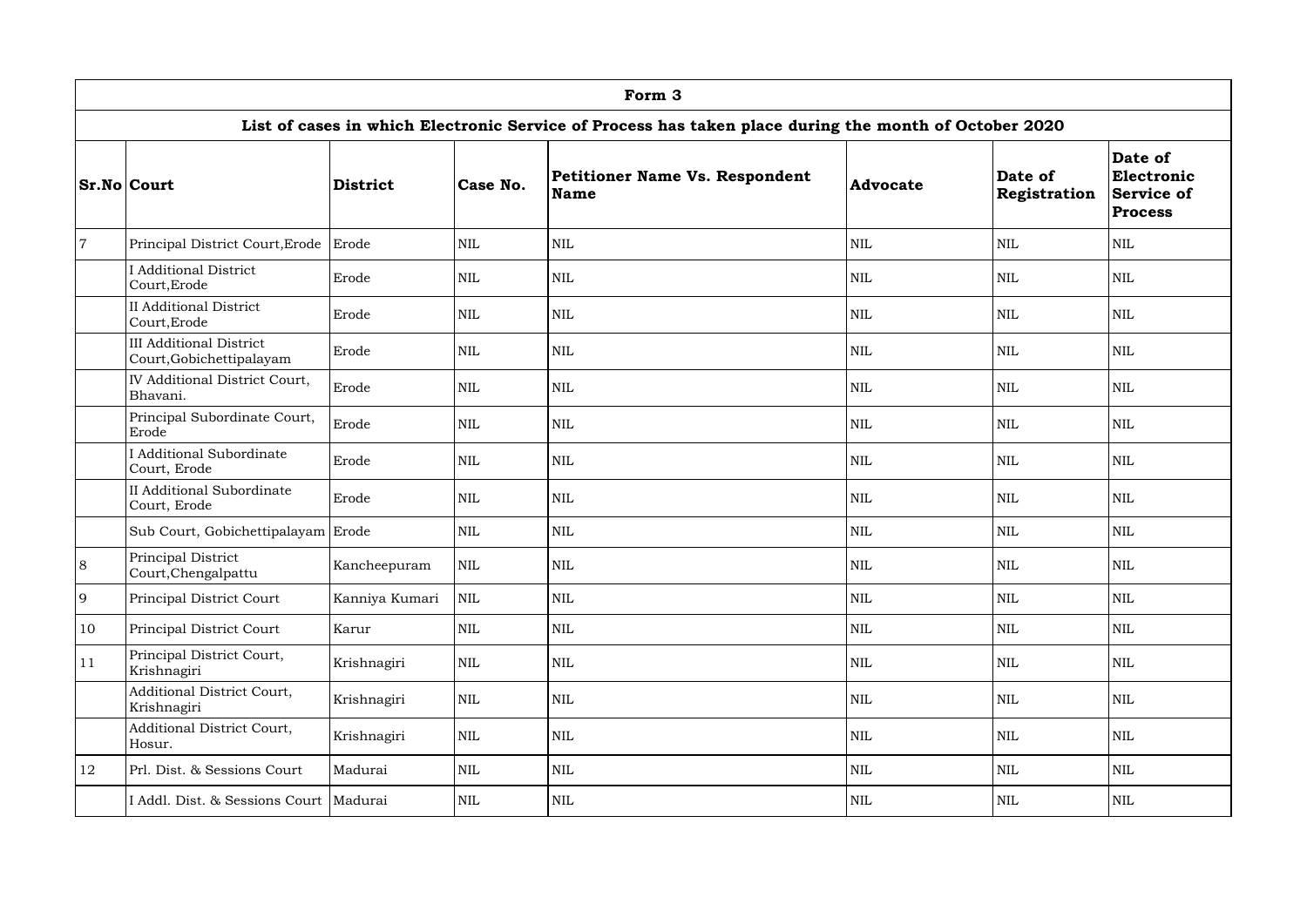| Form 3 | | | | | | | |
|---|---|---|---|---|---|---|---|
| List of cases in which Electronic Service of Process has taken place during the month of October 2020 | | | | | | | |
| **Sr.No** | **Court** | **District** | **Case No.** | **Petitioner Name Vs. Respondent Name** | **Advocate** | **Date of Registration** | **Date of Electronic Service of Process** |
| 7 | Principal District Court,Erode | Erode | NIL | NIL | NIL | NIL | NIL |
| | I Additional District Court,Erode | Erode | NIL | NIL | NIL | NIL | NIL |
| | II Additional District Court,Erode | Erode | NIL | NIL | NIL | NIL | NIL |
| | III Additional District Court,Gobichettipalayam | Erode | NIL | NIL | NIL | NIL | NIL |
| | IV Additional District Court, Bhavani. | Erode | NIL | NIL | NIL | NIL | NIL |
| | Principal Subordinate Court, Erode | Erode | NIL | NIL | NIL | NIL | NIL |
| | I Additional Subordinate Court, Erode | Erode | NIL | NIL | NIL | NIL | NIL |
| | II Additional Subordinate Court, Erode | Erode | NIL | NIL | NIL | NIL | NIL |
| | Sub Court, Gobichettipalayam | Erode | NIL | NIL | NIL | NIL | NIL |
| 8 | Principal District Court,Chengalpattu | Kancheepuram | NIL | NIL | NIL | NIL | NIL |
| 9 | Principal District Court | Kanniya Kumari | NIL | NIL | NIL | NIL | NIL |
| 10 | Principal District Court | Karur | NIL | NIL | NIL | NIL | NIL |
| 11 | Principal District Court, Krishnagiri | Krishnagiri | NIL | NIL | NIL | NIL | NIL |
| | Additional District Court, Krishnagiri | Krishnagiri | NIL | NIL | NIL | NIL | NIL |
| | Additional District Court, Hosur. | Krishnagiri | NIL | NIL | NIL | NIL | NIL |
| 12 | Prl. Dist. & Sessions Court | Madurai | NIL | NIL | NIL | NIL | NIL |
| | I Addl. Dist. & Sessions Court | Madurai | NIL | NIL | NIL | NIL | NIL |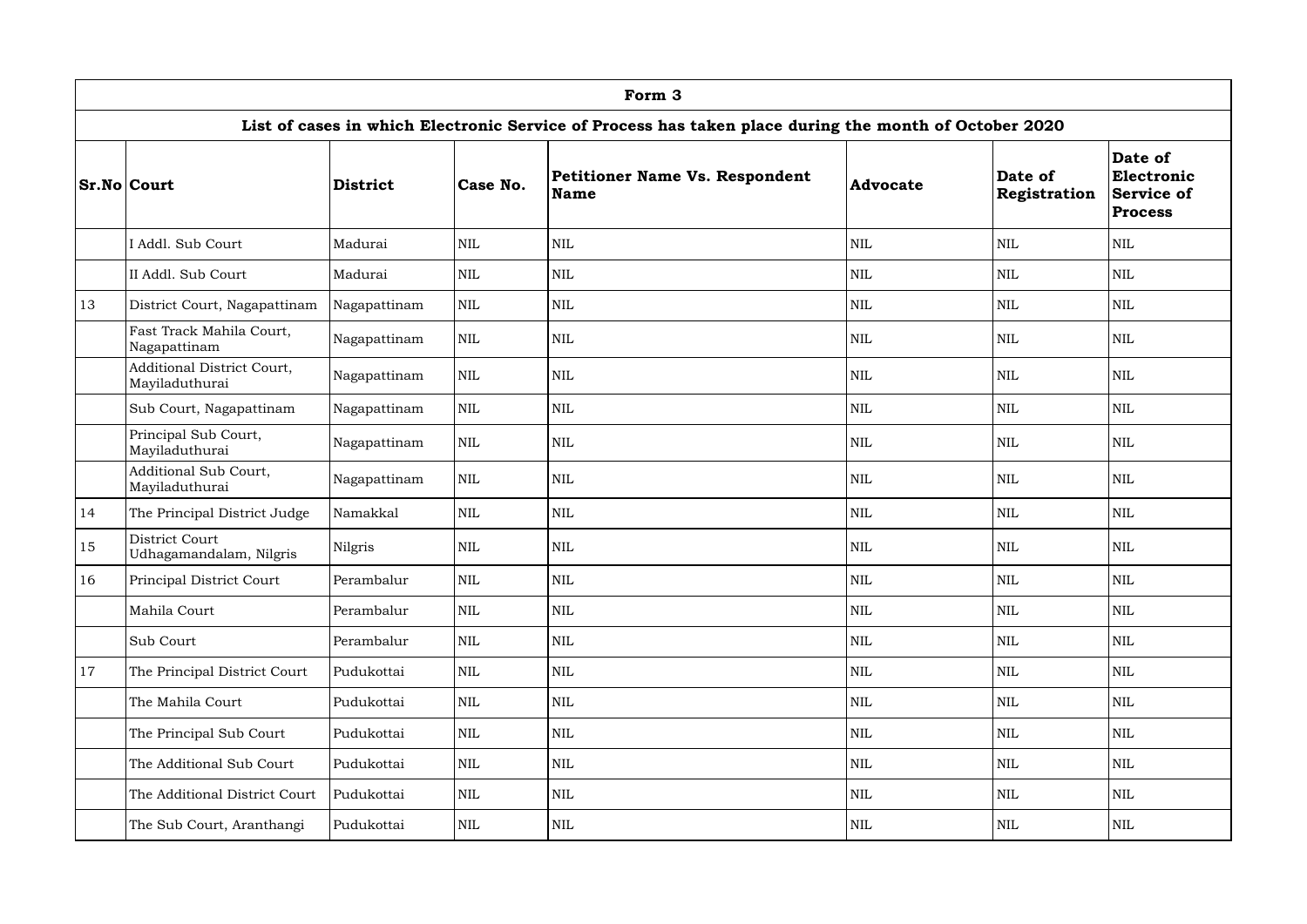| Form 3 | | | | | | | |
|---|---|---|---|---|---|---|---|
| **List of cases in which Electronic Service of Process has taken place during the month of October 2020** | | | | | | | |
| **Sr.No** | **Court** | **District** | **Case No.** | **Petitioner Name Vs. Respondent Name** | **Advocate** | **Date of Registration** | **Date of Electronic Service of Process** |
| | I Addl. Sub Court | Madurai | NIL | NIL | NIL | NIL | NIL |
| | II Addl. Sub Court | Madurai | NIL | NIL | NIL | NIL | NIL |
| 13 | District Court, Nagapattinam | Nagapattinam | NIL | NIL | NIL | NIL | NIL |
| | Fast Track Mahila Court, Nagapattinam | Nagapattinam | NIL | NIL | NIL | NIL | NIL |
| | Additional District Court, Mayiladuthurai | Nagapattinam | NIL | NIL | NIL | NIL | NIL |
| | Sub Court, Nagapattinam | Nagapattinam | NIL | NIL | NIL | NIL | NIL |
| | Principal Sub Court, Mayiladuthurai | Nagapattinam | NIL | NIL | NIL | NIL | NIL |
| | Additional Sub Court, Mayiladuthurai | Nagapattinam | NIL | NIL | NIL | NIL | NIL |
| 14 | The Principal District Judge | Namakkal | NIL | NIL | NIL | NIL | NIL |
| 15 | District Court Udhagamandalam, Nilgris | Nilgris | NIL | NIL | NIL | NIL | NIL |
| 16 | Principal District Court | Perambalur | NIL | NIL | NIL | NIL | NIL |
| | Mahila Court | Perambalur | NIL | NIL | NIL | NIL | NIL |
| | Sub Court | Perambalur | NIL | NIL | NIL | NIL | NIL |
| 17 | The Principal District Court | Pudukottai | NIL | NIL | NIL | NIL | NIL |
| | The Mahila Court | Pudukottai | NIL | NIL | NIL | NIL | NIL |
| | The Principal Sub Court | Pudukottai | NIL | NIL | NIL | NIL | NIL |
| | The Additional Sub Court | Pudukottai | NIL | NIL | NIL | NIL | NIL |
| | The Additional District Court | Pudukottai | NIL | NIL | NIL | NIL | NIL |
| | The Sub Court, Aranthangi | Pudukottai | NIL | NIL | NIL | NIL | NIL |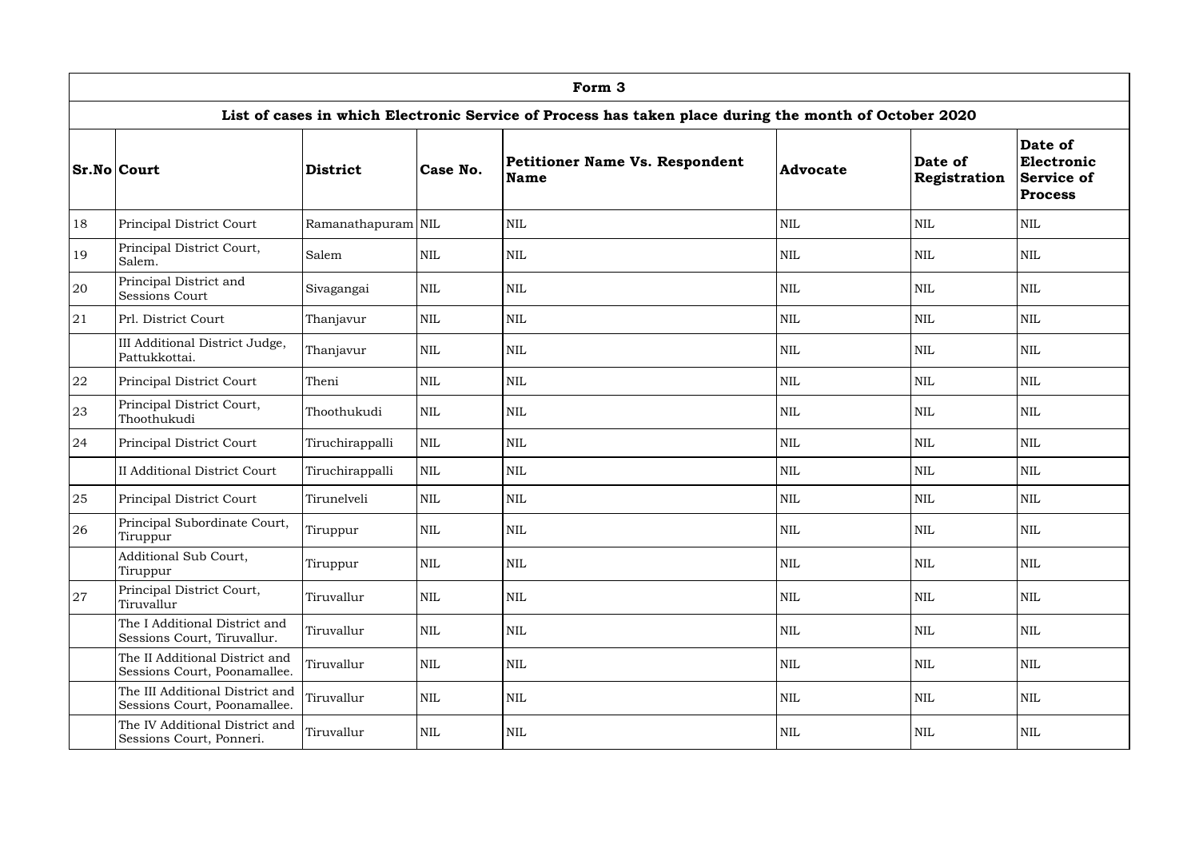# Form 3

## List of cases in which Electronic Service of Process has taken place during the month of October 2020

| Sr.No | Court | District | Case No. | Petitioner Name Vs. Respondent Name | Advocate | Date of Registration | Date of Electronic Service of Process |
|---|---|---|---|---|---|---|---|
| 18 | Principal District Court | Ramanathapuram | NIL | NIL | NIL | NIL | NIL |
| 19 | Principal District Court, Salem. | Salem | NIL | NIL | NIL | NIL | NIL |
| 20 | Principal District and Sessions Court | Sivagangai | NIL | NIL | NIL | NIL | NIL |
| 21 | Prl. District Court | Thanjavur | NIL | NIL | NIL | NIL | NIL |
| | III Additional District Judge, Pattukkottai. | Thanjavur | NIL | NIL | NIL | NIL | NIL |
| 22 | Principal District Court | Theni | NIL | NIL | NIL | NIL | NIL |
| 23 | Principal District Court, Thoothukudi | Thoothukudi | NIL | NIL | NIL | NIL | NIL |
| 24 | Principal District Court | Tiruchirappalli | NIL | NIL | NIL | NIL | NIL |
| | II Additional District Court | Tiruchirappalli | NIL | NIL | NIL | NIL | NIL |
| 25 | Principal District Court | Tirunelveli | NIL | NIL | NIL | NIL | NIL |
| 26 | Principal Subordinate Court, Tiruppur | Tiruppur | NIL | NIL | NIL | NIL | NIL |
| | Additional Sub Court, Tiruppur | Tiruppur | NIL | NIL | NIL | NIL | NIL |
| 27 | Principal District Court, Tiruvallur | Tiruvallur | NIL | NIL | NIL | NIL | NIL |
| | The I Additional District and Sessions Court, Tiruvallur. | Tiruvallur | NIL | NIL | NIL | NIL | NIL |
| | The II Additional District and Sessions Court, Poonamallee. | Tiruvallur | NIL | NIL | NIL | NIL | NIL |
| | The III Additional District and Sessions Court, Poonamallee. | Tiruvallur | NIL | NIL | NIL | NIL | NIL |
| | The IV Additional District and Sessions Court, Ponneri. | Tiruvallur | NIL | NIL | NIL | NIL | NIL |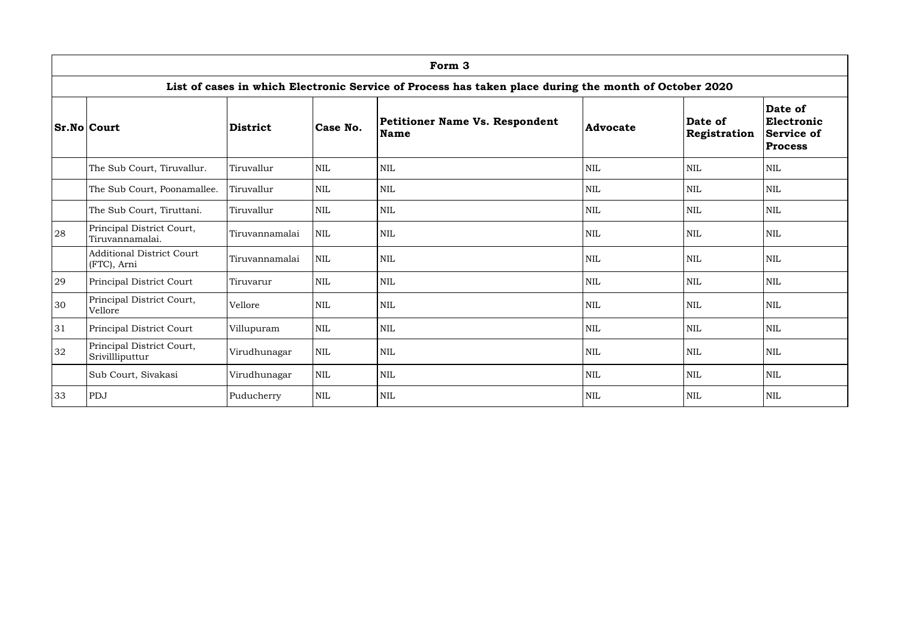| Form 3 | | | | | | | |
|---|---|---|---|---|---|---|---|
| **List of cases in which Electronic Service of Process has taken place during the month of October 2020** | | | | | | | |
| **Sr.No** | **Court** | **District** | **Case No.** | **Petitioner Name Vs. Respondent Name** | **Advocate** | **Date of Registration** | **Date of Electronic Service of Process** |
| | The Sub Court, Tiruvallur. | Tiruvallur | NIL | NIL | NIL | NIL | NIL |
| | The Sub Court, Poonamallee. | Tiruvallur | NIL | NIL | NIL | NIL | NIL |
| | The Sub Court, Tiruttani. | Tiruvallur | NIL | NIL | NIL | NIL | NIL |
| 28 | Principal District Court, Tiruvannamalai. | Tiruvannamalai | NIL | NIL | NIL | NIL | NIL |
| | Additional District Court (FTC), Arni | Tiruvannamalai | NIL | NIL | NIL | NIL | NIL |
| 29 | Principal District Court | Tiruvarur | NIL | NIL | NIL | NIL | NIL |
| 30 | Principal District Court, Vellore | Vellore | NIL | NIL | NIL | NIL | NIL |
| 31 | Principal District Court | Villupuram | NIL | NIL | NIL | NIL | NIL |
| 32 | Principal District Court, Srivillliputtur | Virudhunagar | NIL | NIL | NIL | NIL | NIL |
| | Sub Court, Sivakasi | Virudhunagar | NIL | NIL | NIL | NIL | NIL |
| 33 | PDJ | Puducherry | NIL | NIL | NIL | NIL | NIL |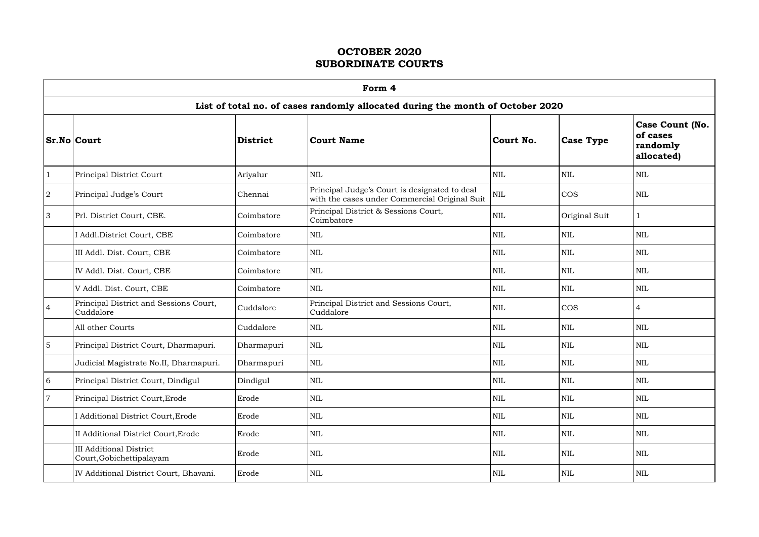# OCTOBER 2020
# SUBORDINATE COURTS

| Form 4 | | | | | | |
|---|---|---|---|---|---|---|
| **List of total no. of cases randomly allocated during the month of October 2020** | | | | | | |
| **Sr.No** | **Court** | **District** | **Court Name** | **Court No.** | **Case Type** | **Case Count (No. of cases randomly allocated)** |
| 1 | Principal District Court | Ariyalur | NIL | NIL | NIL | NIL |
| 2 | Principal Judge's Court | Chennai | Principal Judge's Court is designated to deal with the cases under Commercial Original Suit | NIL | COS | NIL |
| 3 | Prl. District Court, CBE. | Coimbatore | Principal District & Sessions Court, Coimbatore | NIL | Original Suit | 1 |
| | I Addl.District Court, CBE | Coimbatore | NIL | NIL | NIL | NIL |
| | III Addl. Dist. Court, CBE | Coimbatore | NIL | NIL | NIL | NIL |
| | IV Addl. Dist. Court, CBE | Coimbatore | NIL | NIL | NIL | NIL |
| | V Addl. Dist. Court, CBE | Coimbatore | NIL | NIL | NIL | NIL |
| 4 | Principal District and Sessions Court, Cuddalore | Cuddalore | Principal District and Sessions Court, Cuddalore | NIL | COS | 4 |
| | All other Courts | Cuddalore | NIL | NIL | NIL | NIL |
| 5 | Principal District Court, Dharmapuri. | Dharmapuri | NIL | NIL | NIL | NIL |
| | Judicial Magistrate No.II, Dharmapuri. | Dharmapuri | NIL | NIL | NIL | NIL |
| 6 | Principal District Court, Dindigul | Dindigul | NIL | NIL | NIL | NIL |
| 7 | Principal District Court,Erode | Erode | NIL | NIL | NIL | NIL |
| | I Additional District Court,Erode | Erode | NIL | NIL | NIL | NIL |
| | II Additional District Court,Erode | Erode | NIL | NIL | NIL | NIL |
| | III Additional District Court,Gobichettipalayam | Erode | NIL | NIL | NIL | NIL |
| | IV Additional District Court, Bhavani. | Erode | NIL | NIL | NIL | NIL |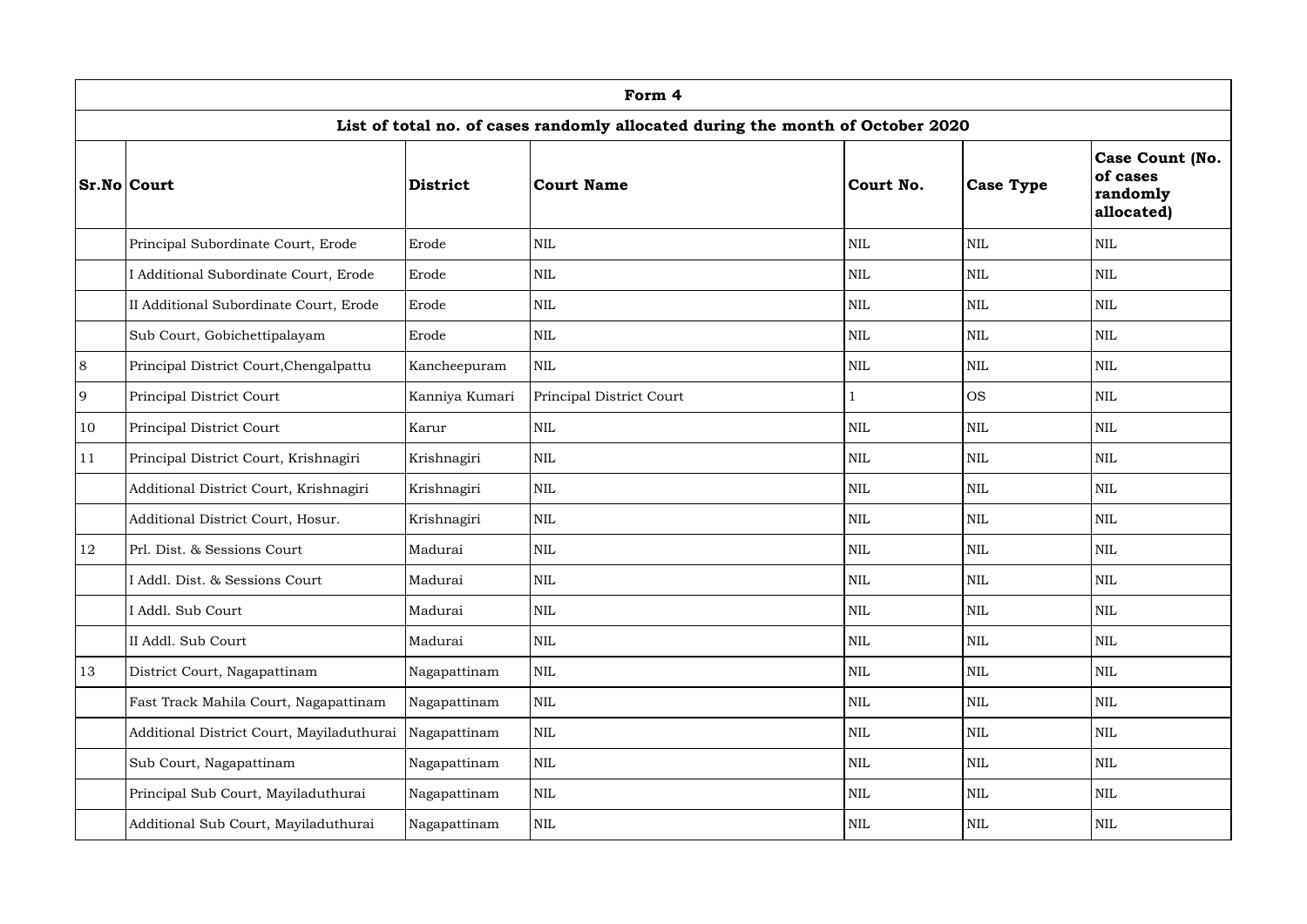| Form 4 | | | | | | |
|---|---|---|---|---|---|---|
| **List of total no. of cases randomly allocated during the month of October 2020** | | | | | | |
| **Sr.No** | **Court** | **District** | **Court Name** | **Court No.** | **Case Type** | **Case Count (No. of cases randomly allocated)** |
| | Principal Subordinate Court, Erode | Erode | NIL | NIL | NIL | NIL |
| | I Additional Subordinate Court, Erode | Erode | NIL | NIL | NIL | NIL |
| | II Additional Subordinate Court, Erode | Erode | NIL | NIL | NIL | NIL |
| | Sub Court, Gobichettipalayam | Erode | NIL | NIL | NIL | NIL |
| 8 | Principal District Court,Chengalpattu | Kancheepuram | NIL | NIL | NIL | NIL |
| 9 | Principal District Court | Kanniya Kumari | Principal District Court | 1 | OS | NIL |
| 10 | Principal District Court | Karur | NIL | NIL | NIL | NIL |
| 11 | Principal District Court, Krishnagiri | Krishnagiri | NIL | NIL | NIL | NIL |
| | Additional District Court, Krishnagiri | Krishnagiri | NIL | NIL | NIL | NIL |
| | Additional District Court, Hosur. | Krishnagiri | NIL | NIL | NIL | NIL |
| 12 | Prl. Dist. & Sessions Court | Madurai | NIL | NIL | NIL | NIL |
| | I Addl. Dist. & Sessions Court | Madurai | NIL | NIL | NIL | NIL |
| | I Addl. Sub Court | Madurai | NIL | NIL | NIL | NIL |
| | II Addl. Sub Court | Madurai | NIL | NIL | NIL | NIL |
| 13 | District Court, Nagapattinam | Nagapattinam | NIL | NIL | NIL | NIL |
| | Fast Track Mahila Court, Nagapattinam | Nagapattinam | NIL | NIL | NIL | NIL |
| | Additional District Court, Mayiladuthurai | Nagapattinam | NIL | NIL | NIL | NIL |
| | Sub Court, Nagapattinam | Nagapattinam | NIL | NIL | NIL | NIL |
| | Principal Sub Court, Mayiladuthurai | Nagapattinam | NIL | NIL | NIL | NIL |
| | Additional Sub Court, Mayiladuthurai | Nagapattinam | NIL | NIL | NIL | NIL |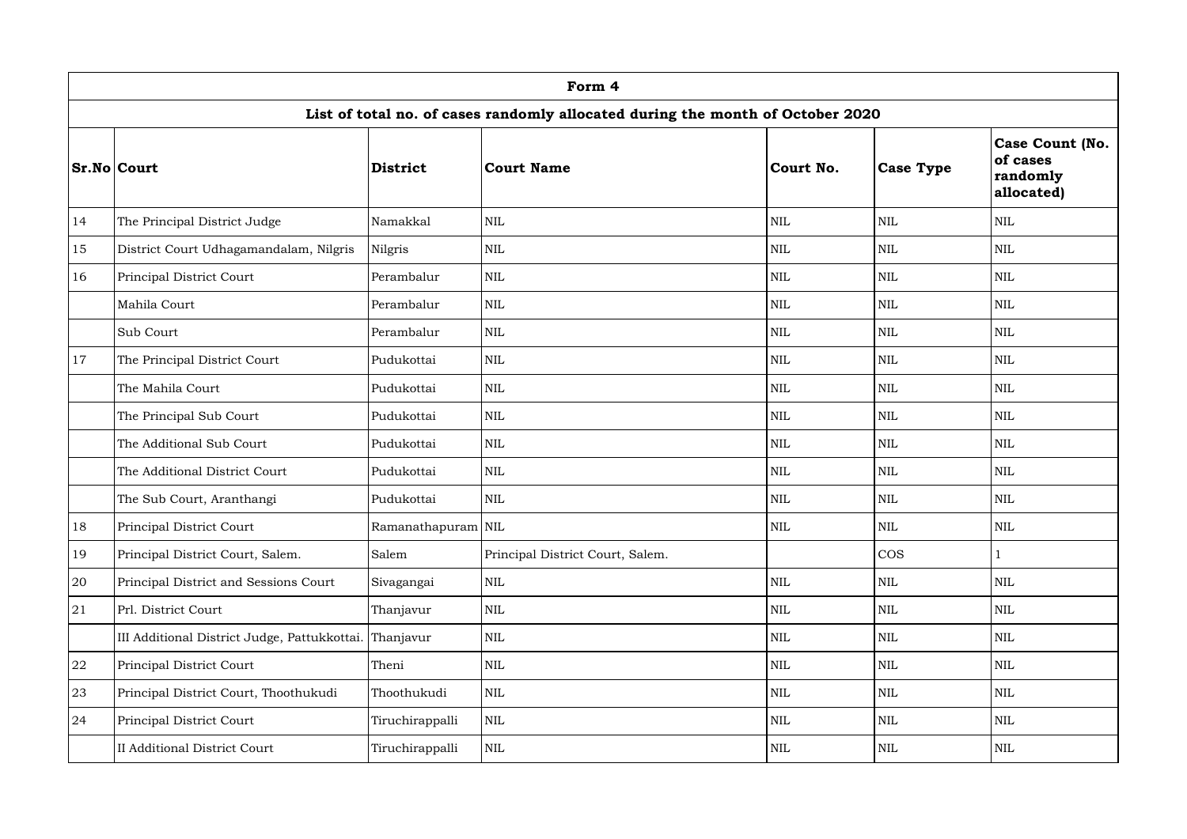| Form 4 | | | | | | |
|---|---|---|---|---|---|---|
| **List of total no. of cases randomly allocated during the month of October 2020** | | | | | | |
| **Sr.No** | **Court** | **District** | **Court Name** | **Court No.** | **Case Type** | **Case Count (No. of cases randomly allocated)** |
| 14 | The Principal District Judge | Namakkal | NIL | NIL | NIL | NIL |
| 15 | District Court Udhagamandalam, Nilgris | Nilgris | NIL | NIL | NIL | NIL |
| 16 | Principal District Court | Perambalur | NIL | NIL | NIL | NIL |
| | Mahila Court | Perambalur | NIL | NIL | NIL | NIL |
| | Sub Court | Perambalur | NIL | NIL | NIL | NIL |
| 17 | The Principal District Court | Pudukottai | NIL | NIL | NIL | NIL |
| | The Mahila Court | Pudukottai | NIL | NIL | NIL | NIL |
| | The Principal Sub Court | Pudukottai | NIL | NIL | NIL | NIL |
| | The Additional Sub Court | Pudukottai | NIL | NIL | NIL | NIL |
| | The Additional District Court | Pudukottai | NIL | NIL | NIL | NIL |
| | The Sub Court, Aranthangi | Pudukottai | NIL | NIL | NIL | NIL |
| 18 | Principal District Court | Ramanathapuram | NIL | NIL | NIL | NIL |
| 19 | Principal District Court, Salem. | Salem | Principal District Court, Salem. | | COS | 1 |
| 20 | Principal District and Sessions Court | Sivagangai | NIL | NIL | NIL | NIL |
| 21 | Prl. District Court | Thanjavur | NIL | NIL | NIL | NIL |
| | III Additional District Judge, Pattukkottai. | Thanjavur | NIL | NIL | NIL | NIL |
| 22 | Principal District Court | Theni | NIL | NIL | NIL | NIL |
| 23 | Principal District Court, Thoothukudi | Thoothukudi | NIL | NIL | NIL | NIL |
| 24 | Principal District Court | Tiruchirappalli | NIL | NIL | NIL | NIL |
| | II Additional District Court | Tiruchirappalli | NIL | NIL | NIL | NIL |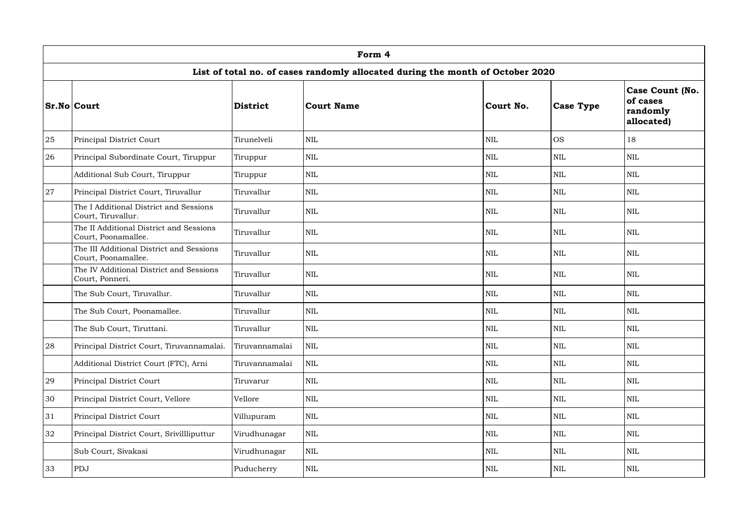| Form 4 | | | | | | |
|---|---|---|---|---|---|---|
| **List of total no. of cases randomly allocated during the month of October 2020** | | | | | | |
| **Sr.No** | **Court** | **District** | **Court Name** | **Court No.** | **Case Type** | **Case Count (No. of cases randomly allocated)** |
| 25 | Principal District Court | Tirunelveli | NIL | NIL | OS | 18 |
| 26 | Principal Subordinate Court, Tiruppur | Tiruppur | NIL | NIL | NIL | NIL |
| | Additional Sub Court, Tiruppur | Tiruppur | NIL | NIL | NIL | NIL |
| 27 | Principal District Court, Tiruvallur | Tiruvallur | NIL | NIL | NIL | NIL |
| | The I Additional District and Sessions Court, Tiruvallur. | Tiruvallur | NIL | NIL | NIL | NIL |
| | The II Additional District and Sessions Court, Poonamallee. | Tiruvallur | NIL | NIL | NIL | NIL |
| | The III Additional District and Sessions Court, Poonamallee. | Tiruvallur | NIL | NIL | NIL | NIL |
| | The IV Additional District and Sessions Court, Ponneri. | Tiruvallur | NIL | NIL | NIL | NIL |
| | The Sub Court, Tiruvallur. | Tiruvallur | NIL | NIL | NIL | NIL |
| | The Sub Court, Poonamallee. | Tiruvallur | NIL | NIL | NIL | NIL |
| | The Sub Court, Tiruttani. | Tiruvallur | NIL | NIL | NIL | NIL |
| 28 | Principal District Court, Tiruvannamalai. | Tiruvannamalai | NIL | NIL | NIL | NIL |
| | Additional District Court (FTC), Arni | Tiruvannamalai | NIL | NIL | NIL | NIL |
| 29 | Principal District Court | Tiruvarur | NIL | NIL | NIL | NIL |
| 30 | Principal District Court, Vellore | Vellore | NIL | NIL | NIL | NIL |
| 31 | Principal District Court | Villupuram | NIL | NIL | NIL | NIL |
| 32 | Principal District Court, Srivillliputtur | Virudhunagar | NIL | NIL | NIL | NIL |
| | Sub Court, Sivakasi | Virudhunagar | NIL | NIL | NIL | NIL |
| 33 | PDJ | Puducherry | NIL | NIL | NIL | NIL |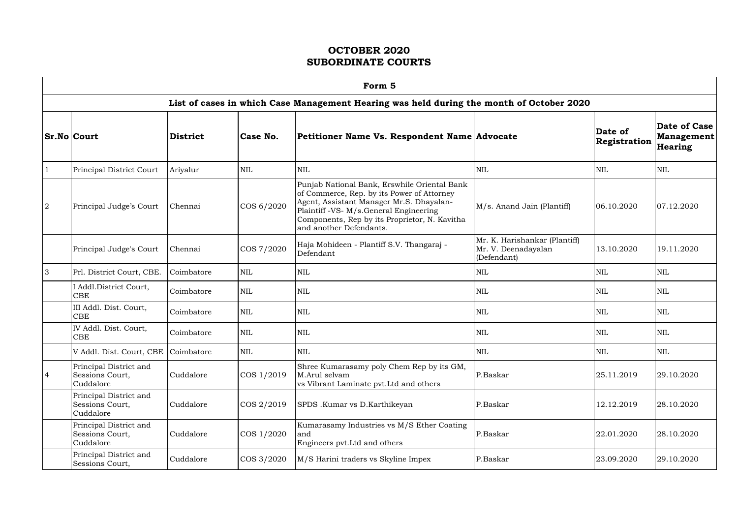# OCTOBER 2020
# SUBORDINATE COURTS

| Form 5 | | | | | | | |
|---|---|---|---|---|---|---|---|
| **List of cases in which Case Management Hearing was held during the month of October 2020** | | | | | | | |
| **Sr.No** | **Court** | **District** | **Case No.** | **Petitioner Name Vs. Respondent Name** | **Advocate** | **Date of Registration** | **Date of Case Management Hearing** |
| 1 | Principal District Court | Ariyalur | NIL | NIL | NIL | NIL | NIL |
| 2 | Principal Judge's Court | Chennai | COS 6/2020 | Punjab National Bank, Erswhile Oriental Bank of Commerce, Rep. by its Power of Attorney Agent, Assistant Manager Mr.S. Dhayalan-Plaintiff -VS- M/s.General Engineering Components, Rep by its Proprietor, N. Kavitha and another Defendants. | M/s. Anand Jain (Plantiff) | 06.10.2020 | 07.12.2020 |
| | Principal Judge's Court | Chennai | COS 7/2020 | Haja Mohideen - Plantiff S.V. Thangaraj - Defendant | Mr. K. Harishankar (Plantiff) Mr. V. Deenadayalan (Defendant) | 13.10.2020 | 19.11.2020 |
| 3 | Prl. District Court, CBE. | Coimbatore | NIL | NIL | NIL | NIL | NIL |
| | I Addl.District Court, CBE | Coimbatore | NIL | NIL | NIL | NIL | NIL |
| | III Addl. Dist. Court, CBE | Coimbatore | NIL | NIL | NIL | NIL | NIL |
| | IV Addl. Dist. Court, CBE | Coimbatore | NIL | NIL | NIL | NIL | NIL |
| | V Addl. Dist. Court, CBE | Coimbatore | NIL | NIL | NIL | NIL | NIL |
| 4 | Principal District and Sessions Court, Cuddalore | Cuddalore | COS 1/2019 | Shree Kumarasamy poly Chem Rep by its GM, M.Arul selvam vs Vibrant Laminate pvt.Ltd and others | P.Baskar | 25.11.2019 | 29.10.2020 |
| | Principal District and Sessions Court, Cuddalore | Cuddalore | COS 2/2019 | SPDS .Kumar vs D.Karthikeyan | P.Baskar | 12.12.2019 | 28.10.2020 |
| | Principal District and Sessions Court, Cuddalore | Cuddalore | COS 1/2020 | Kumarasamy Industries vs M/S Ether Coating and Engineers pvt.Ltd and others | P.Baskar | 22.01.2020 | 28.10.2020 |
| | Principal District and Sessions Court, | Cuddalore | COS 3/2020 | M/S Harini traders vs Skyline Impex | P.Baskar | 23.09.2020 | 29.10.2020 |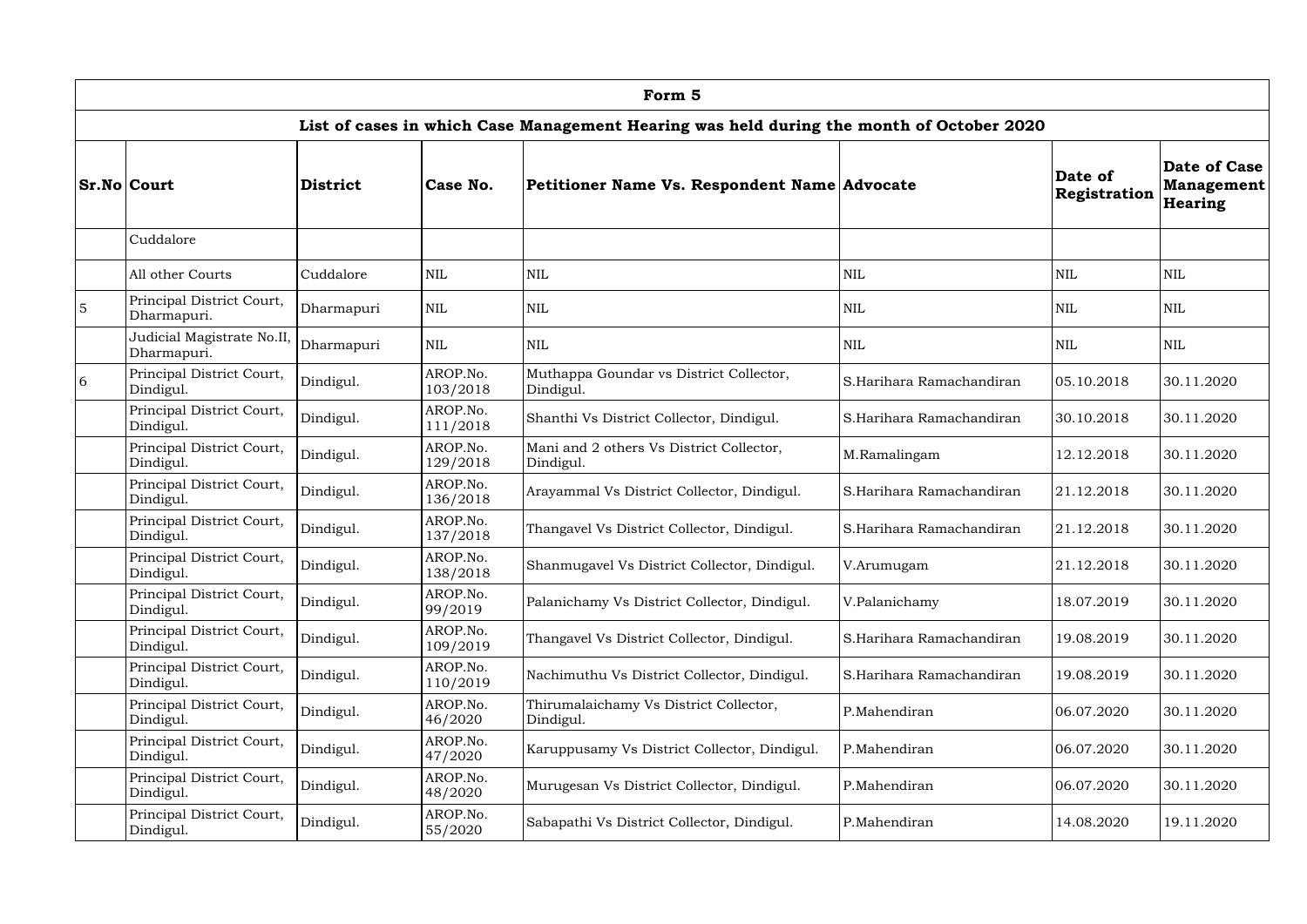| Form 5 | | | | | | | |
|---|---|---|---|---|---|---|---|
| List of cases in which Case Management Hearing was held during the month of October 2020 | | | | | | | |
| **Sr.No** | **Court** | **District** | **Case No.** | **Petitioner Name Vs. Respondent Name** | **Advocate** | **Date of Registration** | **Date of Case Management Hearing** |
| | Cuddalore | | | | | | |
| | All other Courts | Cuddalore | NIL | NIL | NIL | NIL | NIL |
| 5 | Principal District Court, Dharmapuri. | Dharmapuri | NIL | NIL | NIL | NIL | NIL |
| | Judicial Magistrate No.II, Dharmapuri. | Dharmapuri | NIL | NIL | NIL | NIL | NIL |
| 6 | Principal District Court, Dindigul. | Dindigul. | AROP.No. 103/2018 | Muthappa Goundar vs District Collector, Dindigul. | S.Harihara Ramachandiran | 05.10.2018 | 30.11.2020 |
| | Principal District Court, Dindigul. | Dindigul. | AROP.No. 111/2018 | Shanthi Vs District Collector, Dindigul. | S.Harihara Ramachandiran | 30.10.2018 | 30.11.2020 |
| | Principal District Court, Dindigul. | Dindigul. | AROP.No. 129/2018 | Mani and 2 others Vs District Collector, Dindigul. | M.Ramalingam | 12.12.2018 | 30.11.2020 |
| | Principal District Court, Dindigul. | Dindigul. | AROP.No. 136/2018 | Arayammal Vs District Collector, Dindigul. | S.Harihara Ramachandiran | 21.12.2018 | 30.11.2020 |
| | Principal District Court, Dindigul. | Dindigul. | AROP.No. 137/2018 | Thangavel Vs District Collector, Dindigul. | S.Harihara Ramachandiran | 21.12.2018 | 30.11.2020 |
| | Principal District Court, Dindigul. | Dindigul. | AROP.No. 138/2018 | Shanmugavel Vs District Collector, Dindigul. | V.Arumugam | 21.12.2018 | 30.11.2020 |
| | Principal District Court, Dindigul. | Dindigul. | AROP.No. 99/2019 | Palanichamy Vs District Collector, Dindigul. | V.Palanichamy | 18.07.2019 | 30.11.2020 |
| | Principal District Court, Dindigul. | Dindigul. | AROP.No. 109/2019 | Thangavel Vs District Collector, Dindigul. | S.Harihara Ramachandiran | 19.08.2019 | 30.11.2020 |
| | Principal District Court, Dindigul. | Dindigul. | AROP.No. 110/2019 | Nachimuthu Vs District Collector, Dindigul. | S.Harihara Ramachandiran | 19.08.2019 | 30.11.2020 |
| | Principal District Court, Dindigul. | Dindigul. | AROP.No. 46/2020 | Thirumalaichamy Vs District Collector, Dindigul. | P.Mahendiran | 06.07.2020 | 30.11.2020 |
| | Principal District Court, Dindigul. | Dindigul. | AROP.No. 47/2020 | Karuppusamy Vs District Collector, Dindigul. | P.Mahendiran | 06.07.2020 | 30.11.2020 |
| | Principal District Court, Dindigul. | Dindigul. | AROP.No. 48/2020 | Murugesan Vs District Collector, Dindigul. | P.Mahendiran | 06.07.2020 | 30.11.2020 |
| | Principal District Court, Dindigul. | Dindigul. | AROP.No. 55/2020 | Sabapathi Vs District Collector, Dindigul. | P.Mahendiran | 14.08.2020 | 19.11.2020 |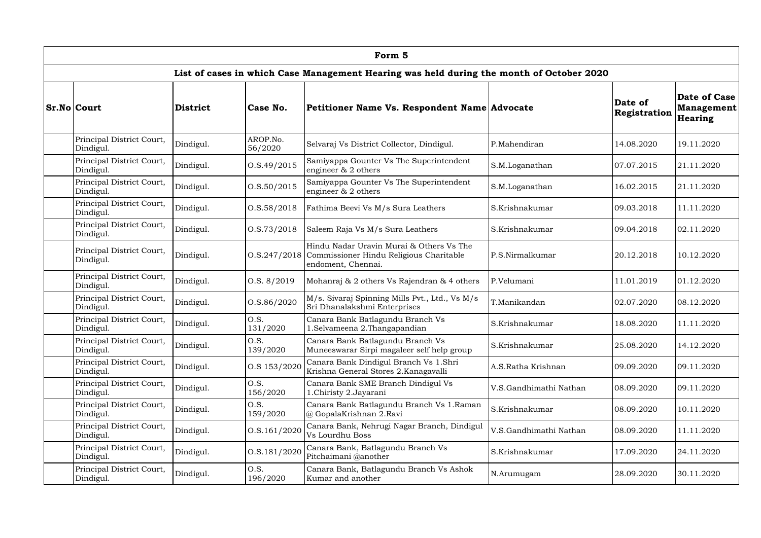| Form 5 | | | | | | | |
|---|---|---|---|---|---|---|---|
| **List of cases in which Case Management Hearing was held during the month of October 2020** | | | | | | | |
| **Sr.No** | **Court** | **District** | **Case No.** | **Petitioner Name Vs. Respondent Name** | **Advocate** | **Date of Registration** | **Date of Case Management Hearing** |
| | Principal District Court, Dindigul. | Dindigul. | AROP.No. 56/2020 | Selvaraj Vs District Collector, Dindigul. | P.Mahendiran | 14.08.2020 | 19.11.2020 |
| | Principal District Court, Dindigul. | Dindigul. | O.S.49/2015 | Samiyappa Gounter Vs The Superintendent engineer & 2 others | S.M.Loganathan | 07.07.2015 | 21.11.2020 |
| | Principal District Court, Dindigul. | Dindigul. | O.S.50/2015 | Samiyappa Gounter Vs The Superintendent engineer & 2 others | S.M.Loganathan | 16.02.2015 | 21.11.2020 |
| | Principal District Court, Dindigul. | Dindigul. | O.S.58/2018 | Fathima Beevi Vs M/s Sura Leathers | S.Krishnakumar | 09.03.2018 | 11.11.2020 |
| | Principal District Court, Dindigul. | Dindigul. | O.S.73/2018 | Saleem Raja Vs M/s Sura Leathers | S.Krishnakumar | 09.04.2018 | 02.11.2020 |
| | Principal District Court, Dindigul. | Dindigul. | O.S.247/2018 | Hindu Nadar Uravin Murai & Others Vs The Commissioner Hindu Religious Charitable endoment, Chennai. | P.S.Nirmalkumar | 20.12.2018 | 10.12.2020 |
| | Principal District Court, Dindigul. | Dindigul. | O.S. 8/2019 | Mohanraj & 2 others Vs Rajendran & 4 others | P.Velumani | 11.01.2019 | 01.12.2020 |
| | Principal District Court, Dindigul. | Dindigul. | O.S.86/2020 | M/s. Sivaraj Spinning Mills Pvt., Ltd., Vs M/s Sri Dhanalakshmi Enterprises | T.Manikandan | 02.07.2020 | 08.12.2020 |
| | Principal District Court, Dindigul. | Dindigul. | O.S. 131/2020 | Canara Bank Batlagundu Branch Vs 1.Selvameena 2.Thangapandian | S.Krishnakumar | 18.08.2020 | 11.11.2020 |
| | Principal District Court, Dindigul. | Dindigul. | O.S. 139/2020 | Canara Bank Batlagundu Branch Vs Muneeswarar Sirpi magaleer self help group | S.Krishnakumar | 25.08.2020 | 14.12.2020 |
| | Principal District Court, Dindigul. | Dindigul. | O.S 153/2020 | Canara Bank Dindigul Branch Vs 1.Shri Krishna General Stores 2.Kanagavalli | A.S.Ratha Krishnan | 09.09.2020 | 09.11.2020 |
| | Principal District Court, Dindigul. | Dindigul. | O.S. 156/2020 | Canara Bank SME Branch Dindigul Vs 1.Chiristy 2.Jayarani | V.S.Gandhimathi Nathan | 08.09.2020 | 09.11.2020 |
| | Principal District Court, Dindigul. | Dindigul. | O.S. 159/2020 | Canara Bank Batlagundu Branch Vs 1.Raman @ GopalaKrishnan 2.Ravi | S.Krishnakumar | 08.09.2020 | 10.11.2020 |
| | Principal District Court, Dindigul. | Dindigul. | O.S.161/2020 | Canara Bank, Nehrugi Nagar Branch, Dindigul Vs Lourdhu Boss | V.S.Gandhimathi Nathan | 08.09.2020 | 11.11.2020 |
| | Principal District Court, Dindigul. | Dindigul. | O.S.181/2020 | Canara Bank, Batlagundu Branch Vs Pitchaimani @another | S.Krishnakumar | 17.09.2020 | 24.11.2020 |
| | Principal District Court, Dindigul. | Dindigul. | O.S. 196/2020 | Canara Bank, Batlagundu Branch Vs Ashok Kumar and another | N.Arumugam | 28.09.2020 | 30.11.2020 |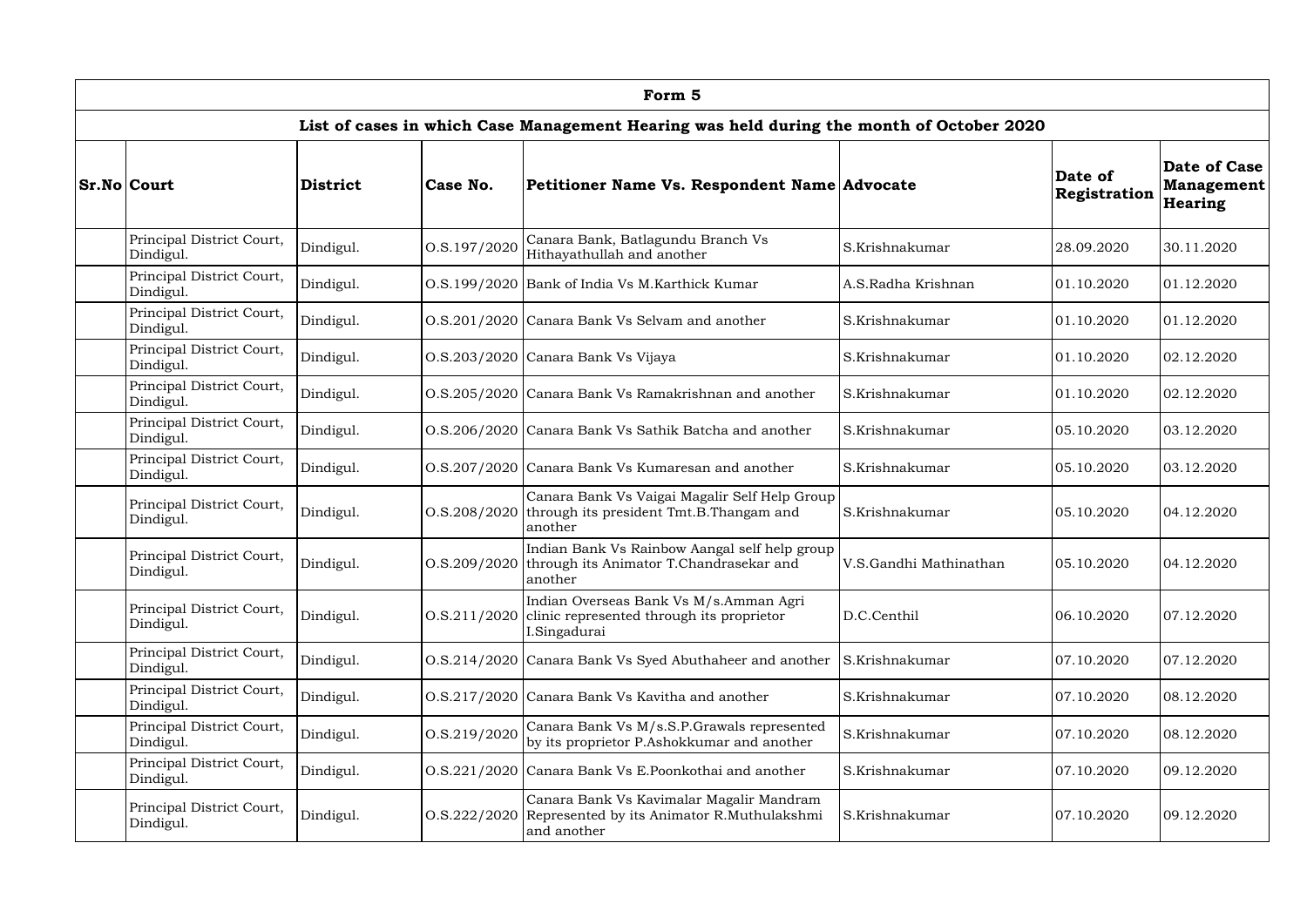| Form 5 | | | | | | | |
|---|---|---|---|---|---|---|---|
| **List of cases in which Case Management Hearing was held during the month of October 2020** | | | | | | | |
| **Sr.No** | **Court** | **District** | **Case No.** | **Petitioner Name Vs. Respondent Name** | **Advocate** | **Date of Registration** | **Date of Case Management Hearing** |
| | Principal District Court, Dindigul. | Dindigul. | O.S.197/2020 | Canara Bank, Batlagundu Branch Vs Hithayathullah and another | S.Krishnakumar | 28.09.2020 | 30.11.2020 |
| | Principal District Court, Dindigul. | Dindigul. | O.S.199/2020 | Bank of India Vs M.Karthick Kumar | A.S.Radha Krishnan | 01.10.2020 | 01.12.2020 |
| | Principal District Court, Dindigul. | Dindigul. | O.S.201/2020 | Canara Bank Vs Selvam and another | S.Krishnakumar | 01.10.2020 | 01.12.2020 |
| | Principal District Court, Dindigul. | Dindigul. | O.S.203/2020 | Canara Bank Vs Vijaya | S.Krishnakumar | 01.10.2020 | 02.12.2020 |
| | Principal District Court, Dindigul. | Dindigul. | O.S.205/2020 | Canara Bank Vs Ramakrishnan and another | S.Krishnakumar | 01.10.2020 | 02.12.2020 |
| | Principal District Court, Dindigul. | Dindigul. | O.S.206/2020 | Canara Bank Vs Sathik Batcha and another | S.Krishnakumar | 05.10.2020 | 03.12.2020 |
| | Principal District Court, Dindigul. | Dindigul. | O.S.207/2020 | Canara Bank Vs Kumaresan and another | S.Krishnakumar | 05.10.2020 | 03.12.2020 |
| | Principal District Court, Dindigul. | Dindigul. | O.S.208/2020 | Canara Bank Vs Vaigai Magalir Self Help Group through its president Tmt.B.Thangam and another | S.Krishnakumar | 05.10.2020 | 04.12.2020 |
| | Principal District Court, Dindigul. | Dindigul. | O.S.209/2020 | Indian Bank Vs Rainbow Aangal self help group through its Animator T.Chandrasekar and another | V.S.Gandhi Mathinathan | 05.10.2020 | 04.12.2020 |
| | Principal District Court, Dindigul. | Dindigul. | O.S.211/2020 | Indian Overseas Bank Vs M/s.Amman Agri clinic represented through its proprietor I.Singadurai | D.C.Centhil | 06.10.2020 | 07.12.2020 |
| | Principal District Court, Dindigul. | Dindigul. | O.S.214/2020 | Canara Bank Vs Syed Abuthaheer and another | S.Krishnakumar | 07.10.2020 | 07.12.2020 |
| | Principal District Court, Dindigul. | Dindigul. | O.S.217/2020 | Canara Bank Vs Kavitha and another | S.Krishnakumar | 07.10.2020 | 08.12.2020 |
| | Principal District Court, Dindigul. | Dindigul. | O.S.219/2020 | Canara Bank Vs M/s.S.P.Grawals represented by its proprietor P.Ashokkumar and another | S.Krishnakumar | 07.10.2020 | 08.12.2020 |
| | Principal District Court, Dindigul. | Dindigul. | O.S.221/2020 | Canara Bank Vs E.Poonkothai and another | S.Krishnakumar | 07.10.2020 | 09.12.2020 |
| | Principal District Court, Dindigul. | Dindigul. | O.S.222/2020 | Canara Bank Vs Kavimalar Magalir Mandram Represented by its Animator R.Muthulakshmi and another | S.Krishnakumar | 07.10.2020 | 09.12.2020 |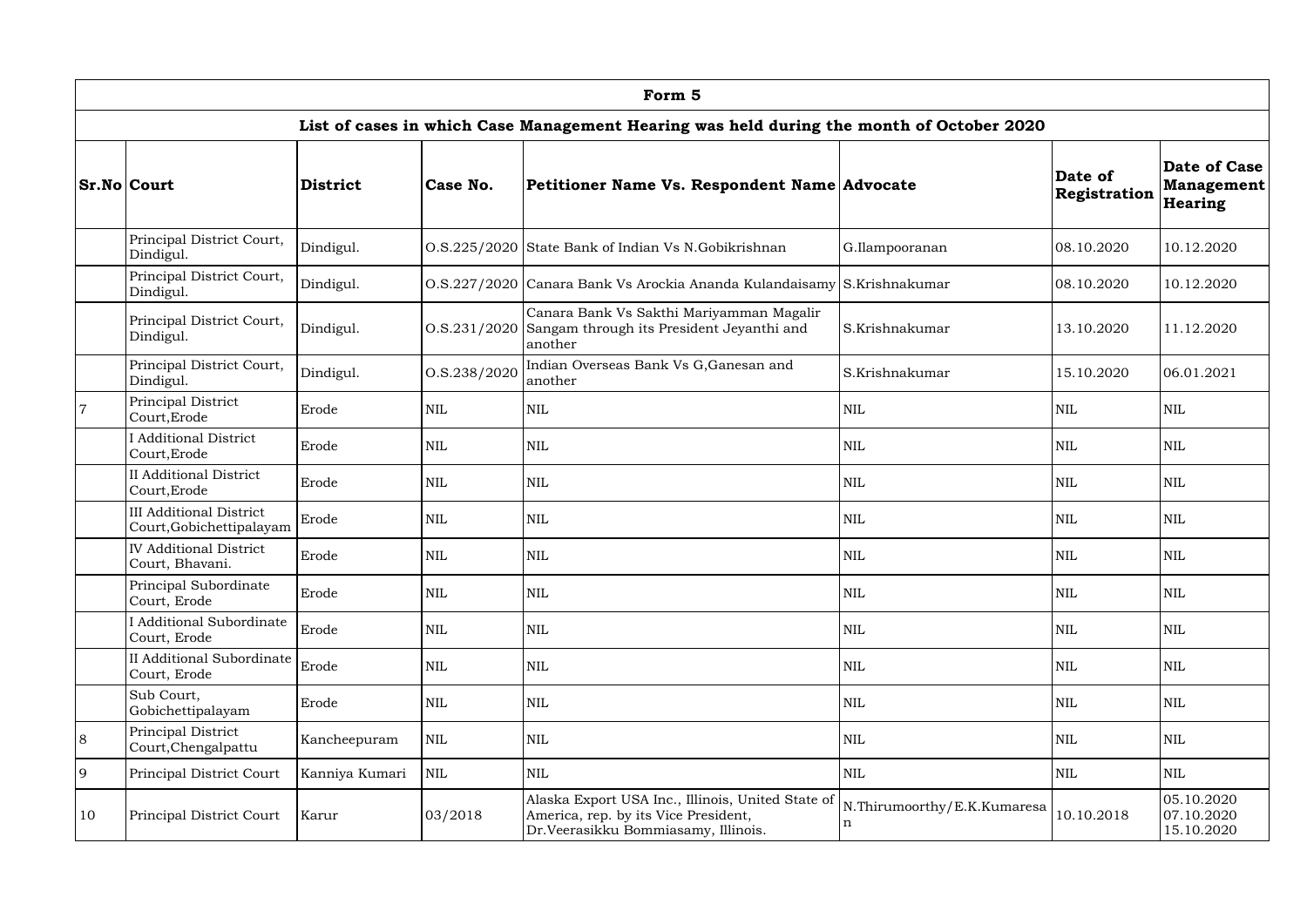| Form 5 | | | | | | | |
|---|---|---|---|---|---|---|---|
| **List of cases in which Case Management Hearing was held during the month of October 2020** | | | | | | | |
| **Sr.No** | **Court** | **District** | **Case No.** | **Petitioner Name Vs. Respondent Name** | **Advocate** | **Date of Registration** | **Date of Case Management Hearing** |
| | Principal District Court, Dindigul. | Dindigul. | O.S.225/2020 | State Bank of Indian Vs N.Gobikrishnan | G.Ilampooranan | 08.10.2020 | 10.12.2020 |
| | Principal District Court, Dindigul. | Dindigul. | O.S.227/2020 | Canara Bank Vs Arockia Ananda Kulandaisamy | S.Krishnakumar | 08.10.2020 | 10.12.2020 |
| | Principal District Court, Dindigul. | Dindigul. | O.S.231/2020 | Canara Bank Vs Sakthi Mariyamman Magalir Sangam through its President Jeyanthi and another | S.Krishnakumar | 13.10.2020 | 11.12.2020 |
| | Principal District Court, Dindigul. | Dindigul. | O.S.238/2020 | Indian Overseas Bank Vs G,Ganesan and another | S.Krishnakumar | 15.10.2020 | 06.01.2021 |
| 7 | Principal District Court,Erode | Erode | NIL | NIL | NIL | NIL | NIL |
| | I Additional District Court,Erode | Erode | NIL | NIL | NIL | NIL | NIL |
| | II Additional District Court,Erode | Erode | NIL | NIL | NIL | NIL | NIL |
| | III Additional District Court,Gobichettipalayam | Erode | NIL | NIL | NIL | NIL | NIL |
| | IV Additional District Court, Bhavani. | Erode | NIL | NIL | NIL | NIL | NIL |
| | Principal Subordinate Court, Erode | Erode | NIL | NIL | NIL | NIL | NIL |
| | I Additional Subordinate Court, Erode | Erode | NIL | NIL | NIL | NIL | NIL |
| | II Additional Subordinate Court, Erode | Erode | NIL | NIL | NIL | NIL | NIL |
| | Sub Court, Gobichettipalayam | Erode | NIL | NIL | NIL | NIL | NIL |
| 8 | Principal District Court,Chengalpattu | Kancheepuram | NIL | NIL | NIL | NIL | NIL |
| 9 | Principal District Court | Kanniya Kumari | NIL | NIL | NIL | NIL | NIL |
| 10 | Principal District Court | Karur | 03/2018 | Alaska Export USA Inc., Illinois, United State of America, rep. by its Vice President, Dr.Veerasikku Bommiasamy, Illinois. | N.Thirumoorthy/E.K.Kumaresan | 10.10.2018 | 05.10.2020 07.10.2020 15.10.2020 |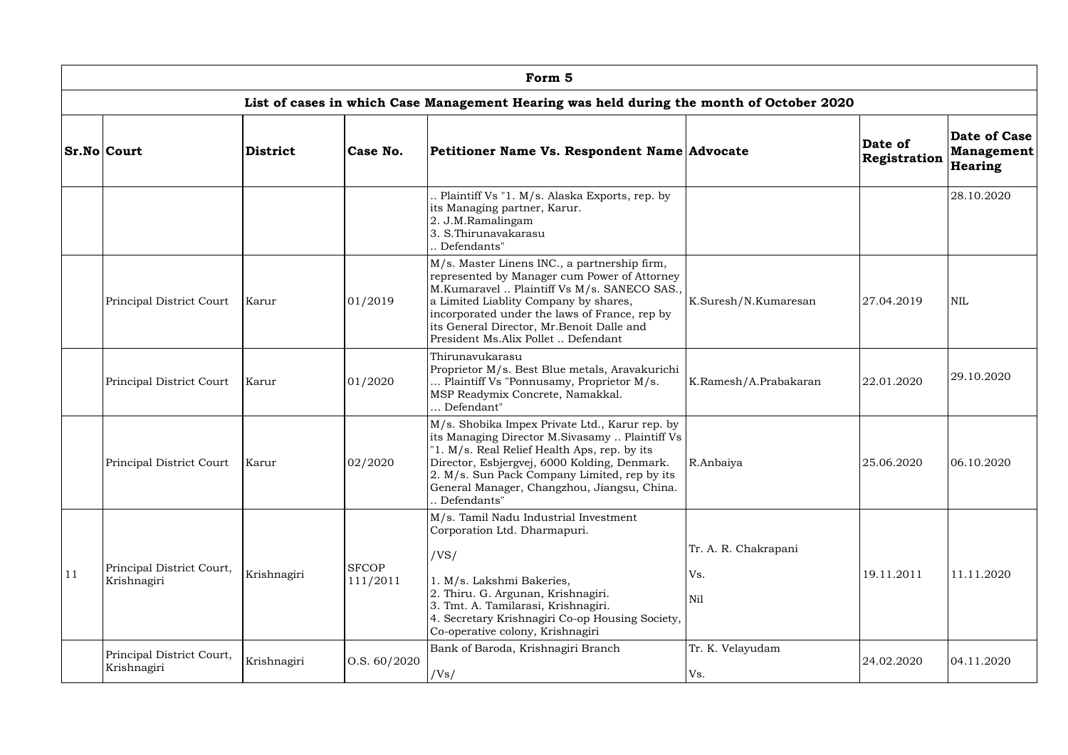| Form 5 | | | | | | | |
|---|---|---|---|---|---|---|---|
| **List of cases in which Case Management Hearing was held during the month of October 2020** | | | | | | | |
| **Sr.No** | **Court** | **District** | **Case No.** | **Petitioner Name Vs. Respondent Name** | **Advocate** | **Date of Registration** | **Date of Case Management Hearing** |
| | | | | .. Plaintiff Vs "1. M/s. Alaska Exports, rep. by its Managing partner, Karur.<br>2. J.M.Ramalingam<br>3. S.Thirunavakarasu<br>.. Defendants" | | | 28.10.2020 |
| | Principal District Court | Karur | 01/2019 | M/s. Master Linens INC., a partnership firm, represented by Manager cum Power of Attorney M.Kumaravel .. Plaintiff Vs M/s. SANECO SAS., a Limited Liablity Company by shares, incorporated under the laws of France, rep by its General Director, Mr.Benoit Dalle and President Ms.Alix Pollet .. Defendant | K.Suresh/N.Kumaresan | 27.04.2019 | NIL |
| | Principal District Court | Karur | 01/2020 | Thirunavukarasu<br>Proprietor M/s. Best Blue metals, Aravakurichi ... Plaintiff Vs "Ponnusamy, Proprietor M/s. MSP Readymix Concrete, Namakkal.<br>... Defendant" | K.Ramesh/A.Prabakaran | 22.01.2020 | 29.10.2020 |
| | Principal District Court | Karur | 02/2020 | M/s. Shobika Impex Private Ltd., Karur rep. by its Managing Director M.Sivasamy .. Plaintiff Vs "1. M/s. Real Relief Health Aps, rep. by its Director, Esbjergvej, 6000 Kolding, Denmark.<br>2. M/s. Sun Pack Company Limited, rep by its General Manager, Changzhou, Jiangsu, China.<br>.. Defendants" | R.Anbaiya | 25.06.2020 | 06.10.2020 |
| 11 | Principal District Court, Krishnagiri | Krishnagiri | SFCOP 111/2011 | M/s. Tamil Nadu Industrial Investment Corporation Ltd. Dharmapuri.<br><br>/VS/<br><br>1. M/s. Lakshmi Bakeries,<br>2. Thiru. G. Argunan, Krishnagiri.<br>3. Tmt. A. Tamilarasi, Krishnagiri.<br>4. Secretary Krishnagiri Co-op Housing Society, Co-operative colony, Krishnagiri | Tr. A. R. Chakrapani<br><br>Vs.<br><br>Nil | 19.11.2011 | 11.11.2020 |
| | Principal District Court, Krishnagiri | Krishnagiri | O.S. 60/2020 | Bank of Baroda, Krishnagiri Branch<br><br>/Vs/ | Tr. K. Velayudam<br><br>Vs. | 24.02.2020 | 04.11.2020 |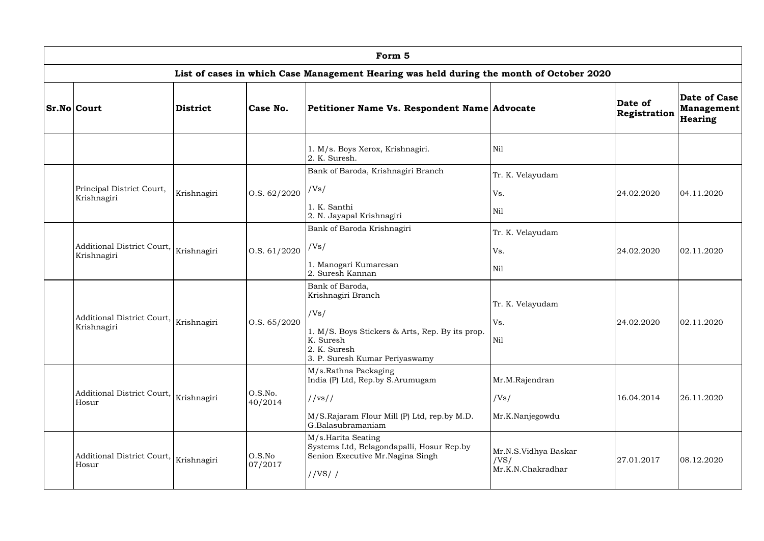| Form 5 | | | | | | | |
|---|---|---|---|---|---|---|---|
| List of cases in which Case Management Hearing was held during the month of October 2020 | | | | | | | |
| **Sr.No** | **Court** | **District** | **Case No.** | **Petitioner Name Vs. Respondent Name** | **Advocate** | **Date of Registration** | **Date of Case Management Hearing** |
| | | | | 1. M/s. Boys Xerox, Krishnagiri.<br>2. K. Suresh. | Nil | | |
| | Principal District Court, Krishnagiri | Krishnagiri | O.S. 62/2020 | Bank of Baroda, Krishnagiri Branch<br>/Vs/<br>1. K. Santhi<br>2. N. Jayapal Krishnagiri | Tr. K. Velayudam<br>Vs.<br>Nil | 24.02.2020 | 04.11.2020 |
| | Additional District Court, Krishnagiri | Krishnagiri | O.S. 61/2020 | Bank of Baroda Krishnagiri<br>/Vs/<br>1. Manogari Kumaresan<br>2. Suresh Kannan | Tr. K. Velayudam<br>Vs.<br>Nil | 24.02.2020 | 02.11.2020 |
| | Additional District Court, Krishnagiri | Krishnagiri | O.S. 65/2020 | Bank of Baroda,<br>Krishnagiri Branch<br>/Vs/<br>1. M/S. Boys Stickers & Arts, Rep. By its prop. K. Suresh<br>2. K. Suresh<br>3. P. Suresh Kumar Periyaswamy | Tr. K. Velayudam<br>Vs.<br>Nil | 24.02.2020 | 02.11.2020 |
| | Additional District Court, Hosur | Krishnagiri | O.S.No. 40/2014 | M/s.Rathna Packaging India (P) Ltd, Rep.by S.Arumugam<br>//vs//<br>M/S.Rajaram Flour Mill (P) Ltd, rep.by M.D. G.Balasubramaniam | Mr.M.Rajendran<br>/Vs/<br>Mr.K.Nanjegowdu | 16.04.2014 | 26.11.2020 |
| | Additional District Court, Hosur | Krishnagiri | O.S.No 07/2017 | M/s.Harita Seating Systems Ltd, Belagondapalli, Hosur Rep.by Senion Executive Mr.Nagina Singh<br>//VS/ / | Mr.N.S.Vidhya Baskar<br>/VS/<br>Mr.K.N.Chakradhar | 27.01.2017 | 08.12.2020 |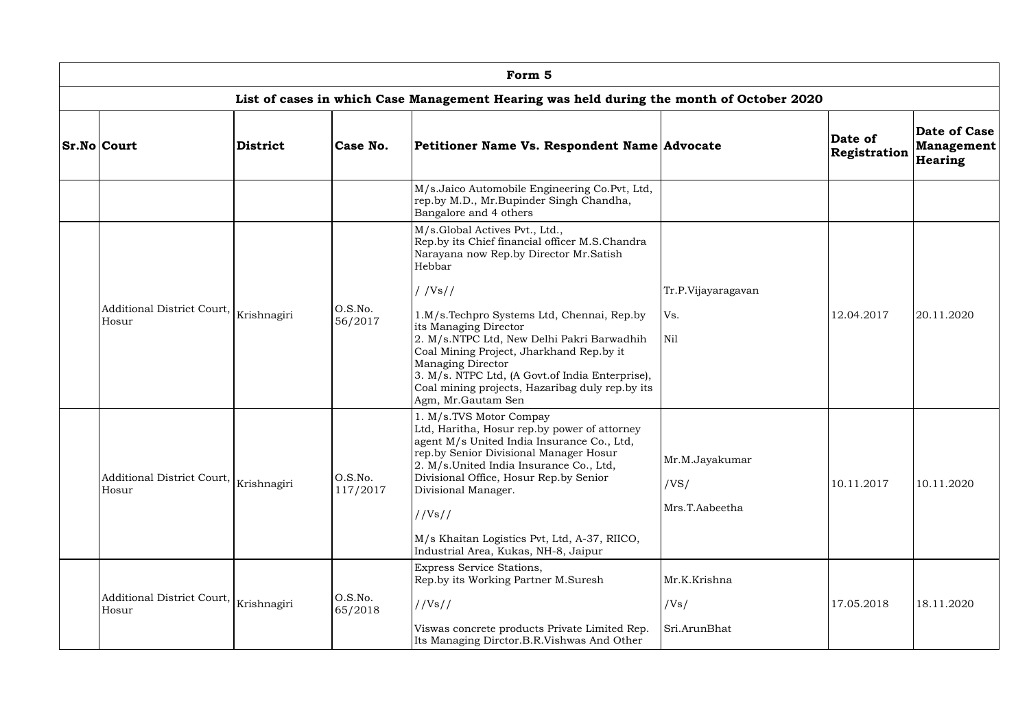| Form 5 | | | | | | | |
|---|---|---|---|---|---|---|---|
| **List of cases in which Case Management Hearing was held during the month of October 2020** | | | | | | | |
| **Sr.No** | **Court** | **District** | **Case No.** | **Petitioner Name Vs. Respondent Name** | **Advocate** | **Date of Registration** | **Date of Case Management Hearing** |
| | | | | M/s.Jaico Automobile Engineering Co.Pvt, Ltd, rep.by M.D., Mr.Bupinder Singh Chandha, Bangalore and 4 others | | | |
| | Additional District Court, Hosur | Krishnagiri | O.S.No. 56/2017 | M/s.Global Actives Pvt., Ltd., Rep.by its Chief financial officer M.S.Chandra Narayana now Rep.by Director Mr.Satish Hebbar<br><br>/ /Vs//<br><br>1.M/s.Techpro Systems Ltd, Chennai, Rep.by its Managing Director<br>2. M/s.NTPC Ltd, New Delhi Pakri Barwadhih Coal Mining Project, Jharkhand Rep.by it Managing Director<br>3. M/s. NTPC Ltd, (A Govt.of India Enterprise), Coal mining projects, Hazaribag duly rep.by its Agm, Mr.Gautam Sen | Tr.P.Vijayaragavan<br><br>Vs.<br><br>Nil | 12.04.2017 | 20.11.2020 |
| | Additional District Court, Hosur | Krishnagiri | O.S.No. 117/2017 | 1. M/s.TVS Motor Compay Ltd, Haritha, Hosur rep.by power of attorney agent M/s United India Insurance Co., Ltd, rep.by Senior Divisional Manager Hosur<br>2. M/s.United India Insurance Co., Ltd, Divisional Office, Hosur Rep.by Senior Divisional Manager.<br><br>//Vs//<br><br>M/s Khaitan Logistics Pvt, Ltd, A-37, RIICO, Industrial Area, Kukas, NH-8, Jaipur | Mr.M.Jayakumar<br><br>/VS/<br><br>Mrs.T.Aabeetha | 10.11.2017 | 10.11.2020 |
| | Additional District Court, Hosur | Krishnagiri | O.S.No. 65/2018 | Express Service Stations, Rep.by its Working Partner M.Suresh<br><br>//Vs//<br><br>Viswas concrete products Private Limited Rep. Its Managing Dirctor.B.R.Vishwas And Other | Mr.K.Krishna<br><br>/Vs/<br><br>Sri.ArunBhat | 17.05.2018 | 18.11.2020 |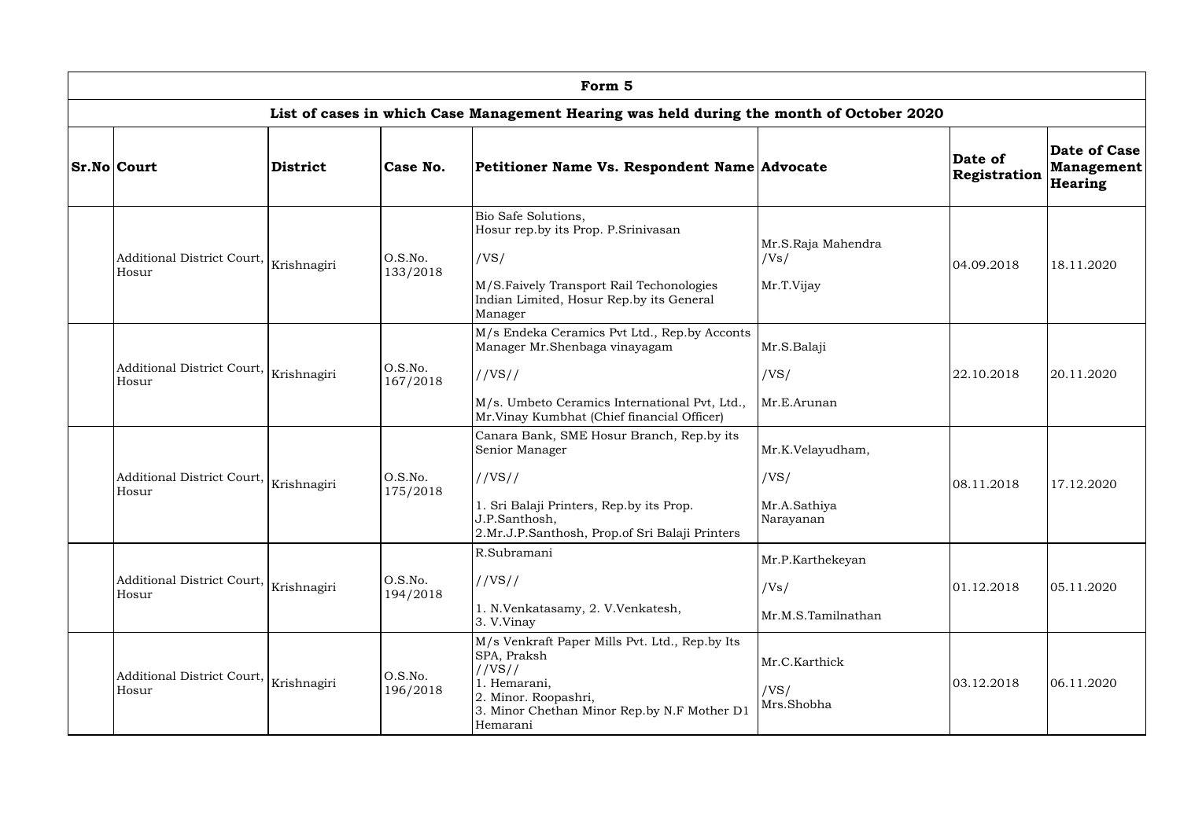# Form 5

## List of cases in which Case Management Hearing was held during the month of October 2020

| Sr.No | Court | District | Case No. | Petitioner Name Vs. Respondent Name | Advocate | Date of Registration | Date of Case Management Hearing |
|---|---|---|---|---|---|---|---|
| | Additional District Court, Hosur | Krishnagiri | O.S.No. 133/2018 | Bio Safe Solutions, Hosur rep.by its Prop. P.Srinivasan /VS/ M/S.Faively Transport Rail Techonologies Indian Limited, Hosur Rep.by its General Manager | Mr.S.Raja Mahendra /Vs/ Mr.T.Vijay | 04.09.2018 | 18.11.2020 |
| | Additional District Court, Hosur | Krishnagiri | O.S.No. 167/2018 | M/s Endeka Ceramics Pvt Ltd., Rep.by Acconts Manager Mr.Shenbaga vinayagam //VS// M/s. Umbeto Ceramics International Pvt, Ltd., Mr.Vinay Kumbhat (Chief financial Officer) | Mr.S.Balaji /VS/ Mr.E.Arunan | 22.10.2018 | 20.11.2020 |
| | Additional District Court, Hosur | Krishnagiri | O.S.No. 175/2018 | Canara Bank, SME Hosur Branch, Rep.by its Senior Manager //VS// 1. Sri Balaji Printers, Rep.by its Prop. J.P.Santhosh, 2.Mr.J.P.Santhosh, Prop.of Sri Balaji Printers | Mr.K.Velayudham, /VS/ Mr.A.Sathiya Narayanan | 08.11.2018 | 17.12.2020 |
| | Additional District Court, Hosur | Krishnagiri | O.S.No. 194/2018 | R.Subramani //VS// 1. N.Venkatasamy, 2. V.Venkatesh, 3. V.Vinay | Mr.P.Karthekeyan /Vs/ Mr.M.S.Tamilnathan | 01.12.2018 | 05.11.2020 |
| | Additional District Court, Hosur | Krishnagiri | O.S.No. 196/2018 | M/s Venkraft Paper Mills Pvt. Ltd., Rep.by Its SPA, Praksh //VS// 1. Hemarani, 2. Minor. Roopashri, 3. Minor Chethan Minor Rep.by N.F Mother D1 Hemarani | Mr.C.Karthick /VS/ Mrs.Shobha | 03.12.2018 | 06.11.2020 |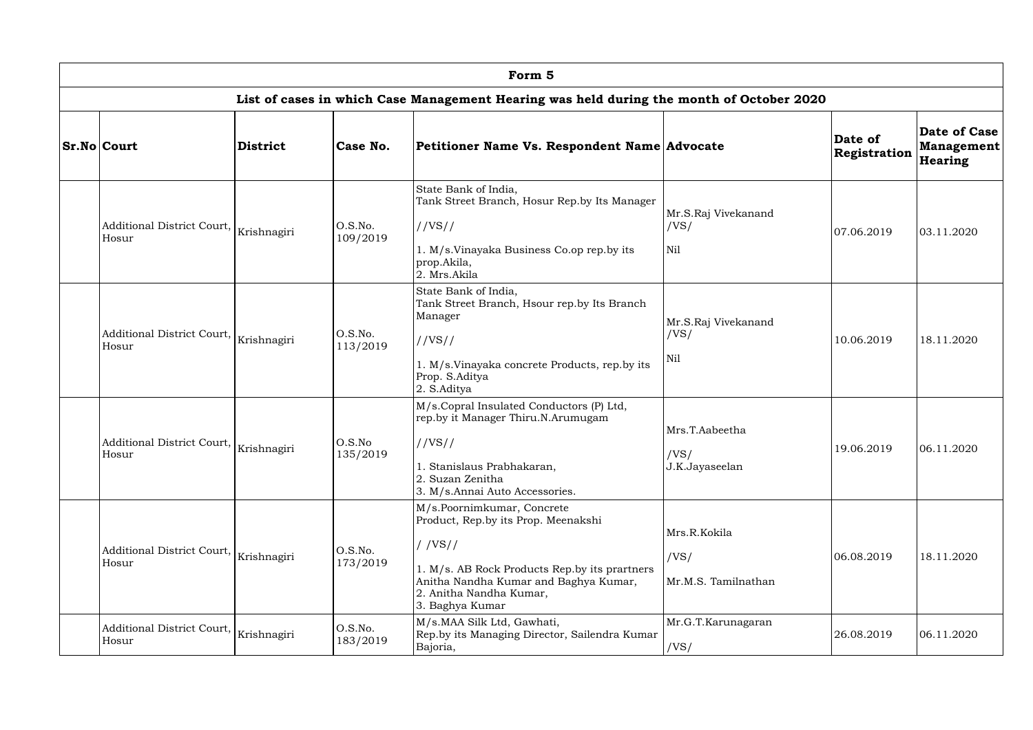# Form 5

## List of cases in which Case Management Hearing was held during the month of October 2020

| Sr.No | Court | District | Case No. | Petitioner Name Vs. Respondent Name | Advocate | Date of Registration | Date of Case Management Hearing |
|---|---|---|---|---|---|---|---|
| | Additional District Court, Hosur | Krishnagiri | O.S.No. 109/2019 | State Bank of India, Tank Street Branch, Hosur Rep.by Its Manager<br>//VS//<br>1. M/s.Vinayaka Business Co.op rep.by its prop.Akila,<br>2. Mrs.Akila | Mr.S.Raj Vivekanand<br>/VS/<br>Nil | 07.06.2019 | 03.11.2020 |
| | Additional District Court, Hosur | Krishnagiri | O.S.No. 113/2019 | State Bank of India, Tank Street Branch, Hsour rep.by Its Branch Manager<br>//VS//<br>1. M/s.Vinayaka concrete Products, rep.by its Prop. S.Aditya<br>2. S.Aditya | Mr.S.Raj Vivekanand<br>/VS/<br>Nil | 10.06.2019 | 18.11.2020 |
| | Additional District Court, Hosur | Krishnagiri | O.S.No 135/2019 | M/s.Copral Insulated Conductors (P) Ltd, rep.by it Manager Thiru.N.Arumugam<br>//VS//<br>1. Stanislaus Prabhakaran,<br>2. Suzan Zenitha<br>3. M/s.Annai Auto Accessories. | Mrs.T.Aabeetha<br>/VS/<br>J.K.Jayaseelan | 19.06.2019 | 06.11.2020 |
| | Additional District Court, Hosur | Krishnagiri | O.S.No. 173/2019 | M/s.Poornimkumar, Concrete Product, Rep.by its Prop. Meenakshi<br>/ /VS//<br>1. M/s. AB Rock Products Rep.by its prartners Anitha Nandha Kumar and Baghya Kumar,<br>2. Anitha Nandha Kumar,<br>3. Baghya Kumar | Mrs.R.Kokila<br>/VS/<br>Mr.M.S. Tamilnathan | 06.08.2019 | 18.11.2020 |
| | Additional District Court, Hosur | Krishnagiri | O.S.No. 183/2019 | M/s.MAA Silk Ltd, Gawhati, Rep.by its Managing Director, Sailendra Kumar Bajoria, | Mr.G.T.Karunagaran<br>/VS/ | 26.08.2019 | 06.11.2020 |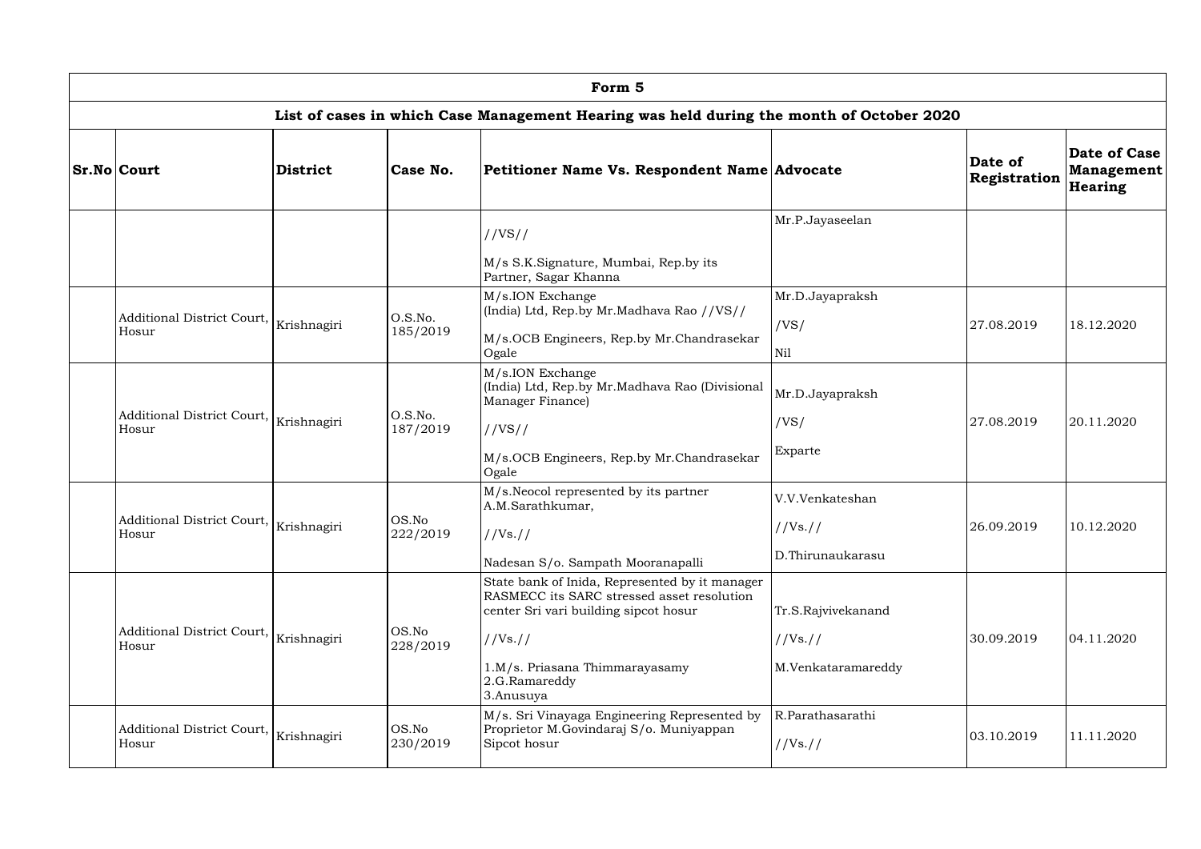| Form 5 | | | | | | | |
|---|---|---|---|---|---|---|---|
| List of cases in which Case Management Hearing was held during the month of October 2020 | | | | | | | |
| **Sr.No** | **Court** | **District** | **Case No.** | **Petitioner Name Vs. Respondent Name** | **Advocate** | **Date of Registration** | **Date of Case Management Hearing** |
| | | | | //VS//<br><br>M/s S.K.Signature, Mumbai, Rep.by its Partner, Sagar Khanna | Mr.P.Jayaseelan | | |
| | Additional District Court, Hosur | Krishnagiri | O.S.No. 185/2019 | M/s.ION Exchange (India) Ltd, Rep.by Mr.Madhava Rao //VS//<br><br>M/s.OCB Engineers, Rep.by Mr.Chandrasekar Ogale | Mr.D.Jayapraksh<br><br>/VS/<br><br>Nil | 27.08.2019 | 18.12.2020 |
| | Additional District Court, Hosur | Krishnagiri | O.S.No. 187/2019 | M/s.ION Exchange (India) Ltd, Rep.by Mr.Madhava Rao (Divisional Manager Finance)<br><br>//VS//<br><br>M/s.OCB Engineers, Rep.by Mr.Chandrasekar Ogale | Mr.D.Jayapraksh<br><br>/VS/<br><br>Exparte | 27.08.2019 | 20.11.2020 |
| | Additional District Court, Hosur | Krishnagiri | OS.No 222/2019 | M/s.Neocol represented by its partner A.M.Sarathkumar,<br><br>//Vs.//<br><br>Nadesan S/o. Sampath Mooranapalli | V.V.Venkateshan<br><br>//Vs.//<br><br>D.Thirunaukarasu | 26.09.2019 | 10.12.2020 |
| | Additional District Court, Hosur | Krishnagiri | OS.No 228/2019 | State bank of Inida, Represented by it manager RASMECC its SARC stressed asset resolution center Sri vari building sipcot hosur<br><br>//Vs.//<br><br>1.M/s. Priasana Thimmarayasamy<br>2.G.Ramareddy<br>3.Anusuya | Tr.S.Rajvivekanand<br><br>//Vs.//<br><br>M.Venkataramareddy | 30.09.2019 | 04.11.2020 |
| | Additional District Court, Hosur | Krishnagiri | OS.No 230/2019 | M/s. Sri Vinayaga Engineering Represented by Proprietor M.Govindaraj S/o. Muniyappan Sipcot hosur | R.Parathasarathi<br><br>//Vs.// | 03.10.2019 | 11.11.2020 |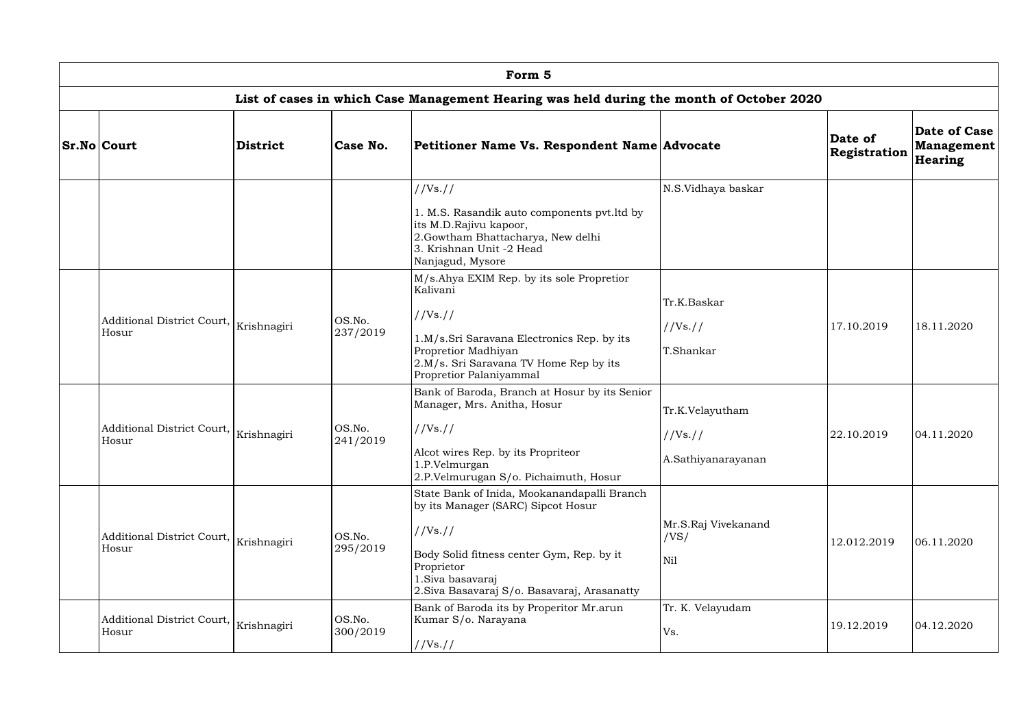| Form 5 | | | | | | | |
|---|---|---|---|---|---|---|---|
| List of cases in which Case Management Hearing was held during the month of October 2020 | | | | | | | |
| **Sr.No** | **Court** | **District** | **Case No.** | **Petitioner Name Vs. Respondent Name** | **Advocate** | **Date of Registration** | **Date of Case Management Hearing** |
| | | | | //Vs.// 1. M.S. Rasandik auto components pvt.ltd by its M.D.Rajivu kapoor, 2.Gowtham Bhattacharya, New delhi 3. Krishnan Unit -2 Head Nanjagud, Mysore | N.S.Vidhaya baskar | | |
| | Additional District Court, Hosur | Krishnagiri | OS.No. 237/2019 | M/s.Ahya EXIM Rep. by its sole Proprietior Kalivani //Vs.// 1.M/s.Sri Saravana Electronics Rep. by its Proprietior Madhiyan 2.M/s. Sri Saravana TV Home Rep by its Proprietior Palaniyammal | Tr.K.Baskar //Vs.// T.Shankar | 17.10.2019 | 18.11.2020 |
| | Additional District Court, Hosur | Krishnagiri | OS.No. 241/2019 | Bank of Baroda, Branch at Hosur by its Senior Manager, Mrs. Anitha, Hosur //Vs.// Alcot wires Rep. by its Propriteor 1.P.Velmurgan 2.P.Velmurugan S/o. Pichaimuth, Hosur | Tr.K.Velayutham //Vs.// A.Sathiyanarayanan | 22.10.2019 | 04.11.2020 |
| | Additional District Court, Hosur | Krishnagiri | OS.No. 295/2019 | State Bank of Inida, Mookanandapalli Branch by its Manager (SARC) Sipcot Hosur //Vs.// Body Solid fitness center Gym, Rep. by it Proprietor 1.Siva basavaraj 2.Siva Basavaraj S/o. Basavaraj, Arasanatty | Mr.S.Raj Vivekanand /VS/ Nil | 12.012.2019 | 06.11.2020 |
| | Additional District Court, Hosur | Krishnagiri | OS.No. 300/2019 | Bank of Baroda its by Properitor Mr.arun Kumar S/o. Narayana //Vs.// | Tr. K. Velayudam Vs. | 19.12.2019 | 04.12.2020 |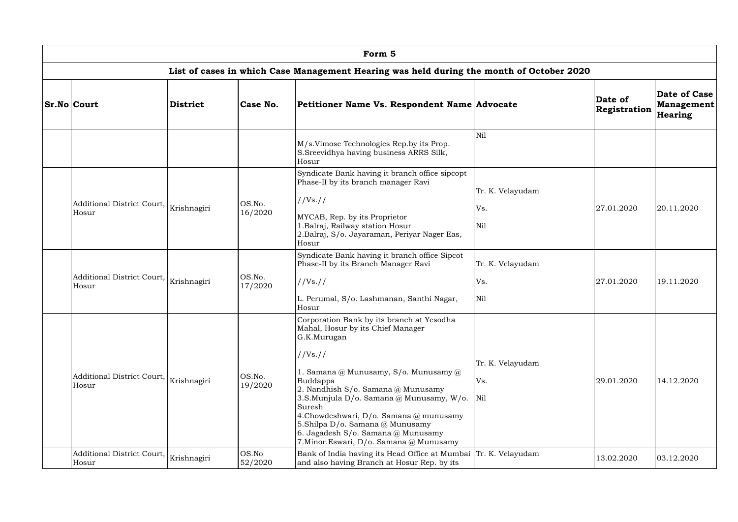| Form 5 | | | | | | | |
|---|---|---|---|---|---|---|---|
| **List of cases in which Case Management Hearing was held during the month of October 2020** | | | | | | | |
| **Sr.No** | **Court** | **District** | **Case No.** | **Petitioner Name Vs. Respondent Name** | **Advocate** | **Date of Registration** | **Date of Case Management Hearing** |
| | | | | M/s.Vimose Technologies Rep.by its Prop. S.Sreevidhya having business ARRS Silk, Hosur | Nil | | |
| | Additional District Court, Hosur | Krishnagiri | OS.No. 16/2020 | Syndicate Bank having it branch office sipcopt Phase-II by its branch manager Ravi //Vs.// MYCAB, Rep. by its Proprietor 1.Balraj, Railway station Hosur 2.Balraj, S/o. Jayaraman, Periyar Nager Eas, Hosur | Tr. K. Velayudam Vs. Nil | 27.01.2020 | 20.11.2020 |
| | Additional District Court, Hosur | Krishnagiri | OS.No. 17/2020 | Syndicate Bank having it branch office Sipcot Phase-II by its Branch Manager Ravi //Vs.// L. Perumal, S/o. Lashmanan, Santhi Nagar, Hosur | Tr. K. Velayudam Vs. Nil | 27.01.2020 | 19.11.2020 |
| | Additional District Court, Hosur | Krishnagiri | OS.No. 19/2020 | Corporation Bank by its branch at Yesodha Mahal, Hosur by its Chief Manager G.K.Murugan //Vs.// 1. Samana @ Munusamy, S/o. Munusamy @ Buddappa 2. Nandhish S/o. Samana @ Munusamy 3.S.Munjula D/o. Samana @ Munusamy, W/o. Suresh 4.Chowdeshwari, D/o. Samana @ munusamy 5.Shilpa D/o. Samana @ Munusamy 6. Jagadesh S/o. Samana @ Munusamy 7.Minor.Eswari, D/o. Samana @ Munusamy | Tr. K. Velayudam Vs. Nil | 29.01.2020 | 14.12.2020 |
| | Additional District Court, Hosur | Krishnagiri | OS.No 52/2020 | Bank of India having its Head Office at Mumbai and also having Branch at Hosur Rep. by its | Tr. K. Velayudam | 13.02.2020 | 03.12.2020 |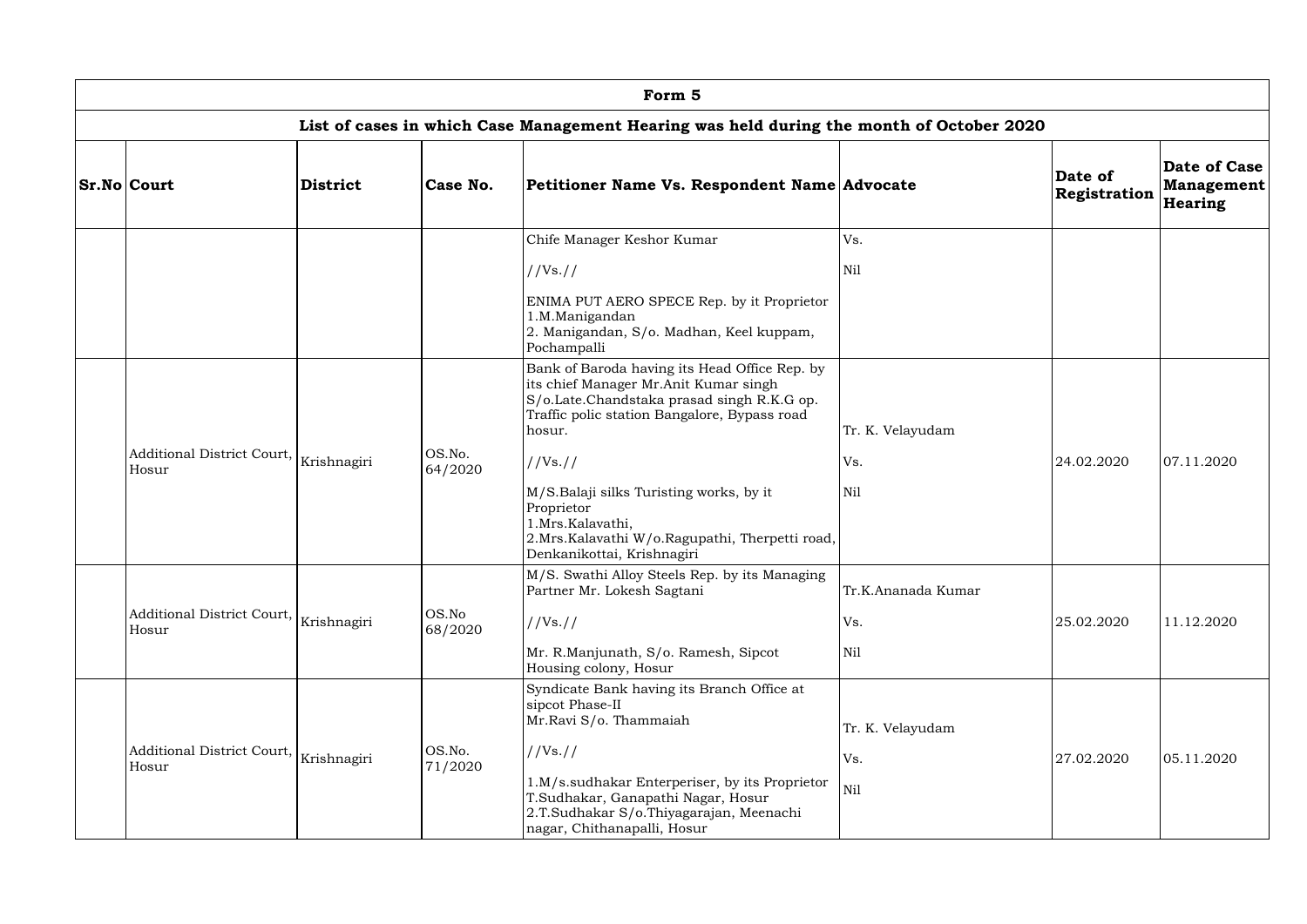| Form 5 | | | | | | | |
|---|---|---|---|---|---|---|---|
| List of cases in which Case Management Hearing was held during the month of October 2020 | | | | | | | |
| **Sr.No** | **Court** | **District** | **Case No.** | **Petitioner Name Vs. Respondent Name** | **Advocate** | **Date of Registration** | **Date of Case Management Hearing** |
| | | | | Chife Manager Keshor Kumar<br>//Vs.//<br>ENIMA PUT AERO SPECE Rep. by it Proprietor<br>1.M.Manigandan<br>2. Manigandan, S/o. Madhan, Keel kuppam, Pochampalli | Vs.<br>Nil | | |
| | Additional District Court, Hosur | Krishnagiri | OS.No. 64/2020 | Bank of Baroda having its Head Office Rep. by its chief Manager Mr.Anit Kumar singh S/o.Late.Chandstaka prasad singh R.K.G op. Traffic polic station Bangalore, Bypass road hosur.<br>//Vs.//<br>M/S.Balaji silks Turisting works, by it Proprietor<br>1.Mrs.Kalavathi,<br>2.Mrs.Kalavathi W/o.Ragupathi, Therpetti road, Denkanikottai, Krishnagiri | Tr. K. Velayudam<br>Vs.<br>Nil | 24.02.2020 | 07.11.2020 |
| | Additional District Court, Hosur | Krishnagiri | OS.No 68/2020 | M/S. Swathi Alloy Steels Rep. by its Managing Partner Mr. Lokesh Sagtani<br>//Vs.//<br>Mr. R.Manjunath, S/o. Ramesh, Sipcot Housing colony, Hosur | Tr.K.Ananada Kumar<br>Vs.<br>Nil | 25.02.2020 | 11.12.2020 |
| | Additional District Court, Hosur | Krishnagiri | OS.No. 71/2020 | Syndicate Bank having its Branch Office at sipcot Phase-II<br>Mr.Ravi S/o. Thammaiah<br>//Vs.//<br>1.M/s.sudhakar Enterperiser, by its Proprietor T.Sudhakar, Ganapathi Nagar, Hosur<br>2.T.Sudhakar S/o.Thiyagarajan, Meenachi nagar, Chithanapalli, Hosur | Tr. K. Velayudam<br>Vs.<br>Nil | 27.02.2020 | 05.11.2020 |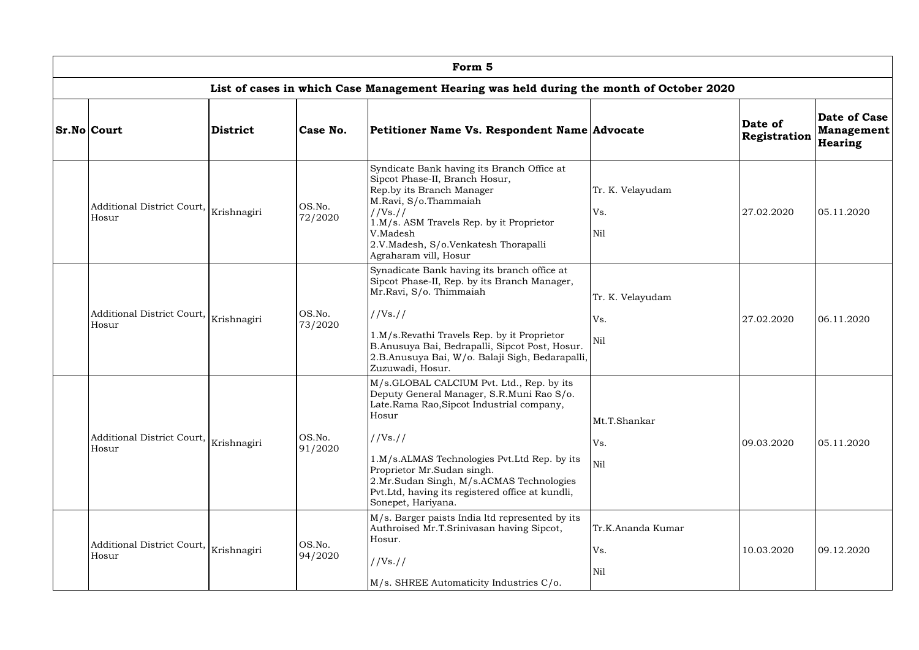| Form 5 | | | | | | | |
|---|---|---|---|---|---|---|---|
| **List of cases in which Case Management Hearing was held during the month of October 2020** | | | | | | | |
| **Sr.No** | **Court** | **District** | **Case No.** | **Petitioner Name Vs. Respondent Name** | **Advocate** | **Date of Registration** | **Date of Case Management Hearing** |
| | Additional District Court, Hosur | Krishnagiri | OS.No. 72/2020 | Syndicate Bank having its Branch Office at Sipcot Phase-II, Branch Hosur, Rep.by its Branch Manager M.Ravi, S/o.Thammaiah //Vs.// 1.M/s. ASM Travels Rep. by it Proprietor V.Madesh 2.V.Madesh, S/o.Venkatesh Thorapalli Agraharam vill, Hosur | Tr. K. Velayudam Vs. Nil | 27.02.2020 | 05.11.2020 |
| | Additional District Court, Hosur | Krishnagiri | OS.No. 73/2020 | Synadicate Bank having its branch office at Sipcot Phase-II, Rep. by its Branch Manager, Mr.Ravi, S/o. Thimmaiah //Vs.// 1.M/s.Revathi Travels Rep. by it Proprietor B.Anusuya Bai, Bedrapalli, Sipcot Post, Hosur. 2.B.Anusuya Bai, W/o. Balaji Sigh, Bedarapalli, Zuzuwadi, Hosur. | Tr. K. Velayudam Vs. Nil | 27.02.2020 | 06.11.2020 |
| | Additional District Court, Hosur | Krishnagiri | OS.No. 91/2020 | M/s.GLOBAL CALCIUM Pvt. Ltd., Rep. by its Deputy General Manager, S.R.Muni Rao S/o. Late.Rama Rao,Sipcot Industrial company, Hosur //Vs.// 1.M/s.ALMAS Technologies Pvt.Ltd Rep. by its Proprietor Mr.Sudan singh. 2.Mr.Sudan Singh, M/s.ACMAS Technologies Pvt.Ltd, having its registered office at kundli, Sonepet, Hariyana. | Mt.T.Shankar Vs. Nil | 09.03.2020 | 05.11.2020 |
| | Additional District Court, Hosur | Krishnagiri | OS.No. 94/2020 | M/s. Barger paists India ltd represented by its Authroised Mr.T.Srinivasan having Sipcot, Hosur. //Vs.// M/s. SHREE Automaticity Industries C/o. | Tr.K.Ananda Kumar Vs. Nil | 10.03.2020 | 09.12.2020 |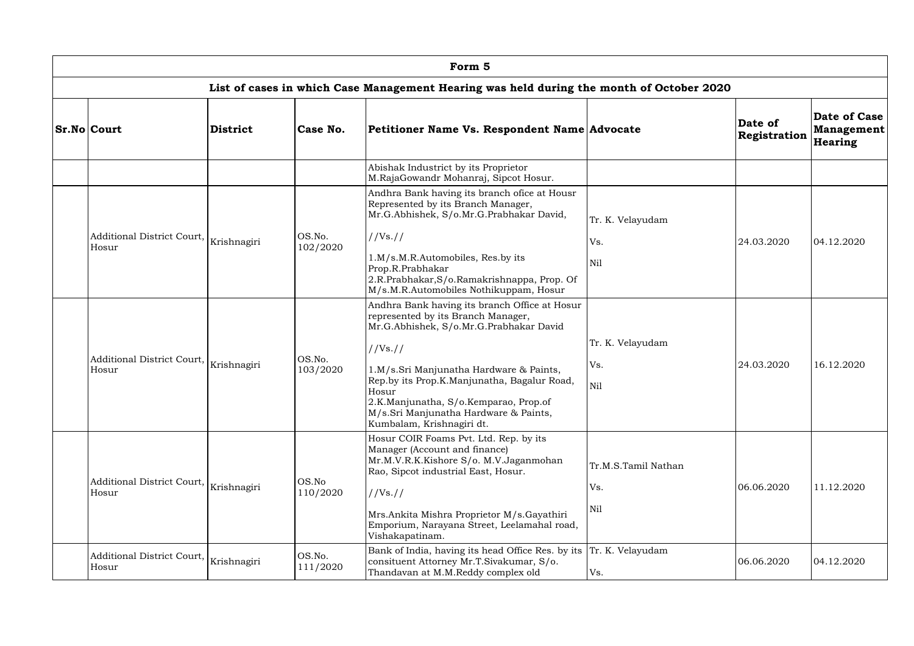| Form 5 | | | | | | | |
|---|---|---|---|---|---|---|---|
| **List of cases in which Case Management Hearing was held during the month of October 2020** | | | | | | | |
| **Sr.No** | **Court** | **District** | **Case No.** | **Petitioner Name Vs. Respondent Name** | **Advocate** | **Date of Registration** | **Date of Case Management Hearing** |
| | | | | Abishak Industrict by its Proprietor M.RajaGowandr Mohanraj, Sipcot Hosur. | | | |
| | Additional District Court, Hosur | Krishnagiri | OS.No. 102/2020 | Andhra Bank having its branch ofice at Housr Represented by its Branch Manager, Mr.G.Abhishek, S/o.Mr.G.Prabhakar David, //Vs.// 1.M/s.M.R.Automobiles, Res.by its Prop.R.Prabhakar 2.R.Prabhakar,S/o.Ramakrishnappa, Prop. Of M/s.M.R.Automobiles Nothikuppam, Hosur | Tr. K. Velayudam Vs. Nil | 24.03.2020 | 04.12.2020 |
| | Additional District Court, Hosur | Krishnagiri | OS.No. 103/2020 | Andhra Bank having its branch Office at Hosur represented by its Branch Manager, Mr.G.Abhishek, S/o.Mr.G.Prabhakar David //Vs.// 1.M/s.Sri Manjunatha Hardware & Paints, Rep.by its Prop.K.Manjunatha, Bagalur Road, Hosur 2.K.Manjunatha, S/o.Kemparao, Prop.of M/s.Sri Manjunatha Hardware & Paints, Kumbalam, Krishnagiri dt. | Tr. K. Velayudam Vs. Nil | 24.03.2020 | 16.12.2020 |
| | Additional District Court, Hosur | Krishnagiri | OS.No 110/2020 | Hosur COIR Foams Pvt. Ltd. Rep. by its Manager (Account and finance) Mr.M.V.R.K.Kishore S/o. M.V.Jaganmohan Rao, Sipcot industrial East, Hosur. //Vs.// Mrs.Ankita Mishra Proprietor M/s.Gayathiri Emporium, Narayana Street, Leelamahal road, Vishakapatinam. | Tr.M.S.Tamil Nathan Vs. Nil | 06.06.2020 | 11.12.2020 |
| | Additional District Court, Hosur | Krishnagiri | OS.No. 111/2020 | Bank of India, having its head Office Res. by its consituent Attorney Mr.T.Sivakumar, S/o. Thandavan at M.M.Reddy complex old | Tr. K. Velayudam Vs. | 06.06.2020 | 04.12.2020 |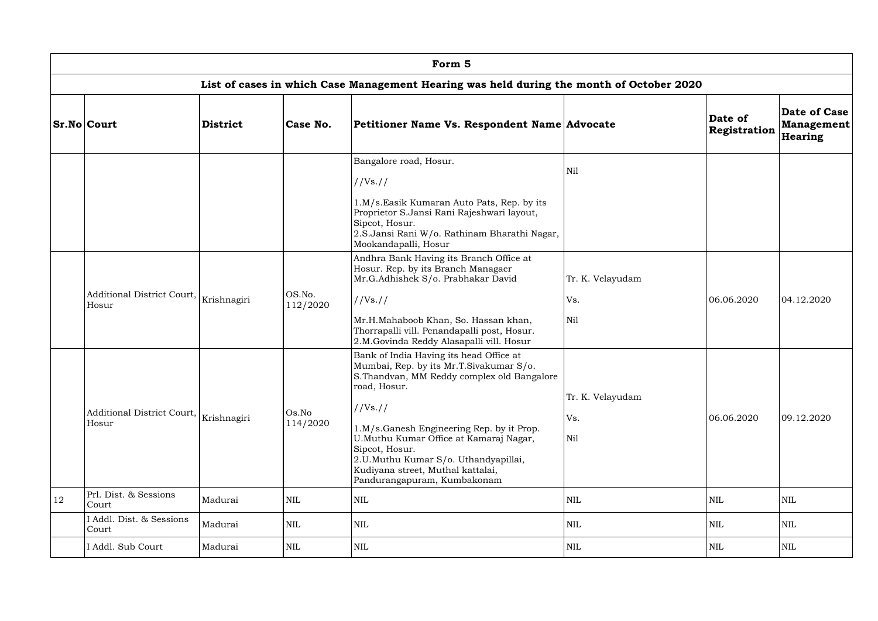| Form 5 | | | | | | | |
|---|---|---|---|---|---|---|---|
| **List of cases in which Case Management Hearing was held during the month of October 2020** | | | | | | | |
| **Sr.No** | **Court** | **District** | **Case No.** | **Petitioner Name Vs. Respondent Name** | **Advocate** | **Date of Registration** | **Date of Case Management Hearing** |
| | | | | Bangalore road, Hosur. //Vs.// 1.M/s.Easik Kumaran Auto Pats, Rep. by its Proprietor S.Jansi Rani Rajeshwari layout, Sipcot, Hosur. 2.S.Jansi Rani W/o. Rathinam Bharathi Nagar, Mookandapalli, Hosur | Nil | | |
| | Additional District Court, Hosur | Krishnagiri | OS.No. 112/2020 | Andhra Bank Having its Branch Office at Hosur. Rep. by its Branch Managaer Mr.G.Adhishek S/o. Prabhakar David //Vs.// Mr.H.Mahaboob Khan, So. Hassan khan, Thorrapalli vill. Penandapalli post, Hosur. 2.M.Govinda Reddy Alasapalli vill. Hosur | Tr. K. Velayudam Vs. Nil | 06.06.2020 | 04.12.2020 |
| | Additional District Court, Hosur | Krishnagiri | Os.No 114/2020 | Bank of India Having its head Office at Mumbai, Rep. by its Mr.T.Sivakumar S/o. S.Thandvan, MM Reddy complex old Bangalore road, Hosur. //Vs.// 1.M/s.Ganesh Engineering Rep. by it Prop. U.Muthu Kumar Office at Kamaraj Nagar, Sipcot, Hosur. 2.U.Muthu Kumar S/o. Uthandyapillai, Kudiyana street, Muthal kattalai, Pandurangapuram, Kumbakonam | Tr. K. Velayudam Vs. Nil | 06.06.2020 | 09.12.2020 |
| 12 | Prl. Dist. & Sessions Court | Madurai | NIL | NIL | NIL | NIL | NIL |
| | I Addl. Dist. & Sessions Court | Madurai | NIL | NIL | NIL | NIL | NIL |
| | I Addl. Sub Court | Madurai | NIL | NIL | NIL | NIL | NIL |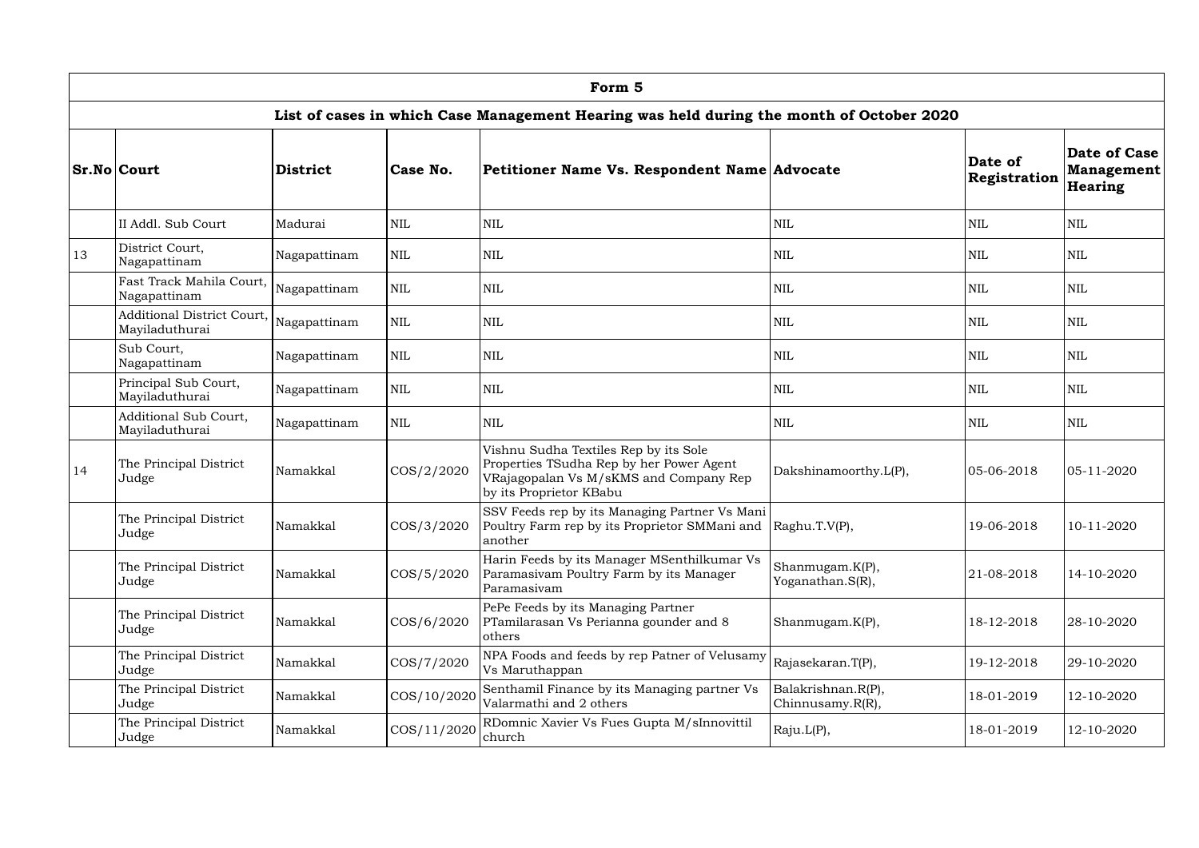| Form 5 | | | | | | | |
|---|---|---|---|---|---|---|---|
| **List of cases in which Case Management Hearing was held during the month of October 2020** | | | | | | | |
| **Sr.No** | **Court** | **District** | **Case No.** | **Petitioner Name Vs. Respondent Name** | **Advocate** | **Date of Registration** | **Date of Case Management Hearing** |
| | II Addl. Sub Court | Madurai | NIL | NIL | NIL | NIL | NIL |
| 13 | District Court, Nagapattinam | Nagapattinam | NIL | NIL | NIL | NIL | NIL |
| | Fast Track Mahila Court, Nagapattinam | Nagapattinam | NIL | NIL | NIL | NIL | NIL |
| | Additional District Court, Mayiladuthurai | Nagapattinam | NIL | NIL | NIL | NIL | NIL |
| | Sub Court, Nagapattinam | Nagapattinam | NIL | NIL | NIL | NIL | NIL |
| | Principal Sub Court, Mayiladuthurai | Nagapattinam | NIL | NIL | NIL | NIL | NIL |
| | Additional Sub Court, Mayiladuthurai | Nagapattinam | NIL | NIL | NIL | NIL | NIL |
| 14 | The Principal District Judge | Namakkal | COS/2/2020 | Vishnu Sudha Textiles Rep by its Sole Properties TSudha Rep by her Power Agent VRajagopalan Vs M/sKMS and Company Rep by its Proprietor KBabu | Dakshinamoorthy.L(P), | 05-06-2018 | 05-11-2020 |
| | The Principal District Judge | Namakkal | COS/3/2020 | SSV Feeds rep by its Managing Partner Vs Mani Poultry Farm rep by its Proprietor SMMani and another | Raghu.T.V(P), | 19-06-2018 | 10-11-2020 |
| | The Principal District Judge | Namakkal | COS/5/2020 | Harin Feeds by its Manager MSenthilkumar Vs Paramasivam Poultry Farm by its Manager Paramasivam | Shanmugam.K(P), Yoganathan.S(R), | 21-08-2018 | 14-10-2020 |
| | The Principal District Judge | Namakkal | COS/6/2020 | PePe Feeds by its Managing Partner PTamilarasan Vs Perianna gounder and 8 others | Shanmugam.K(P), | 18-12-2018 | 28-10-2020 |
| | The Principal District Judge | Namakkal | COS/7/2020 | NPA Foods and feeds by rep Patner of Velusamy Vs Maruthappan | Rajasekaran.T(P), | 19-12-2018 | 29-10-2020 |
| | The Principal District Judge | Namakkal | COS/10/2020 | Senthamil Finance by its Managing partner Vs Valarmathi and 2 others | Balakrishnan.R(P), Chinnusamy.R(R), | 18-01-2019 | 12-10-2020 |
| | The Principal District Judge | Namakkal | COS/11/2020 | RDomnic Xavier Vs Fues Gupta M/sInnovittil church | Raju.L(P), | 18-01-2019 | 12-10-2020 |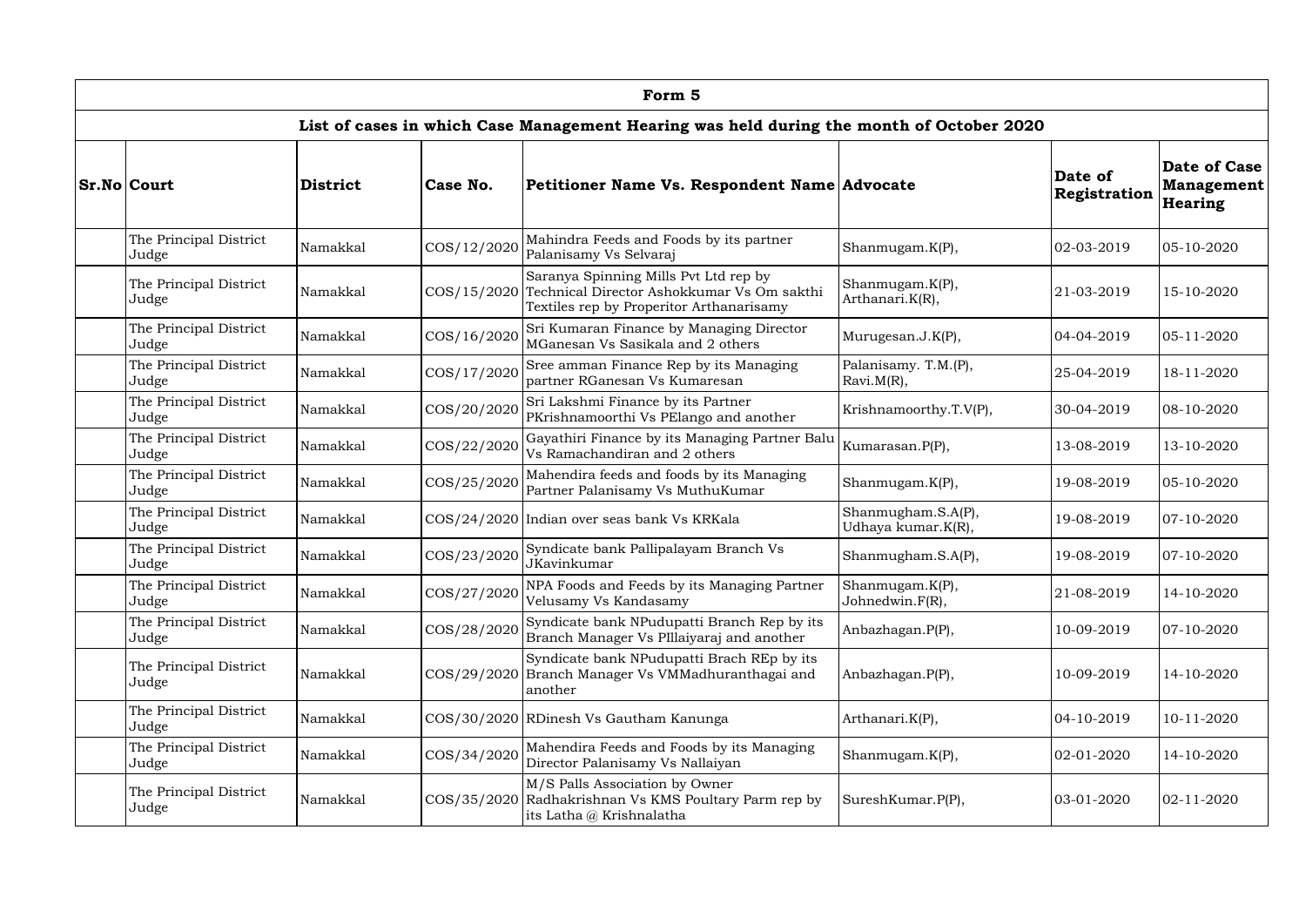# Form 5

## List of cases in which Case Management Hearing was held during the month of October 2020

| Sr.No | Court | District | Case No. | Petitioner Name Vs. Respondent Name | Advocate | Date of Registration | Date of Case Management Hearing |
|---|---|---|---|---|---|---|---|
| | The Principal District Judge | Namakkal | COS/12/2020 | Mahindra Feeds and Foods by its partner Palanisamy Vs Selvaraj | Shanmugam.K(P), | 02-03-2019 | 05-10-2020 |
| | The Principal District Judge | Namakkal | COS/15/2020 | Saranya Spinning Mills Pvt Ltd rep by Technical Director Ashokkumar Vs Om sakthi Textiles rep by Properitor Arthanarisamy | Shanmugam.K(P), Arthanari.K(R), | 21-03-2019 | 15-10-2020 |
| | The Principal District Judge | Namakkal | COS/16/2020 | Sri Kumaran Finance by Managing Director MGanesan Vs Sasikala and 2 others | Murugesan.J.K(P), | 04-04-2019 | 05-11-2020 |
| | The Principal District Judge | Namakkal | COS/17/2020 | Sree amman Finance Rep by its Managing partner RGanesan Vs Kumaresan | Palanisamy. T.M.(P), Ravi.M(R), | 25-04-2019 | 18-11-2020 |
| | The Principal District Judge | Namakkal | COS/20/2020 | Sri Lakshmi Finance by its Partner PKrishnamoorthi Vs PElango and another | Krishnamoorthy.T.V(P), | 30-04-2019 | 08-10-2020 |
| | The Principal District Judge | Namakkal | COS/22/2020 | Gayathiri Finance by its Managing Partner Balu Vs Ramachandiran and 2 others | Kumarasan.P(P), | 13-08-2019 | 13-10-2020 |
| | The Principal District Judge | Namakkal | COS/25/2020 | Mahendira feeds and foods by its Managing Partner Palanisamy Vs MuthuKumar | Shanmugam.K(P), | 19-08-2019 | 05-10-2020 |
| | The Principal District Judge | Namakkal | COS/24/2020 | Indian over seas bank Vs KRKala | Shanmugham.S.A(P), Udhaya kumar.K(R), | 19-08-2019 | 07-10-2020 |
| | The Principal District Judge | Namakkal | COS/23/2020 | Syndicate bank Pallipalayam Branch Vs JKavinkumar | Shanmugham.S.A(P), | 19-08-2019 | 07-10-2020 |
| | The Principal District Judge | Namakkal | COS/27/2020 | NPA Foods and Feeds by its Managing Partner Velusamy Vs Kandasamy | Shanmugam.K(P), Johnedwin.F(R), | 21-08-2019 | 14-10-2020 |
| | The Principal District Judge | Namakkal | COS/28/2020 | Syndicate bank NPudupatti Branch Rep by its Branch Manager Vs PIllaiyaraj and another | Anbazhagan.P(P), | 10-09-2019 | 07-10-2020 |
| | The Principal District Judge | Namakkal | COS/29/2020 | Syndicate bank NPudupatti Brach REp by its Branch Manager Vs VMMadhuranthagai and another | Anbazhagan.P(P), | 10-09-2019 | 14-10-2020 |
| | The Principal District Judge | Namakkal | COS/30/2020 | RDinesh Vs Gautham Kanunga | Arthanari.K(P), | 04-10-2019 | 10-11-2020 |
| | The Principal District Judge | Namakkal | COS/34/2020 | Mahendira Feeds and Foods by its Managing Director Palanisamy Vs Nallaiyan | Shanmugam.K(P), | 02-01-2020 | 14-10-2020 |
| | The Principal District Judge | Namakkal | COS/35/2020 | M/S Palls Association by Owner Radhakrishnan Vs KMS Poultary Parm rep by its Latha @ Krishnalatha | SureshKumar.P(P), | 03-01-2020 | 02-11-2020 |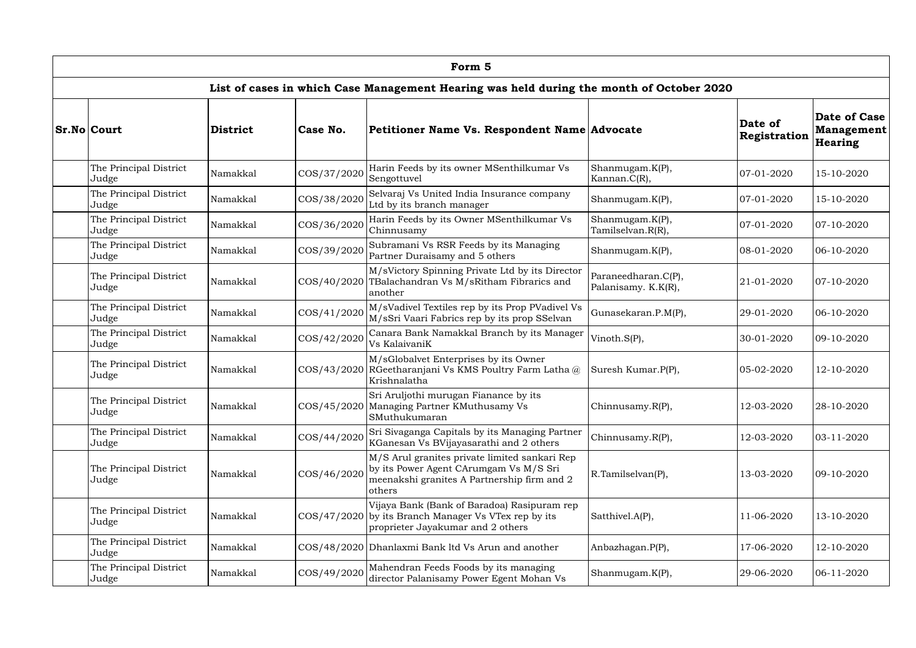| Form 5 | | | | | | | |
|---|---|---|---|---|---|---|---|
| **List of cases in which Case Management Hearing was held during the month of October 2020** | | | | | | | |
| **Sr.No** | **Court** | **District** | **Case No.** | **Petitioner Name Vs. Respondent Name** | **Advocate** | **Date of Registration** | **Date of Case Management Hearing** |
| | The Principal District Judge | Namakkal | COS/37/2020 | Harin Feeds by its owner MSenthilkumar Vs Sengottuvel | Shanmugam.K(P), Kannan.C(R), | 07-01-2020 | 15-10-2020 |
| | The Principal District Judge | Namakkal | COS/38/2020 | Selvaraj Vs United India Insurance company Ltd by its branch manager | Shanmugam.K(P), | 07-01-2020 | 15-10-2020 |
| | The Principal District Judge | Namakkal | COS/36/2020 | Harin Feeds by its Owner MSenthilkumar Vs Chinnusamy | Shanmugam.K(P), Tamilselvan.R(R), | 07-01-2020 | 07-10-2020 |
| | The Principal District Judge | Namakkal | COS/39/2020 | Subramani Vs RSR Feeds by its Managing Partner Duraisamy and 5 others | Shanmugam.K(P), | 08-01-2020 | 06-10-2020 |
| | The Principal District Judge | Namakkal | COS/40/2020 | M/sVictory Spinning Private Ltd by its Director TBalachandran Vs M/sRitham Fibrarics and another | Paraneedharan.C(P), Palanisamy. K.K(R), | 21-01-2020 | 07-10-2020 |
| | The Principal District Judge | Namakkal | COS/41/2020 | M/sVadivel Textiles rep by its Prop PVadivel Vs M/sSri Vaari Fabrics rep by its prop SSelvan | Gunasekaran.P.M(P), | 29-01-2020 | 06-10-2020 |
| | The Principal District Judge | Namakkal | COS/42/2020 | Canara Bank Namakkal Branch by its Manager Vs KalaivaniK | Vinoth.S(P), | 30-01-2020 | 09-10-2020 |
| | The Principal District Judge | Namakkal | COS/43/2020 | M/sGlobalvet Enterprises by its Owner RGeetharanjani Vs KMS Poultry Farm Latha @ Krishnalatha | Suresh Kumar.P(P), | 05-02-2020 | 12-10-2020 |
| | The Principal District Judge | Namakkal | COS/45/2020 | Sri Aruljothi murugan Fianance by its Managing Partner KMuthusamy Vs SMuthukumaran | Chinnusamy.R(P), | 12-03-2020 | 28-10-2020 |
| | The Principal District Judge | Namakkal | COS/44/2020 | Sri Sivaganga Capitals by its Managing Partner KGanesan Vs BVijayasarathi and 2 others | Chinnusamy.R(P), | 12-03-2020 | 03-11-2020 |
| | The Principal District Judge | Namakkal | COS/46/2020 | M/S Arul granites private limited sankari Rep by its Power Agent CArumgam Vs M/S Sri meenakshi granites A Partnership firm and 2 others | R.Tamilselvan(P), | 13-03-2020 | 09-10-2020 |
| | The Principal District Judge | Namakkal | COS/47/2020 | Vijaya Bank (Bank of Baradoa) Rasipuram rep by its Branch Manager Vs VTex rep by its proprieter Jayakumar and 2 others | Satthivel.A(P), | 11-06-2020 | 13-10-2020 |
| | The Principal District Judge | Namakkal | COS/48/2020 | Dhanlaxmi Bank ltd Vs Arun and another | Anbazhagan.P(P), | 17-06-2020 | 12-10-2020 |
| | The Principal District Judge | Namakkal | COS/49/2020 | Mahendran Feeds Foods by its managing director Palanisamy Power Egent Mohan Vs | Shanmugam.K(P), | 29-06-2020 | 06-11-2020 |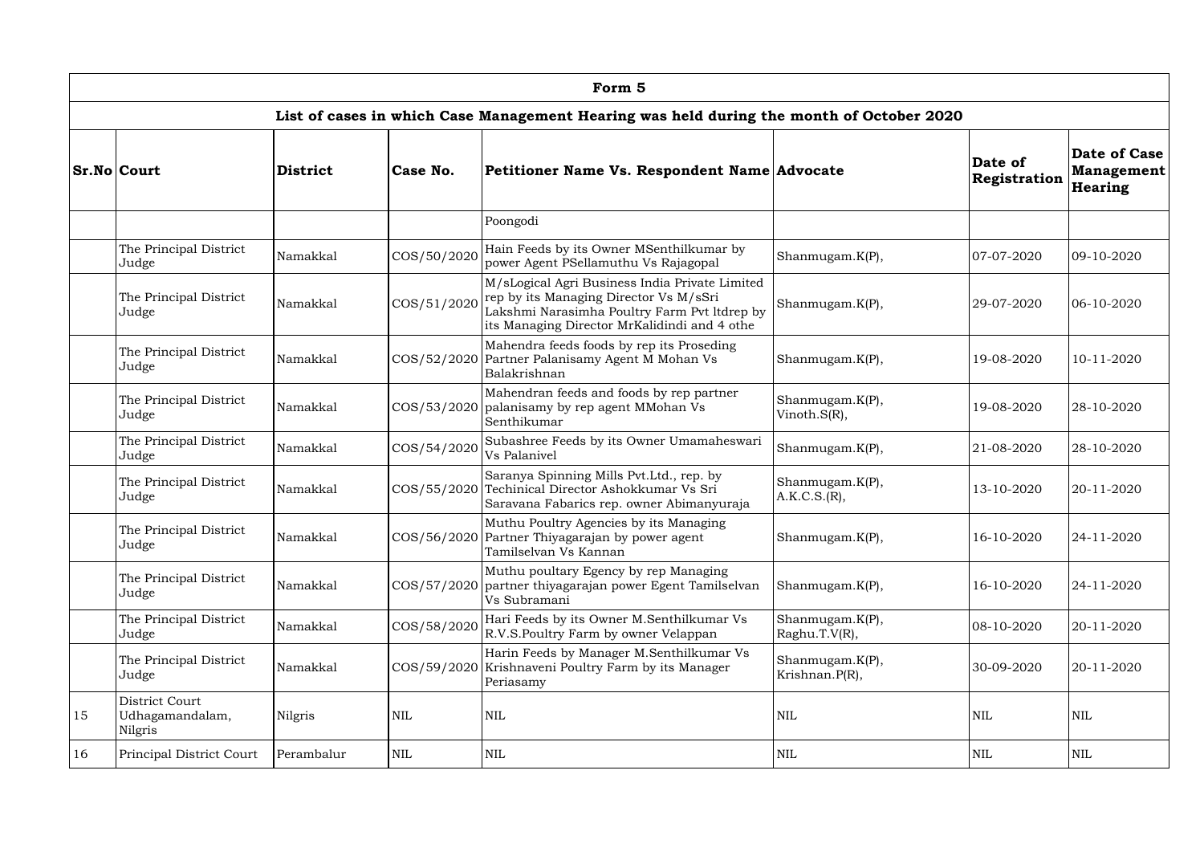| Form 5 | | | | | | | |
|---|---|---|---|---|---|---|---|
| **List of cases in which Case Management Hearing was held during the month of October 2020** | | | | | | | |
| **Sr.No** | **Court** | **District** | **Case No.** | **Petitioner Name Vs. Respondent Name** | **Advocate** | **Date of Registration** | **Date of Case Management Hearing** |
| | | | | Poongodi | | | |
| | The Principal District Judge | Namakkal | COS/50/2020 | Hain Feeds by its Owner MSenthilkumar by power Agent PSellamuthu Vs Rajagopal | Shanmugam.K(P), | 07-07-2020 | 09-10-2020 |
| | The Principal District Judge | Namakkal | COS/51/2020 | M/sLogical Agri Business India Private Limited rep by its Managing Director Vs M/sSri Lakshmi Narasimha Poultry Farm Pvt ltdrep by its Managing Director MrKalidindi and 4 othe | Shanmugam.K(P), | 29-07-2020 | 06-10-2020 |
| | The Principal District Judge | Namakkal | COS/52/2020 | Mahendra feeds foods by rep its Proseding Partner Palanisamy Agent M Mohan Vs Balakrishnan | Shanmugam.K(P), | 19-08-2020 | 10-11-2020 |
| | The Principal District Judge | Namakkal | COS/53/2020 | Mahendran feeds and foods by rep partner palanisamy by rep agent MMohan Vs Senthikumar | Shanmugam.K(P), Vinoth.S(R), | 19-08-2020 | 28-10-2020 |
| | The Principal District Judge | Namakkal | COS/54/2020 | Subashree Feeds by its Owner Umamaheswari Vs Palanivel | Shanmugam.K(P), | 21-08-2020 | 28-10-2020 |
| | The Principal District Judge | Namakkal | COS/55/2020 | Saranya Spinning Mills Pvt.Ltd., rep. by Techinical Director Ashokkumar Vs Sri Saravana Fabarics rep. owner Abimanyuraja | Shanmugam.K(P), A.K.C.S.(R), | 13-10-2020 | 20-11-2020 |
| | The Principal District Judge | Namakkal | COS/56/2020 | Muthu Poultry Agencies by its Managing Partner Thiyagarajan by power agent Tamilselvan Vs Kannan | Shanmugam.K(P), | 16-10-2020 | 24-11-2020 |
| | The Principal District Judge | Namakkal | COS/57/2020 | Muthu poultary Egency by rep Managing partner thiyagarajan power Egent Tamilselvan Vs Subramani | Shanmugam.K(P), | 16-10-2020 | 24-11-2020 |
| | The Principal District Judge | Namakkal | COS/58/2020 | Hari Feeds by its Owner M.Senthilkumar Vs R.V.S.Poultry Farm by owner Velappan | Shanmugam.K(P), Raghu.T.V(R), | 08-10-2020 | 20-11-2020 |
| | The Principal District Judge | Namakkal | COS/59/2020 | Harin Feeds by Manager M.Senthilkumar Vs Krishnaveni Poultry Farm by its Manager Periasamy | Shanmugam.K(P), Krishnan.P(R), | 30-09-2020 | 20-11-2020 |
| 15 | District Court Udhagamandalam, Nilgris | Nilgris | NIL | NIL | NIL | NIL | NIL |
| 16 | Principal District Court | Perambalur | NIL | NIL | NIL | NIL | NIL |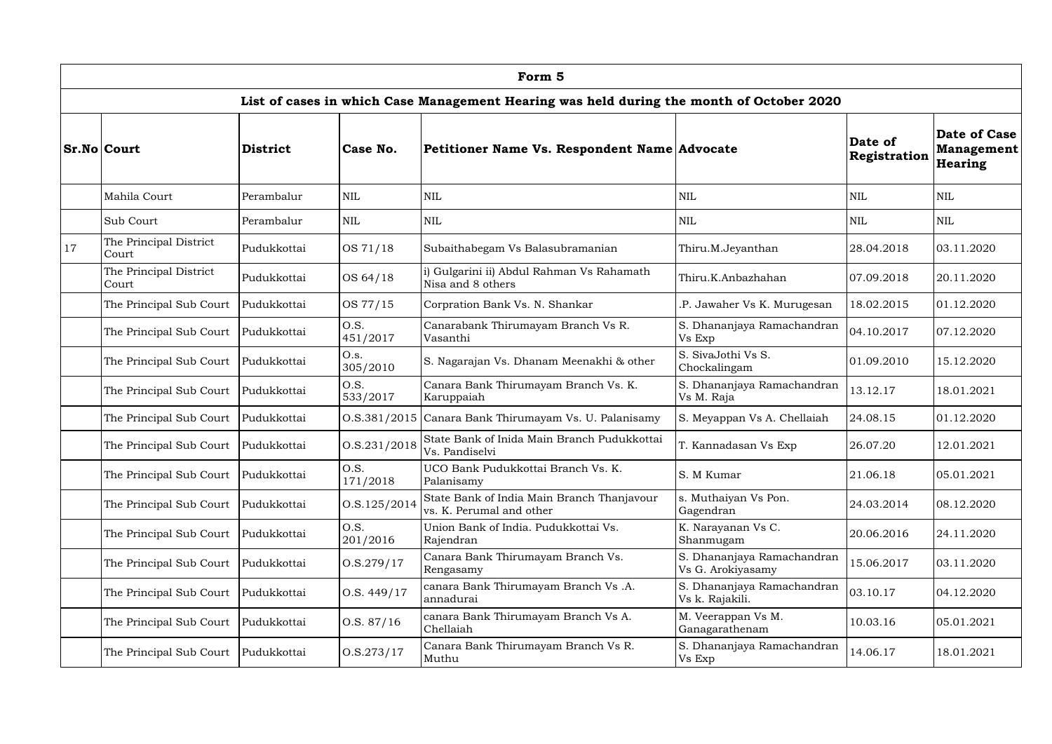| Form 5 | | | | | | | |
|---|---|---|---|---|---|---|---|
| **List of cases in which Case Management Hearing was held during the month of October 2020** | | | | | | | | |

| Sr.No | Court | District | Case No. | Petitioner Name Vs. Respondent Name | Advocate | Date of Registration | Date of Case Management Hearing |
|---|---|---|---|---|---|---|---|
| | Mahila Court | Perambalur | NIL | NIL | NIL | NIL | NIL |
| | Sub Court | Perambalur | NIL | NIL | NIL | NIL | NIL |
| 17 | The Principal District Court | Pudukkottai | OS 71/18 | Subaithabegam Vs Balasubramanian | Thiru.M.Jeyanthan | 28.04.2018 | 03.11.2020 |
| | The Principal District Court | Pudukkottai | OS 64/18 | i) Gulgarini ii) Abdul Rahman Vs Rahamath Nisa and 8 others | Thiru.K.Anbazhahan | 07.09.2018 | 20.11.2020 |
| | The Principal Sub Court | Pudukkottai | OS 77/15 | Corpration Bank Vs. N. Shankar | .P. Jawaher Vs K. Murugesan | 18.02.2015 | 01.12.2020 |
| | The Principal Sub Court | Pudukkottai | O.S. 451/2017 | Canarabank Thirumayam Branch Vs R. Vasanthi | S. Dhananjaya Ramachandran Vs Exp | 04.10.2017 | 07.12.2020 |
| | The Principal Sub Court | Pudukkottai | O.s. 305/2010 | S. Nagarajan Vs. Dhanam Meenakhi & other | S. SivaJothi Vs S. Chockalingam | 01.09.2010 | 15.12.2020 |
| | The Principal Sub Court | Pudukkottai | O.S. 533/2017 | Canara Bank Thirumayam Branch Vs. K. Karuppaiah | S. Dhananjaya Ramachandran Vs M. Raja | 13.12.17 | 18.01.2021 |
| | The Principal Sub Court | Pudukkottai | O.S.381/2015 | Canara Bank Thirumayam Vs. U. Palanisamy | S. Meyappan Vs A. Chellaiah | 24.08.15 | 01.12.2020 |
| | The Principal Sub Court | Pudukkottai | O.S.231/2018 | State Bank of Inida Main Branch Pudukkottai Vs. Pandiselvi | T. Kannadasan Vs Exp | 26.07.20 | 12.01.2021 |
| | The Principal Sub Court | Pudukkottai | O.S. 171/2018 | UCO Bank Pudukkottai Branch Vs. K. Palanisamy | S. M Kumar | 21.06.18 | 05.01.2021 |
| | The Principal Sub Court | Pudukkottai | O.S.125/2014 | State Bank of India Main Branch Thanjavour vs. K. Perumal and other | s. Muthaiyan Vs Pon. Gagendran | 24.03.2014 | 08.12.2020 |
| | The Principal Sub Court | Pudukkottai | O.S. 201/2016 | Union Bank of India. Pudukkottai Vs. Rajendran | K. Narayanan Vs C. Shanmugam | 20.06.2016 | 24.11.2020 |
| | The Principal Sub Court | Pudukkottai | O.S.279/17 | Canara Bank Thirumayam Branch Vs. Rengasamy | S. Dhananjaya Ramachandran Vs G. Arokiyasamy | 15.06.2017 | 03.11.2020 |
| | The Principal Sub Court | Pudukkottai | O.S. 449/17 | canara Bank Thirumayam Branch Vs .A. annadurai | S. Dhananjaya Ramachandran Vs k. Rajakili. | 03.10.17 | 04.12.2020 |
| | The Principal Sub Court | Pudukkottai | O.S. 87/16 | canara Bank Thirumayam Branch Vs A. Chellaiah | M. Veerappan Vs M. Ganagarathenam | 10.03.16 | 05.01.2021 |
| | The Principal Sub Court | Pudukkottai | O.S.273/17 | Canara Bank Thirumayam Branch Vs R. Muthu | S. Dhananjaya Ramachandran Vs Exp | 14.06.17 | 18.01.2021 |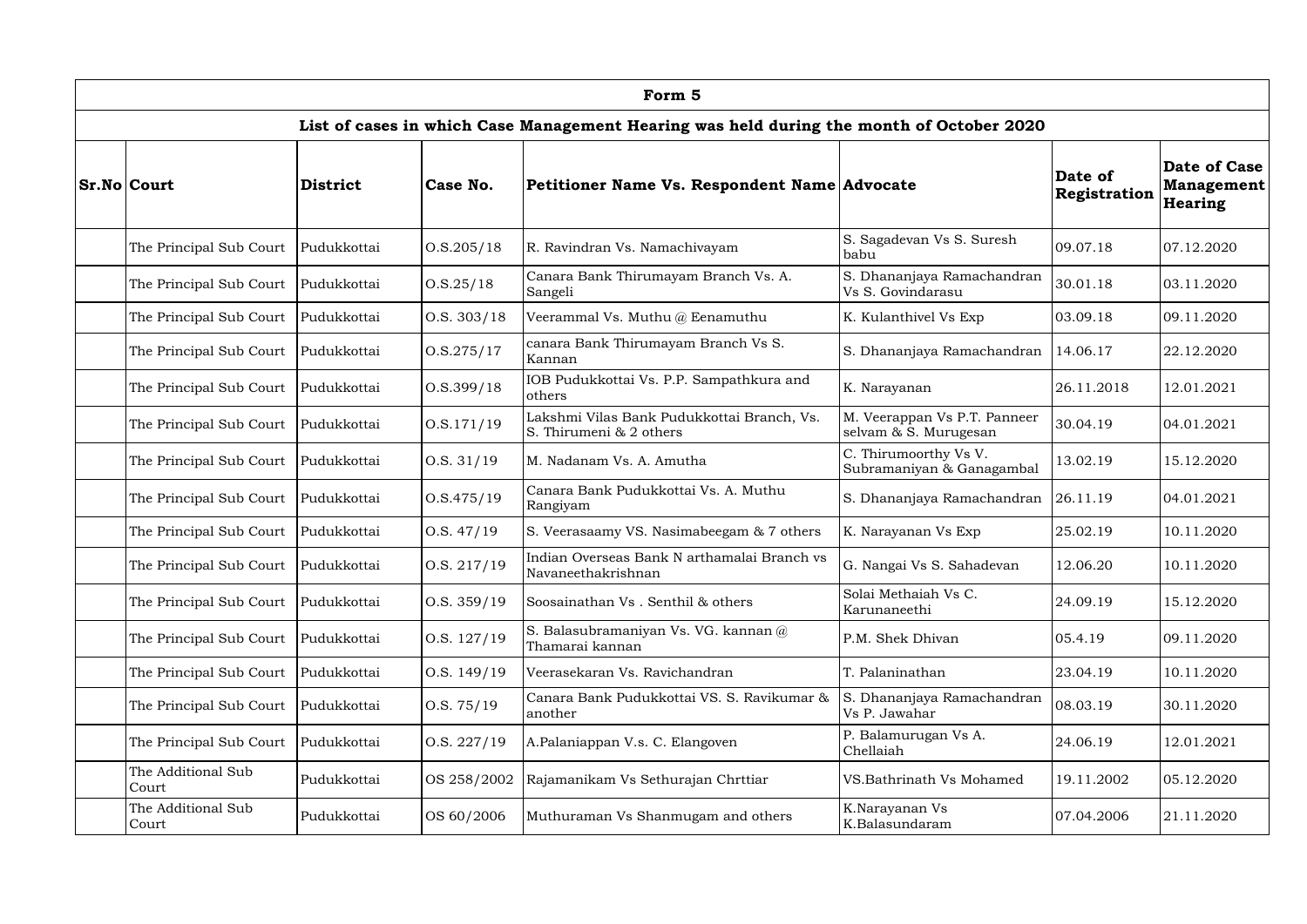# Form 5

## List of cases in which Case Management Hearing was held during the month of October 2020

| Sr.No | Court | District | Case No. | Petitioner Name Vs. Respondent Name | Advocate | Date of Registration | Date of Case Management Hearing |
|---|---|---|---|---|---|---|---|
| | The Principal Sub Court | Pudukkottai | O.S.205/18 | R. Ravindran Vs. Namachivayam | S. Sagadevan Vs S. Suresh babu | 09.07.18 | 07.12.2020 |
| | The Principal Sub Court | Pudukkottai | O.S.25/18 | Canara Bank Thirumayam Branch Vs. A. Sangeli | S. Dhananjaya Ramachandran Vs S. Govindarasu | 30.01.18 | 03.11.2020 |
| | The Principal Sub Court | Pudukkottai | O.S. 303/18 | Veerammal Vs. Muthu @ Eenamuthu | K. Kulanthivel Vs Exp | 03.09.18 | 09.11.2020 |
| | The Principal Sub Court | Pudukkottai | O.S.275/17 | canara Bank Thirumayam Branch Vs S. Kannan | S. Dhananjaya Ramachandran | 14.06.17 | 22.12.2020 |
| | The Principal Sub Court | Pudukkottai | O.S.399/18 | IOB Pudukkottai Vs. P.P. Sampathkura and others | K. Narayanan | 26.11.2018 | 12.01.2021 |
| | The Principal Sub Court | Pudukkottai | O.S.171/19 | Lakshmi Vilas Bank Pudukkottai Branch, Vs. S. Thirumeni & 2 others | M. Veerappan Vs P.T. Panneer selvam & S. Murugesan | 30.04.19 | 04.01.2021 |
| | The Principal Sub Court | Pudukkottai | O.S. 31/19 | M. Nadanam Vs. A. Amutha | C. Thirumoorthy Vs V. Subramaniyan & Ganagambal | 13.02.19 | 15.12.2020 |
| | The Principal Sub Court | Pudukkottai | O.S.475/19 | Canara Bank Pudukkottai Vs. A. Muthu Rangiyam | S. Dhananjaya Ramachandran | 26.11.19 | 04.01.2021 |
| | The Principal Sub Court | Pudukkottai | O.S. 47/19 | S. Veerasaamy VS. Nasimabeegam & 7 others | K. Narayanan Vs Exp | 25.02.19 | 10.11.2020 |
| | The Principal Sub Court | Pudukkottai | O.S. 217/19 | Indian Overseas Bank N arthamalai Branch vs Navaneethakrishnan | G. Nangai Vs S. Sahadevan | 12.06.20 | 10.11.2020 |
| | The Principal Sub Court | Pudukkottai | O.S. 359/19 | Soosainathan Vs . Senthil & others | Solai Methaiah Vs C. Karunaneethi | 24.09.19 | 15.12.2020 |
| | The Principal Sub Court | Pudukkottai | O.S. 127/19 | S. Balasubramaniyan Vs. VG. kannan @ Thamarai kannan | P.M. Shek Dhivan | 05.4.19 | 09.11.2020 |
| | The Principal Sub Court | Pudukkottai | O.S. 149/19 | Veerasekaran Vs. Ravichandran | T. Palaninathan | 23.04.19 | 10.11.2020 |
| | The Principal Sub Court | Pudukkottai | O.S. 75/19 | Canara Bank Pudukkottai VS. S. Ravikumar & another | S. Dhananjaya Ramachandran Vs P. Jawahar | 08.03.19 | 30.11.2020 |
| | The Principal Sub Court | Pudukkottai | O.S. 227/19 | A.Palaniappan V.s. C. Elangoven | P. Balamurugan Vs A. Chellaiah | 24.06.19 | 12.01.2021 |
| | The Additional Sub Court | Pudukkottai | OS 258/2002 | Rajamanikam Vs Sethurajan Chrttiar | VS.Bathrinath Vs Mohamed | 19.11.2002 | 05.12.2020 |
| | The Additional Sub Court | Pudukkottai | OS 60/2006 | Muthuraman Vs Shanmugam and others | K.Narayanan Vs K.Balasundaram | 07.04.2006 | 21.11.2020 |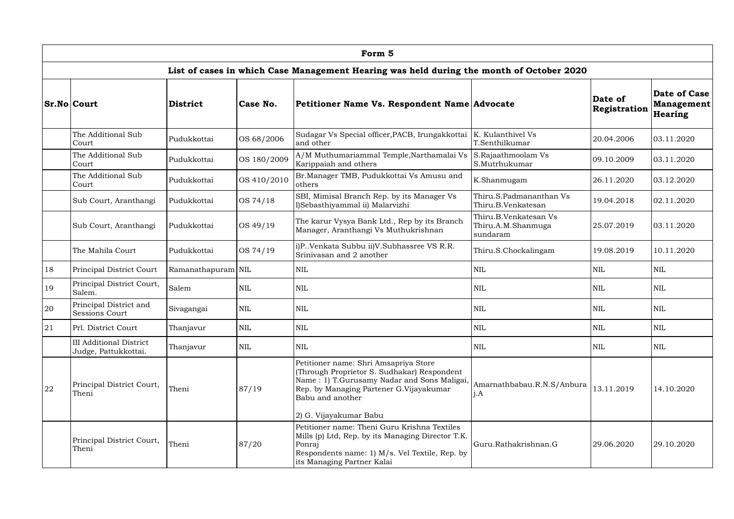| Form 5 | | | | | | | |
|---|---|---|---|---|---|---|---|
| **List of cases in which Case Management Hearing was held during the month of October 2020** | | | | | | | |
| **Sr.No** | **Court** | **District** | **Case No.** | **Petitioner Name Vs. Respondent Name** | **Advocate** | **Date of Registration** | **Date of Case Management Hearing** |
| | The Additional Sub Court | Pudukkottai | OS 68/2006 | Sudagar Vs Special officer,PACB, Irungakkottai and other | K. Kulanthivel Vs T.Senthilkumar | 20.04.2006 | 03.11.2020 |
| | The Additional Sub Court | Pudukkottai | OS 180/2009 | A/M Muthumariammal Temple,Narthamalai Vs Karippaiah and others | S.Rajaathmoolam Vs S.Mutrhukumar | 09.10.2009 | 03.11.2020 |
| | The Additional Sub Court | Pudukkottai | OS 410/2010 | Br.Manager TMB, Pudukkottai Vs Amusu and others | K.Shanmugam | 26.11.2020 | 03.12.2020 |
| | Sub Court, Aranthangi | Pudukkottai | OS 74/18 | SBI, Mimisal Branch Rep. by its Manager Vs I)Sebasthiyammal ii) Malarvizhi | Thiru.S.Padmananthan Vs Thiru.B.Venkatesan | 19.04.2018 | 02.11.2020 |
| | Sub Court, Aranthangi | Pudukkottai | OS 49/19 | The karur Vysya Bank Ltd., Rep by its Branch Manager, Aranthangi Vs Muthukrishnan | Thiru.B.Venkatesan Vs Thiru.A.M.Shanmuga sundaram | 25.07.2019 | 03.11.2020 |
| | The Mahila Court | Pudukkottai | OS 74/19 | i)P..Venkata Subbu ii)V.Subhassree VS R.R. Srinivasan and 2 another | Thiru.S.Chockalingam | 19.08.2019 | 10.11.2020 |
| 18 | Principal District Court | Ramanathapuram | NIL | NIL | NIL | NIL | NIL |
| 19 | Principal District Court, Salem. | Salem | NIL | NIL | NIL | NIL | NIL |
| 20 | Principal District and Sessions Court | Sivagangai | NIL | NIL | NIL | NIL | NIL |
| 21 | Prl. District Court | Thanjavur | NIL | NIL | NIL | NIL | NIL |
| | III Additional District Judge, Pattukkottai. | Thanjavur | NIL | NIL | NIL | NIL | NIL |
| 22 | Principal District Court, Theni | Theni | 87/19 | Petitioner name: Shri Amsapriya Store (Through Proprietor S. Sudhakar) Respondent Name : 1) T.Gurusamy Nadar and Sons Maligai, Rep. by Managing Partener G.Vijayakumar Babu and another<br><br>2) G. Vijayakumar Babu | Amarnathbabau.R.N.S/Anburaj.A | 13.11.2019 | 14.10.2020 |
| | Principal District Court, Theni | Theni | 87/20 | Petitioner name: Theni Guru Krishna Textiles Mills (p) Ltd, Rep. by its Managing Director T.K. Ponraj<br>Respondents name: 1) M/s. Vel Textile, Rep. by its Managing Partner Kalai | Guru.Rathakrishnan.G | 29.06.2020 | 29.10.2020 |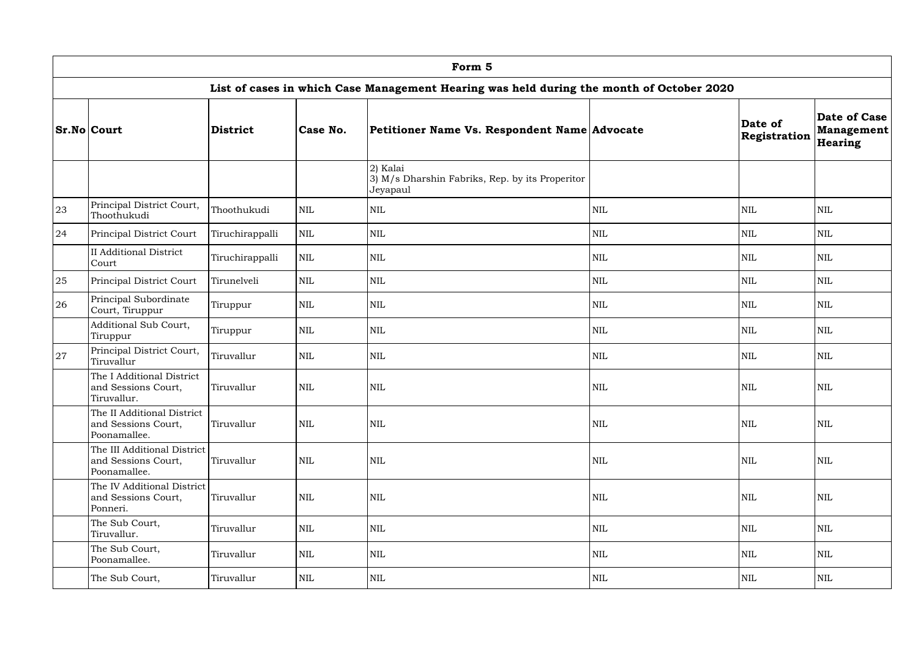| Form 5 | | | | | | | |
|---|---|---|---|---|---|---|---|
| **List of cases in which Case Management Hearing was held during the month of October 2020** | | | | | | | |
| **Sr.No** | **Court** | **District** | **Case No.** | **Petitioner Name Vs. Respondent Name** | **Advocate** | **Date of Registration** | **Date of Case Management Hearing** |
| | | | | 2) Kalai<br>3) M/s Dharshin Fabriks, Rep. by its Properitor Jeyapaul | | | |
| 23 | Principal District Court, Thoothukudi | Thoothukudi | NIL | NIL | NIL | NIL | NIL |
| 24 | Principal District Court | Tiruchirappalli | NIL | NIL | NIL | NIL | NIL |
| | II Additional District Court | Tiruchirappalli | NIL | NIL | NIL | NIL | NIL |
| 25 | Principal District Court | Tirunelveli | NIL | NIL | NIL | NIL | NIL |
| 26 | Principal Subordinate Court, Tiruppur | Tiruppur | NIL | NIL | NIL | NIL | NIL |
| | Additional Sub Court, Tiruppur | Tiruppur | NIL | NIL | NIL | NIL | NIL |
| 27 | Principal District Court, Tiruvallur | Tiruvallur | NIL | NIL | NIL | NIL | NIL |
| | The I Additional District and Sessions Court, Tiruvallur. | Tiruvallur | NIL | NIL | NIL | NIL | NIL |
| | The II Additional District and Sessions Court, Poonamallee. | Tiruvallur | NIL | NIL | NIL | NIL | NIL |
| | The III Additional District and Sessions Court, Poonamallee. | Tiruvallur | NIL | NIL | NIL | NIL | NIL |
| | The IV Additional District and Sessions Court, Ponneri. | Tiruvallur | NIL | NIL | NIL | NIL | NIL |
| | The Sub Court, Tiruvallur. | Tiruvallur | NIL | NIL | NIL | NIL | NIL |
| | The Sub Court, Poonamallee. | Tiruvallur | NIL | NIL | NIL | NIL | NIL |
| | The Sub Court, | Tiruvallur | NIL | NIL | NIL | NIL | NIL |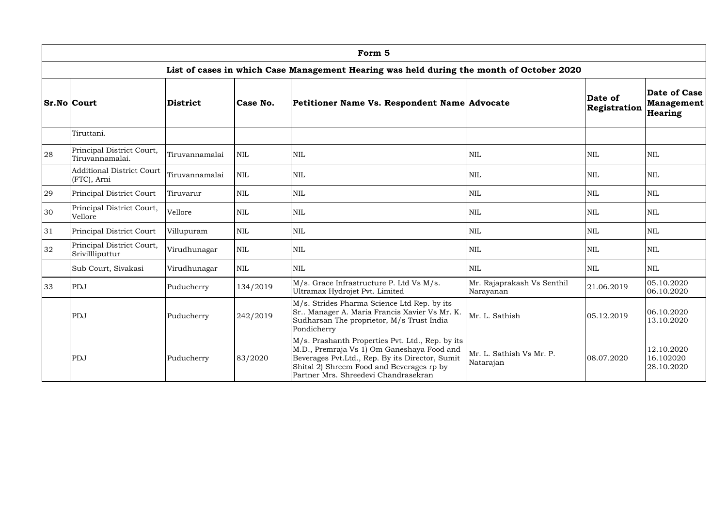| Form 5 | | | | | | | |
|---|---|---|---|---|---|---|---|
| **List of cases in which Case Management Hearing was held during the month of October 2020** | | | | | | | |
| **Sr.No** | **Court** | **District** | **Case No.** | **Petitioner Name Vs. Respondent Name** | **Advocate** | **Date of Registration** | **Date of Case Management Hearing** |
| | Tiruttani. | | | | | | |
| 28 | Principal District Court, Tiruvannamalai. | Tiruvannamalai | NIL | NIL | NIL | NIL | NIL |
| | Additional District Court (FTC), Arni | Tiruvannamalai | NIL | NIL | NIL | NIL | NIL |
| 29 | Principal District Court | Tiruvarur | NIL | NIL | NIL | NIL | NIL |
| 30 | Principal District Court, Vellore | Vellore | NIL | NIL | NIL | NIL | NIL |
| 31 | Principal District Court | Villupuram | NIL | NIL | NIL | NIL | NIL |
| 32 | Principal District Court, Srivillliputtur | Virudhunagar | NIL | NIL | NIL | NIL | NIL |
| | Sub Court, Sivakasi | Virudhunagar | NIL | NIL | NIL | NIL | NIL |
| 33 | PDJ | Puducherry | 134/2019 | M/s. Grace Infrastructure P. Ltd Vs M/s. Ultramax Hydrojet Pvt. Limited | Mr. Rajaprakash Vs Senthil Narayanan | 21.06.2019 | 05.10.2020 06.10.2020 |
| | PDJ | Puducherry | 242/2019 | M/s. Strides Pharma Science Ltd Rep. by its Sr.. Manager A. Maria Francis Xavier Vs Mr. K. Sudharsan The proprietor, M/s Trust India Pondicherry | Mr. L. Sathish | 05.12.2019 | 06.10.2020 13.10.2020 |
| | PDJ | Puducherry | 83/2020 | M/s. Prashanth Properties Pvt. Ltd., Rep. by its M.D., Premraja Vs 1) Om Ganeshaya Food and Beverages Pvt.Ltd., Rep. By its Director, Sumit Shital 2) Shreem Food and Beverages rp by Partner Mrs. Shreedevi Chandrasekran | Mr. L. Sathish Vs Mr. P. Natarajan | 08.07.2020 | 12.10.2020 16.102020 28.10.2020 |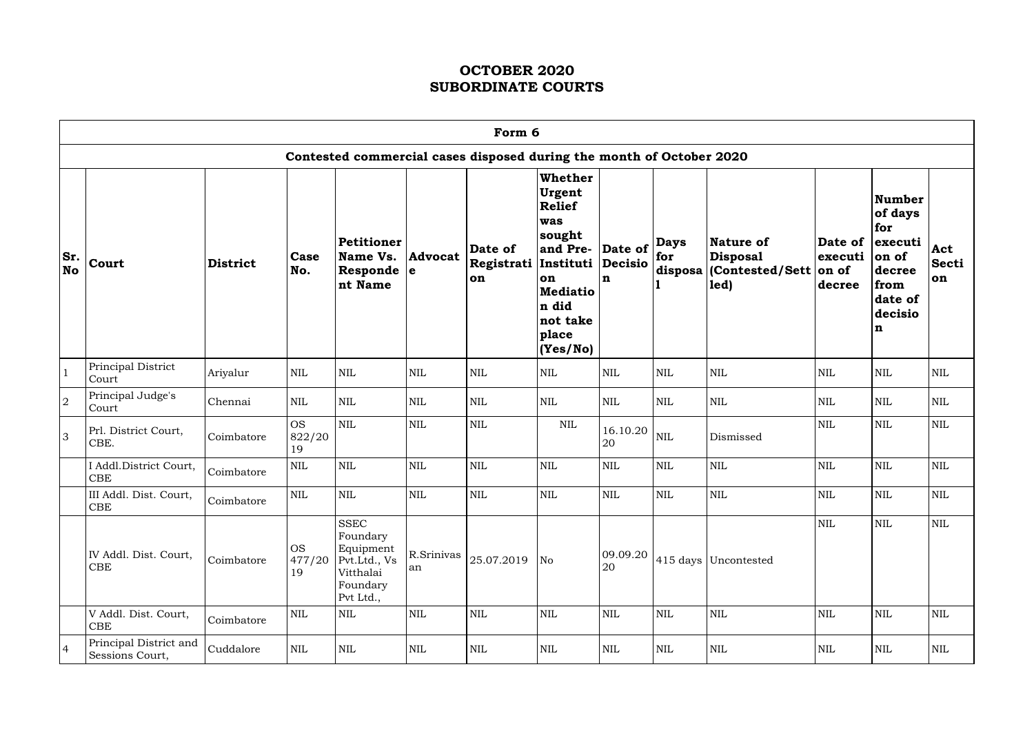# OCTOBER 2020
# SUBORDINATE COURTS

| Form 6 | | | | | | | | | | | | | |
|---|---|---|---|---|---|---|---|---|---|---|---|---|---|
| **Contested commercial cases disposed during the month of October 2020** | | | | | | | | | | | | | |
| **Sr. No** | **Court** | **District** | **Case No.** | **Petitioner Name Vs. Respondent Name** | **Advocate** | **Date of Registration** | **Whether Urgent Relief was sought and Pre-Institution Mediation did not take place (Yes/No)** | **Date of Decision** | **Days for disposal** | **Nature of Disposal (Contested/Settled)** | **Date of execution of decree** | **Number of days for execution of decree from date of decision** | **Act Section** |
| 1 | Principal District Court | Ariyalur | NIL | NIL | NIL | NIL | NIL | NIL | NIL | NIL | NIL | NIL | NIL |
| 2 | Principal Judge's Court | Chennai | NIL | NIL | NIL | NIL | NIL | NIL | NIL | NIL | NIL | NIL | NIL |
| 3 | Prl. District Court, CBE. | Coimbatore | OS 822/2019 | NIL | NIL | NIL | NIL | 16.10.2020 | NIL | Dismissed | NIL | NIL | NIL |
| | I Addl.District Court, CBE | Coimbatore | NIL | NIL | NIL | NIL | NIL | NIL | NIL | NIL | NIL | NIL | NIL |
| | III Addl. Dist. Court, CBE | Coimbatore | NIL | NIL | NIL | NIL | NIL | NIL | NIL | NIL | NIL | NIL | NIL |
| | IV Addl. Dist. Court, CBE | Coimbatore | OS 477/2019 | SSEC Foundary Equipment Pvt.Ltd., Vs Vitthalai Foundary Pvt Ltd., | R.Srinivasan | 25.07.2019 | No | 09.09.2020 | 415 days | Uncontested | NIL | NIL | NIL |
| | V Addl. Dist. Court, CBE | Coimbatore | NIL | NIL | NIL | NIL | NIL | NIL | NIL | NIL | NIL | NIL | NIL |
| 4 | Principal District and Sessions Court, | Cuddalore | NIL | NIL | NIL | NIL | NIL | NIL | NIL | NIL | NIL | NIL | NIL |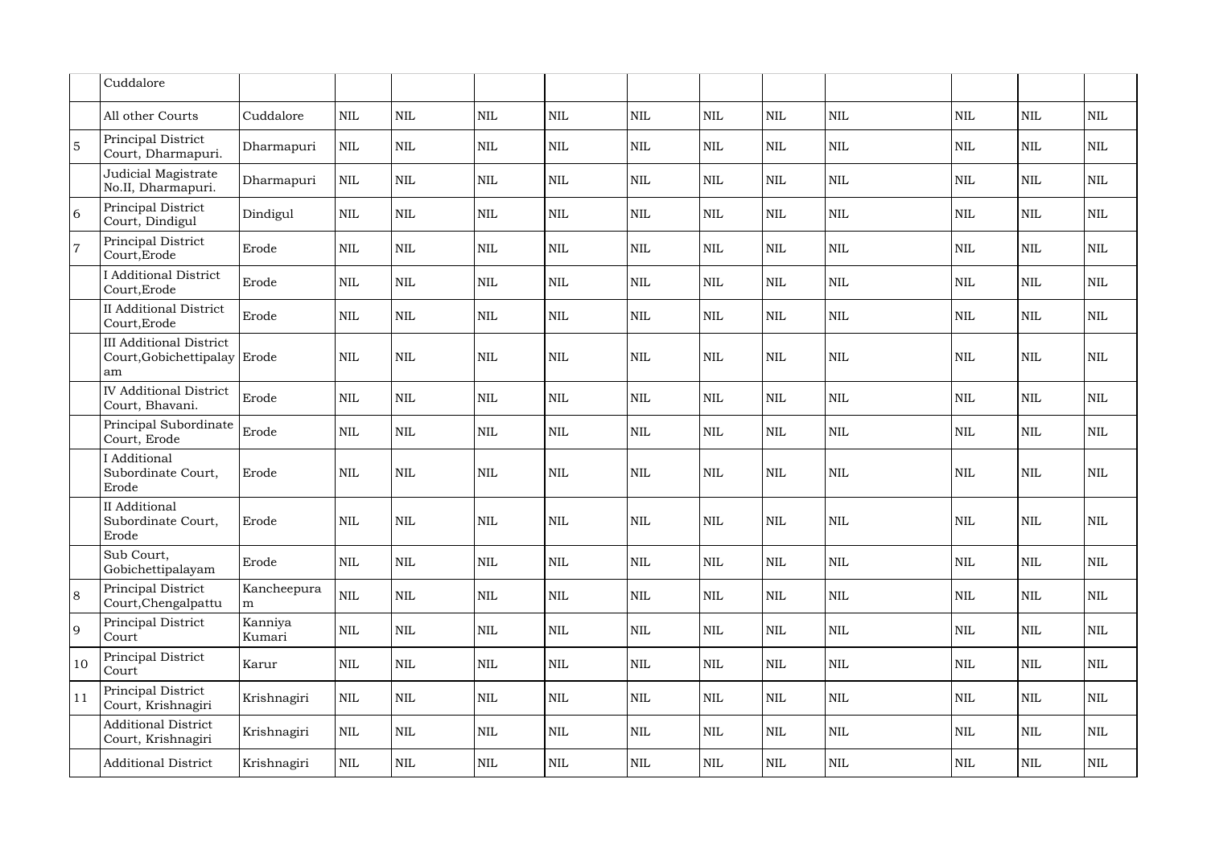| | | | | | | | | | | | | | |
|---|---|---|---|---|---|---|---|---|---|---|---|---|---|
| | Cuddalore | | | | | | | | | | | | |
| | All other Courts | Cuddalore | NIL | NIL | NIL | NIL | NIL | NIL | NIL | NIL | NIL | NIL | NIL |
| 5 | Principal District Court, Dharmapuri. | Dharmapuri | NIL | NIL | NIL | NIL | NIL | NIL | NIL | NIL | NIL | NIL | NIL |
| | Judicial Magistrate No.II, Dharmapuri. | Dharmapuri | NIL | NIL | NIL | NIL | NIL | NIL | NIL | NIL | NIL | NIL | NIL |
| 6 | Principal District Court, Dindigul | Dindigul | NIL | NIL | NIL | NIL | NIL | NIL | NIL | NIL | NIL | NIL | NIL |
| 7 | Principal District Court,Erode | Erode | NIL | NIL | NIL | NIL | NIL | NIL | NIL | NIL | NIL | NIL | NIL |
| | I Additional District Court,Erode | Erode | NIL | NIL | NIL | NIL | NIL | NIL | NIL | NIL | NIL | NIL | NIL |
| | II Additional District Court,Erode | Erode | NIL | NIL | NIL | NIL | NIL | NIL | NIL | NIL | NIL | NIL | NIL |
| | III Additional District Court,Gobichettipalayam | Erode | NIL | NIL | NIL | NIL | NIL | NIL | NIL | NIL | NIL | NIL | NIL |
| | IV Additional District Court, Bhavani. | Erode | NIL | NIL | NIL | NIL | NIL | NIL | NIL | NIL | NIL | NIL | NIL |
| | Principal Subordinate Court, Erode | Erode | NIL | NIL | NIL | NIL | NIL | NIL | NIL | NIL | NIL | NIL | NIL |
| | I Additional Subordinate Court, Erode | Erode | NIL | NIL | NIL | NIL | NIL | NIL | NIL | NIL | NIL | NIL | NIL |
| | II Additional Subordinate Court, Erode | Erode | NIL | NIL | NIL | NIL | NIL | NIL | NIL | NIL | NIL | NIL | NIL |
| | Sub Court, Gobichettipalayam | Erode | NIL | NIL | NIL | NIL | NIL | NIL | NIL | NIL | NIL | NIL | NIL |
| 8 | Principal District Court,Chengalpattu | Kancheepuram | NIL | NIL | NIL | NIL | NIL | NIL | NIL | NIL | NIL | NIL | NIL |
| 9 | Principal District Court | Kanniya Kumari | NIL | NIL | NIL | NIL | NIL | NIL | NIL | NIL | NIL | NIL | NIL |
| 10 | Principal District Court | Karur | NIL | NIL | NIL | NIL | NIL | NIL | NIL | NIL | NIL | NIL | NIL |
| 11 | Principal District Court, Krishnagiri | Krishnagiri | NIL | NIL | NIL | NIL | NIL | NIL | NIL | NIL | NIL | NIL | NIL |
| | Additional District Court, Krishnagiri | Krishnagiri | NIL | NIL | NIL | NIL | NIL | NIL | NIL | NIL | NIL | NIL | NIL |
| | Additional District | Krishnagiri | NIL | NIL | NIL | NIL | NIL | NIL | NIL | NIL | NIL | NIL | NIL |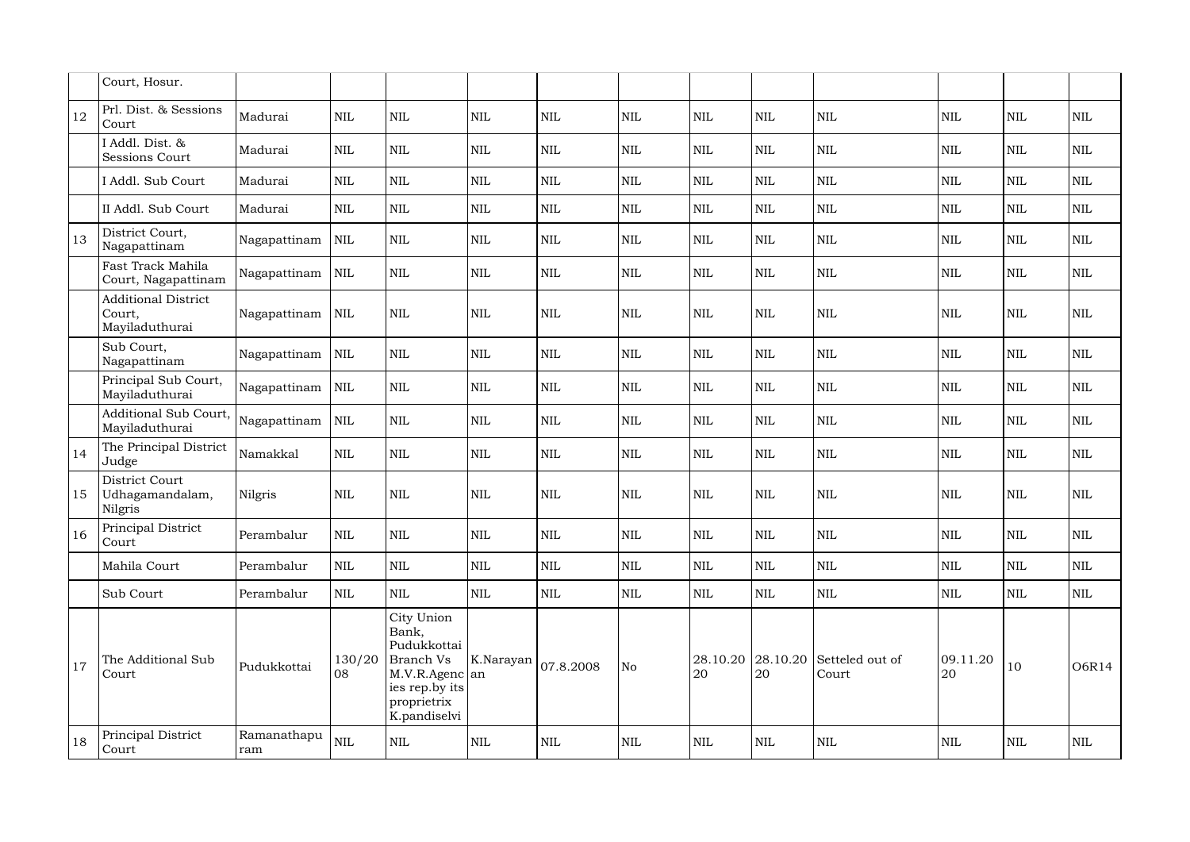|  | Court, Hosur. |  |  |  |  |  |  |  |  |  |  |  |  |
|---|---|---|---|---|---|---|---|---|---|---|---|---|---|
| 12 | Prl. Dist. & Sessions Court | Madurai | NIL | NIL | NIL | NIL | NIL | NIL | NIL | NIL | NIL | NIL | NIL |
|  | I Addl. Dist. & Sessions Court | Madurai | NIL | NIL | NIL | NIL | NIL | NIL | NIL | NIL | NIL | NIL | NIL |
|  | I Addl. Sub Court | Madurai | NIL | NIL | NIL | NIL | NIL | NIL | NIL | NIL | NIL | NIL | NIL |
|  | II Addl. Sub Court | Madurai | NIL | NIL | NIL | NIL | NIL | NIL | NIL | NIL | NIL | NIL | NIL |
| 13 | District Court, Nagapattinam | Nagapattinam | NIL | NIL | NIL | NIL | NIL | NIL | NIL | NIL | NIL | NIL | NIL |
|  | Fast Track Mahila Court, Nagapattinam | Nagapattinam | NIL | NIL | NIL | NIL | NIL | NIL | NIL | NIL | NIL | NIL | NIL |
|  | Additional District Court, Mayiladuthurai | Nagapattinam | NIL | NIL | NIL | NIL | NIL | NIL | NIL | NIL | NIL | NIL | NIL |
|  | Sub Court, Nagapattinam | Nagapattinam | NIL | NIL | NIL | NIL | NIL | NIL | NIL | NIL | NIL | NIL | NIL |
|  | Principal Sub Court, Mayiladuthurai | Nagapattinam | NIL | NIL | NIL | NIL | NIL | NIL | NIL | NIL | NIL | NIL | NIL |
|  | Additional Sub Court, Mayiladuthurai | Nagapattinam | NIL | NIL | NIL | NIL | NIL | NIL | NIL | NIL | NIL | NIL | NIL |
| 14 | The Principal District Judge | Namakkal | NIL | NIL | NIL | NIL | NIL | NIL | NIL | NIL | NIL | NIL | NIL |
| 15 | District Court Udhagamandalam, Nilgris | Nilgris | NIL | NIL | NIL | NIL | NIL | NIL | NIL | NIL | NIL | NIL | NIL |
| 16 | Principal District Court | Perambalur | NIL | NIL | NIL | NIL | NIL | NIL | NIL | NIL | NIL | NIL | NIL |
|  | Mahila Court | Perambalur | NIL | NIL | NIL | NIL | NIL | NIL | NIL | NIL | NIL | NIL | NIL |
|  | Sub Court | Perambalur | NIL | NIL | NIL | NIL | NIL | NIL | NIL | NIL | NIL | NIL | NIL |
| 17 | The Additional Sub Court | Pudukkottai | 130/2008 | City Union Bank, Pudukkottai Branch Vs M.V.R.Agencies rep.by its proprietrix K.pandiselvi | K.Narayanan | 07.8.2008 | No | 28.10.2020 | 28.10.2020 | Setteled out of Court | 09.11.2020 | 10 | O6R14 |
| 18 | Principal District Court | Ramanathapuram | NIL | NIL | NIL | NIL | NIL | NIL | NIL | NIL | NIL | NIL | NIL |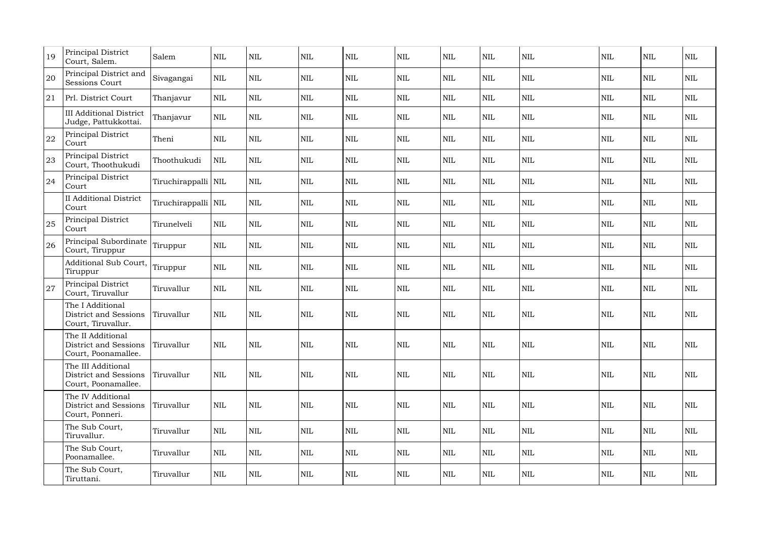| 19 | Principal District Court, Salem. | Salem | NIL | NIL | NIL | NIL | NIL | NIL | NIL | NIL | NIL | NIL | NIL |
|---|---|---|---|---|---|---|---|---|---|---|---|---|---|
| 20 | Principal District and Sessions Court | Sivagangai | NIL | NIL | NIL | NIL | NIL | NIL | NIL | NIL | NIL | NIL | NIL |
| 21 | Prl. District Court | Thanjavur | NIL | NIL | NIL | NIL | NIL | NIL | NIL | NIL | NIL | NIL | NIL |
| | III Additional District Judge, Pattukkottai. | Thanjavur | NIL | NIL | NIL | NIL | NIL | NIL | NIL | NIL | NIL | NIL | NIL |
| 22 | Principal District Court | Theni | NIL | NIL | NIL | NIL | NIL | NIL | NIL | NIL | NIL | NIL | NIL |
| 23 | Principal District Court, Thoothukudi | Thoothukudi | NIL | NIL | NIL | NIL | NIL | NIL | NIL | NIL | NIL | NIL | NIL |
| 24 | Principal District Court | Tiruchirappalli | NIL | NIL | NIL | NIL | NIL | NIL | NIL | NIL | NIL | NIL | NIL |
| | II Additional District Court | Tiruchirappalli | NIL | NIL | NIL | NIL | NIL | NIL | NIL | NIL | NIL | NIL | NIL |
| 25 | Principal District Court | Tirunelveli | NIL | NIL | NIL | NIL | NIL | NIL | NIL | NIL | NIL | NIL | NIL |
| 26 | Principal Subordinate Court, Tiruppur | Tiruppur | NIL | NIL | NIL | NIL | NIL | NIL | NIL | NIL | NIL | NIL | NIL |
| | Additional Sub Court, Tiruppur | Tiruppur | NIL | NIL | NIL | NIL | NIL | NIL | NIL | NIL | NIL | NIL | NIL |
| 27 | Principal District Court, Tiruvallur | Tiruvallur | NIL | NIL | NIL | NIL | NIL | NIL | NIL | NIL | NIL | NIL | NIL |
| | The I Additional District and Sessions Court, Tiruvallur. | Tiruvallur | NIL | NIL | NIL | NIL | NIL | NIL | NIL | NIL | NIL | NIL | NIL |
| | The II Additional District and Sessions Court, Poonamallee. | Tiruvallur | NIL | NIL | NIL | NIL | NIL | NIL | NIL | NIL | NIL | NIL | NIL |
| | The III Additional District and Sessions Court, Poonamallee. | Tiruvallur | NIL | NIL | NIL | NIL | NIL | NIL | NIL | NIL | NIL | NIL | NIL |
| | The IV Additional District and Sessions Court, Ponneri. | Tiruvallur | NIL | NIL | NIL | NIL | NIL | NIL | NIL | NIL | NIL | NIL | NIL |
| | The Sub Court, Tiruvallur. | Tiruvallur | NIL | NIL | NIL | NIL | NIL | NIL | NIL | NIL | NIL | NIL | NIL |
| | The Sub Court, Poonamallee. | Tiruvallur | NIL | NIL | NIL | NIL | NIL | NIL | NIL | NIL | NIL | NIL | NIL |
| | The Sub Court, Tiruttani. | Tiruvallur | NIL | NIL | NIL | NIL | NIL | NIL | NIL | NIL | NIL | NIL | NIL |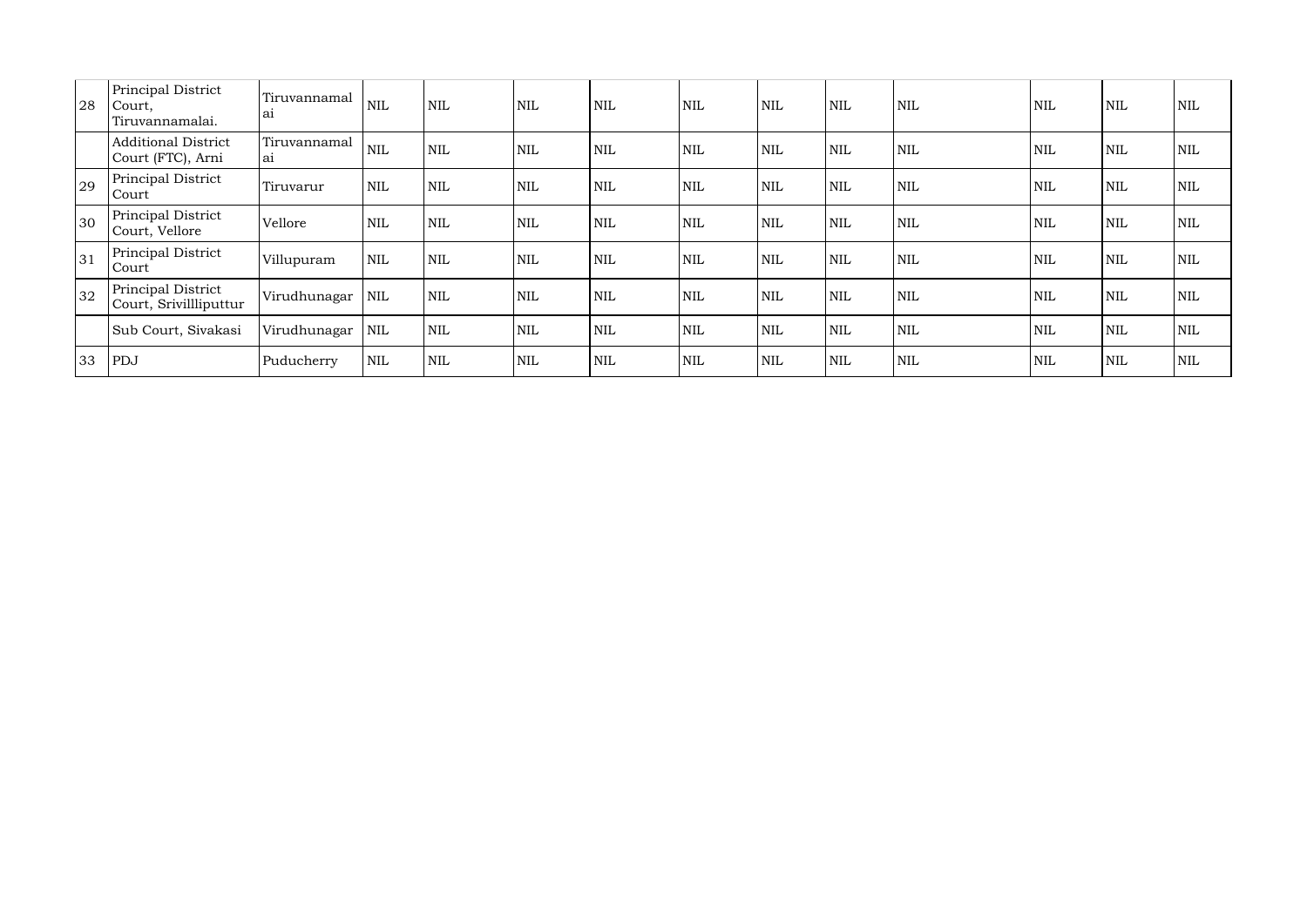| | | | | | | | | | | | | | |
|---|---|---|---|---|---|---|---|---|---|---|---|---|---|
| 28 | Principal District Court, Tiruvannamalai. | Tiruvannamalai | NIL | NIL | NIL | NIL | NIL | NIL | NIL | NIL | NIL | NIL | NIL |
| | Additional District Court (FTC), Arni | Tiruvannamalai | NIL | NIL | NIL | NIL | NIL | NIL | NIL | NIL | NIL | NIL | NIL |
| 29 | Principal District Court | Tiruvarur | NIL | NIL | NIL | NIL | NIL | NIL | NIL | NIL | NIL | NIL | NIL |
| 30 | Principal District Court, Vellore | Vellore | NIL | NIL | NIL | NIL | NIL | NIL | NIL | NIL | NIL | NIL | NIL |
| 31 | Principal District Court | Villupuram | NIL | NIL | NIL | NIL | NIL | NIL | NIL | NIL | NIL | NIL | NIL |
| 32 | Principal District Court, Srivillliputtur | Virudhunagar | NIL | NIL | NIL | NIL | NIL | NIL | NIL | NIL | NIL | NIL | NIL |
| | Sub Court, Sivakasi | Virudhunagar | NIL | NIL | NIL | NIL | NIL | NIL | NIL | NIL | NIL | NIL | NIL |
| 33 | PDJ | Puducherry | NIL | NIL | NIL | NIL | NIL | NIL | NIL | NIL | NIL | NIL | NIL |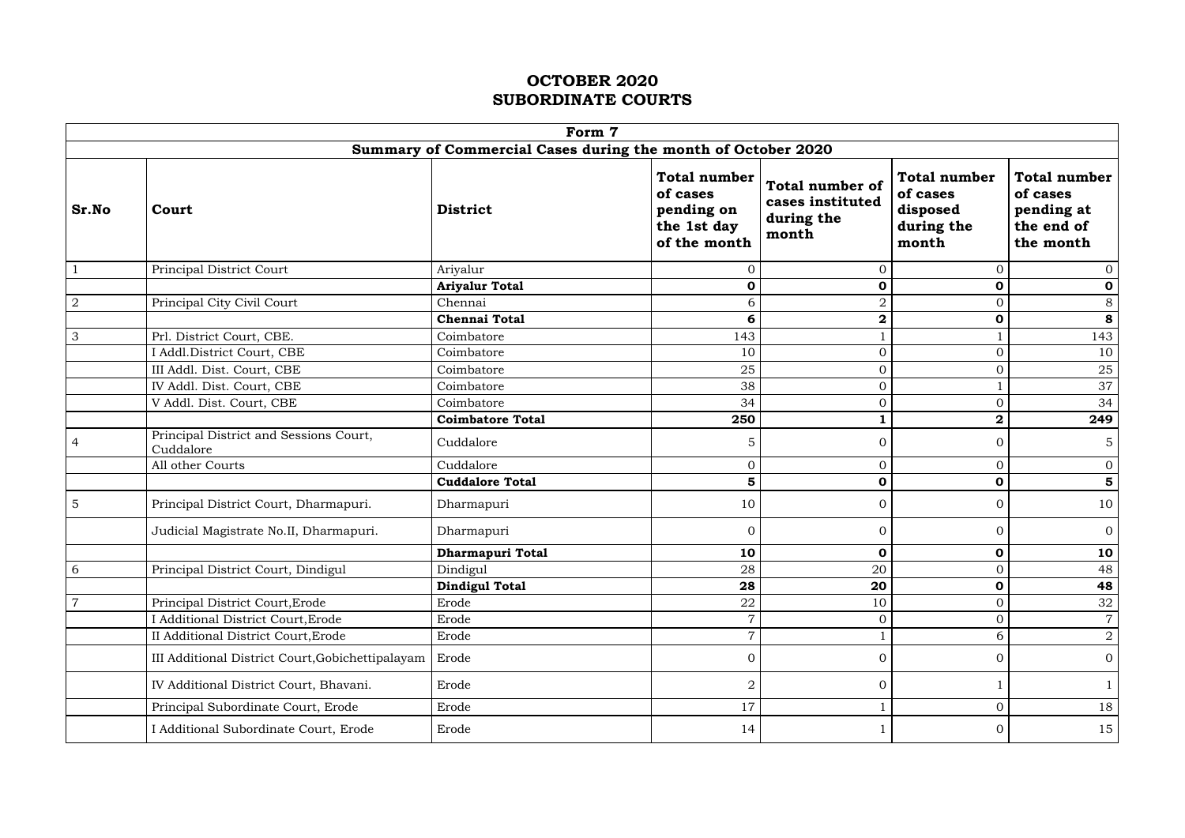# OCTOBER 2020
# SUBORDINATE COURTS

| Form 7 | | | | | | |
|---|---|---|---|---|---|---|
| Summary of Commercial Cases during the month of October 2020 | | | | | | |
| **Sr.No** | **Court** | **District** | **Total number of cases pending on the 1st day of the month** | **Total number of cases instituted during the month** | **Total number of cases disposed during the month** | **Total number of cases pending at the end of the month** |
| 1 | Principal District Court | Ariyalur | 0 | 0 | 0 | 0 |
| | | **Ariyalur Total** | **0** | **0** | **0** | **0** |
| 2 | Principal City Civil Court | Chennai | 6 | 2 | 0 | 8 |
| | | **Chennai Total** | **6** | **2** | **0** | **8** |
| 3 | Prl. District Court, CBE. | Coimbatore | 143 | 1 | 1 | 143 |
| | I Addl.District Court, CBE | Coimbatore | 10 | 0 | 0 | 10 |
| | III Addl. Dist. Court, CBE | Coimbatore | 25 | 0 | 0 | 25 |
| | IV Addl. Dist. Court, CBE | Coimbatore | 38 | 0 | 1 | 37 |
| | V Addl. Dist. Court, CBE | Coimbatore | 34 | 0 | 0 | 34 |
| | | **Coimbatore Total** | **250** | **1** | **2** | **249** |
| 4 | Principal District and Sessions Court, Cuddalore | Cuddalore | 5 | 0 | 0 | 5 |
| | All other Courts | Cuddalore | 0 | 0 | 0 | 0 |
| | | **Cuddalore Total** | **5** | **0** | **0** | **5** |
| 5 | Principal District Court, Dharmapuri. | Dharmapuri | 10 | 0 | 0 | 10 |
| | Judicial Magistrate No.II, Dharmapuri. | Dharmapuri | 0 | 0 | 0 | 0 |
| | | **Dharmapuri Total** | **10** | **0** | **0** | **10** |
| 6 | Principal District Court, Dindigul | Dindigul | 28 | 20 | 0 | 48 |
| | | **Dindigul Total** | **28** | **20** | **0** | **48** |
| 7 | Principal District Court,Erode | Erode | 22 | 10 | 0 | 32 |
| | I Additional District Court,Erode | Erode | 7 | 0 | 0 | 7 |
| | II Additional District Court,Erode | Erode | 7 | 1 | 6 | 2 |
| | III Additional District Court,Gobichettipalayam | Erode | 0 | 0 | 0 | 0 |
| | IV Additional District Court, Bhavani. | Erode | 2 | 0 | 1 | 1 |
| | Principal Subordinate Court, Erode | Erode | 17 | 1 | 0 | 18 |
| | I Additional Subordinate Court, Erode | Erode | 14 | 1 | 0 | 15 |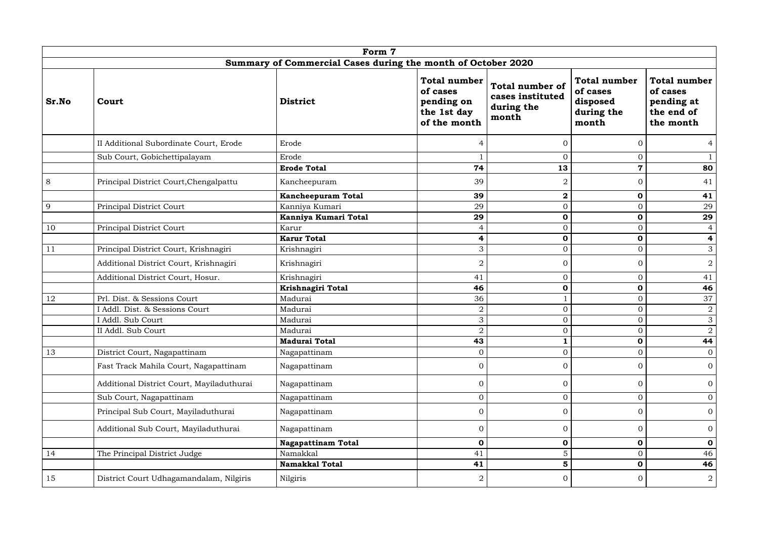| Form 7 | | | | | | |
|---|---|---|---|---|---|---|
| **Summary of Commercial Cases during the month of October 2020** | | | | | | |
| **Sr.No** | **Court** | **District** | **Total number of cases pending on the 1st day of the month** | **Total number of cases instituted during the month** | **Total number of cases disposed during the month** | **Total number of cases pending at the end of the month** |
| | II Additional Subordinate Court, Erode | Erode | 4 | 0 | 0 | 4 |
| | Sub Court, Gobichettipalayam | Erode | 1 | 0 | 0 | 1 |
| | | **Erode Total** | **74** | **13** | **7** | **80** |
| 8 | Principal District Court,Chengalpattu | Kancheepuram | 39 | 2 | 0 | 41 |
| | | **Kancheepuram Total** | **39** | **2** | **0** | **41** |
| 9 | Principal District Court | Kanniya Kumari | 29 | 0 | 0 | 29 |
| | | **Kanniya Kumari Total** | **29** | **0** | **0** | **29** |
| 10 | Principal District Court | Karur | 4 | 0 | 0 | 4 |
| | | **Karur Total** | **4** | **0** | **0** | **4** |
| 11 | Principal District Court, Krishnagiri | Krishnagiri | 3 | 0 | 0 | 3 |
| | Additional District Court, Krishnagiri | Krishnagiri | 2 | 0 | 0 | 2 |
| | Additional District Court, Hosur. | Krishnagiri | 41 | 0 | 0 | 41 |
| | | **Krishnagiri Total** | **46** | **0** | **0** | **46** |
| 12 | Prl. Dist. & Sessions Court | Madurai | 36 | 1 | 0 | 37 |
| | I Addl. Dist. & Sessions Court | Madurai | 2 | 0 | 0 | 2 |
| | I Addl. Sub Court | Madurai | 3 | 0 | 0 | 3 |
| | II Addl. Sub Court | Madurai | 2 | 0 | 0 | 2 |
| | | **Madurai Total** | **43** | **1** | **0** | **44** |
| 13 | District Court, Nagapattinam | Nagapattinam | 0 | 0 | 0 | 0 |
| | Fast Track Mahila Court, Nagapattinam | Nagapattinam | 0 | 0 | 0 | 0 |
| | Additional District Court, Mayiladuthurai | Nagapattinam | 0 | 0 | 0 | 0 |
| | Sub Court, Nagapattinam | Nagapattinam | 0 | 0 | 0 | 0 |
| | Principal Sub Court, Mayiladuthurai | Nagapattinam | 0 | 0 | 0 | 0 |
| | Additional Sub Court, Mayiladuthurai | Nagapattinam | 0 | 0 | 0 | 0 |
| | | **Nagapattinam Total** | **0** | **0** | **0** | **0** |
| 14 | The Principal District Judge | Namakkal | 41 | 5 | 0 | 46 |
| | | **Namakkal Total** | **41** | **5** | **0** | **46** |
| 15 | District Court Udhagamandalam, Nilgiris | Nilgiris | 2 | 0 | 0 | 2 |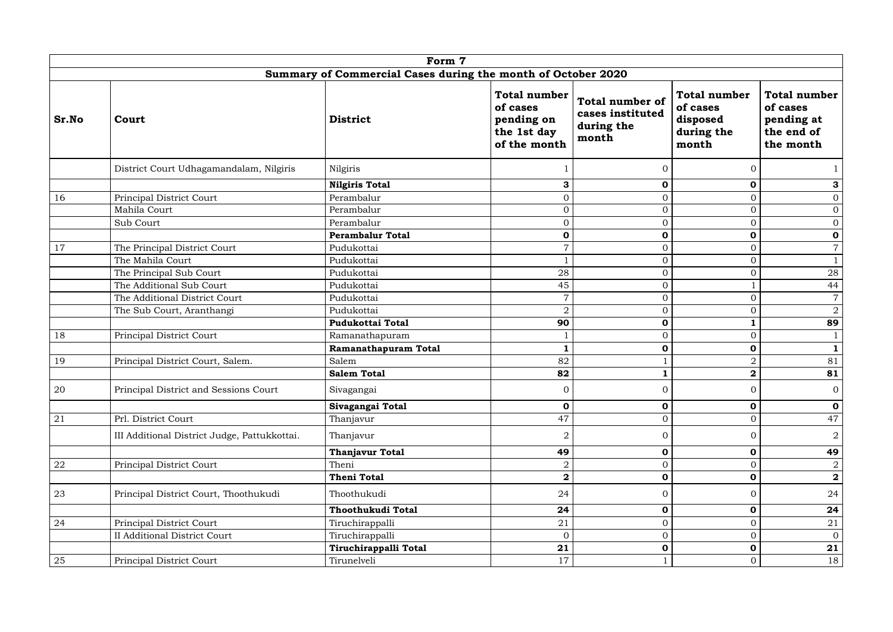| Form 7 | | | | | | |
|---|---|---|---|---|---|---|
| **Summary of Commercial Cases during the month of October 2020** | | | | | | |
| **Sr.No** | **Court** | **District** | **Total number of cases pending on the 1st day of the month** | **Total number of cases instituted during the month** | **Total number of cases disposed during the month** | **Total number of cases pending at the end of the month** |
| | District Court Udhagamandalam, Nilgiris | Nilgiris | 1 | 0 | 0 | 1 |
| | | **Nilgiris Total** | **3** | **0** | **0** | **3** |
| 16 | Principal District Court | Perambalur | 0 | 0 | 0 | 0 |
| | Mahila Court | Perambalur | 0 | 0 | 0 | 0 |
| | Sub Court | Perambalur | 0 | 0 | 0 | 0 |
| | | **Perambalur Total** | **0** | **0** | **0** | **0** |
| 17 | The Principal District Court | Pudukottai | 7 | 0 | 0 | 7 |
| | The Mahila Court | Pudukottai | 1 | 0 | 0 | 1 |
| | The Principal Sub Court | Pudukottai | 28 | 0 | 0 | 28 |
| | The Additional Sub Court | Pudukottai | 45 | 0 | 1 | 44 |
| | The Additional District Court | Pudukottai | 7 | 0 | 0 | 7 |
| | The Sub Court, Aranthangi | Pudukottai | 2 | 0 | 0 | 2 |
| | | **Pudukottai Total** | **90** | **0** | **1** | **89** |
| 18 | Principal District Court | Ramanathapuram | 1 | 0 | 0 | 1 |
| | | **Ramanathapuram Total** | **1** | **0** | **0** | **1** |
| 19 | Principal District Court, Salem. | Salem | 82 | 1 | 2 | 81 |
| | | **Salem Total** | **82** | **1** | **2** | **81** |
| 20 | Principal District and Sessions Court | Sivagangai | 0 | 0 | 0 | 0 |
| | | **Sivagangai Total** | **0** | **0** | **0** | **0** |
| 21 | Prl. District Court | Thanjavur | 47 | 0 | 0 | 47 |
| | III Additional District Judge, Pattukkottai. | Thanjavur | 2 | 0 | 0 | 2 |
| | | **Thanjavur Total** | **49** | **0** | **0** | **49** |
| 22 | Principal District Court | Theni | 2 | 0 | 0 | 2 |
| | | **Theni Total** | **2** | **0** | **0** | **2** |
| 23 | Principal District Court, Thoothukudi | Thoothukudi | 24 | 0 | 0 | 24 |
| | | **Thoothukudi Total** | **24** | **0** | **0** | **24** |
| 24 | Principal District Court | Tiruchirappalli | 21 | 0 | 0 | 21 |
| | II Additional District Court | Tiruchirappalli | 0 | 0 | 0 | 0 |
| | | **Tiruchirappalli Total** | **21** | **0** | **0** | **21** |
| 25 | Principal District Court | Tirunelveli | 17 | 1 | 0 | 18 |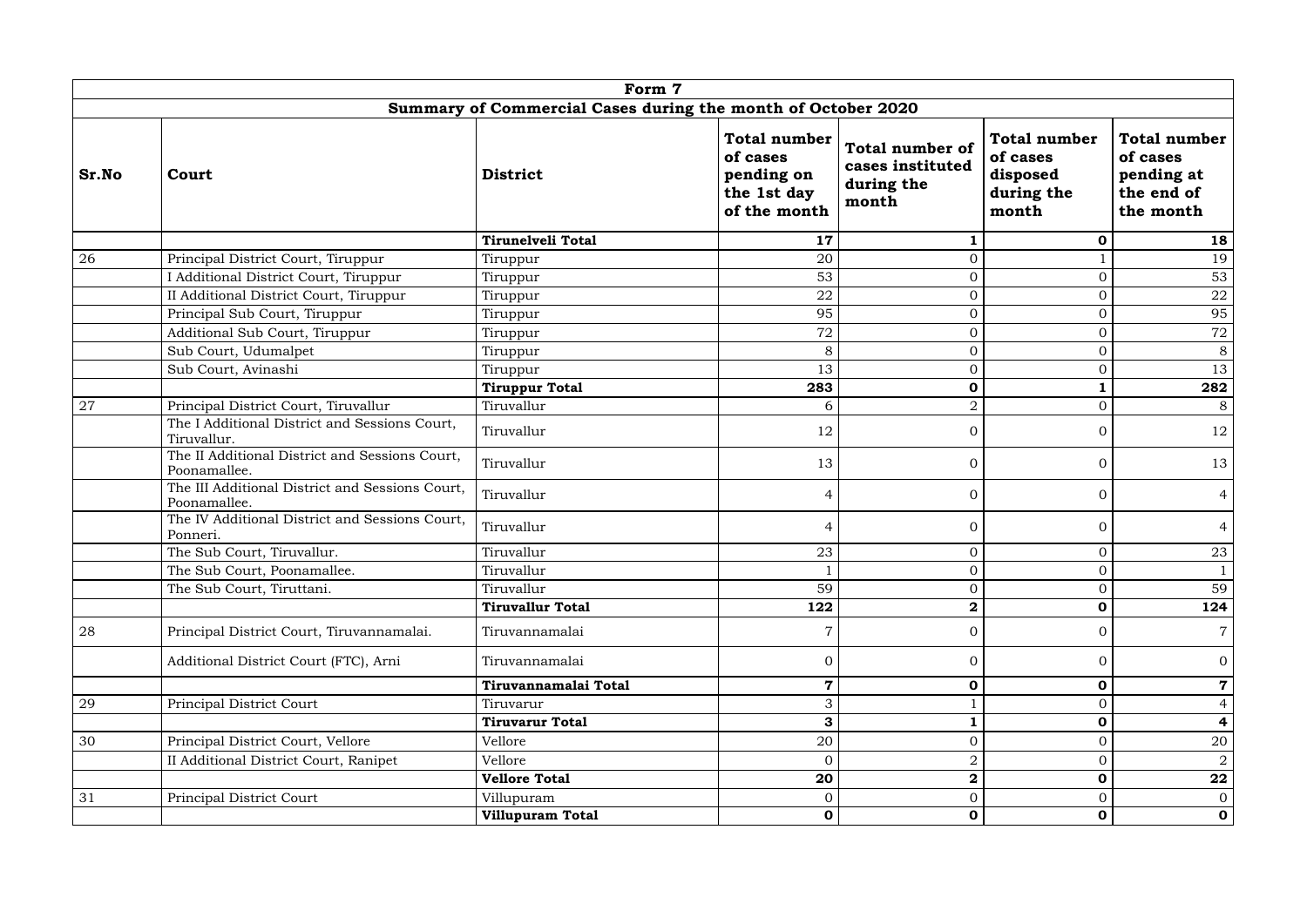| Form 7 | | | | | | |
|---|---|---|---|---|---|---|
| **Summary of Commercial Cases during the month of October 2020** | | | | | | |
| **Sr.No** | **Court** | **District** | **Total number of cases pending on the 1st day of the month** | **Total number of cases instituted during the month** | **Total number of cases disposed during the month** | **Total number of cases pending at the end of the month** |
| | | **Tirunelveli Total** | **17** | **1** | **0** | **18** |
| 26 | Principal District Court, Tiruppur | Tiruppur | 20 | 0 | 1 | 19 |
| | I Additional District Court, Tiruppur | Tiruppur | 53 | 0 | 0 | 53 |
| | II Additional District Court, Tiruppur | Tiruppur | 22 | 0 | 0 | 22 |
| | Principal Sub Court, Tiruppur | Tiruppur | 95 | 0 | 0 | 95 |
| | Additional Sub Court, Tiruppur | Tiruppur | 72 | 0 | 0 | 72 |
| | Sub Court, Udumalpet | Tiruppur | 8 | 0 | 0 | 8 |
| | Sub Court, Avinashi | Tiruppur | 13 | 0 | 0 | 13 |
| | | **Tiruppur Total** | **283** | **0** | **1** | **282** |
| 27 | Principal District Court, Tiruvallur | Tiruvallur | 6 | 2 | 0 | 8 |
| | The I Additional District and Sessions Court, Tiruvallur. | Tiruvallur | 12 | 0 | 0 | 12 |
| | The II Additional District and Sessions Court, Poonamallee. | Tiruvallur | 13 | 0 | 0 | 13 |
| | The III Additional District and Sessions Court, Poonamallee. | Tiruvallur | 4 | 0 | 0 | 4 |
| | The IV Additional District and Sessions Court, Ponneri. | Tiruvallur | 4 | 0 | 0 | 4 |
| | The Sub Court, Tiruvallur. | Tiruvallur | 23 | 0 | 0 | 23 |
| | The Sub Court, Poonamallee. | Tiruvallur | 1 | 0 | 0 | 1 |
| | The Sub Court, Tiruttani. | Tiruvallur | 59 | 0 | 0 | 59 |
| | | **Tiruvallur Total** | **122** | **2** | **0** | **124** |
| 28 | Principal District Court, Tiruvannamalai. | Tiruvannamalai | 7 | 0 | 0 | 7 |
| | Additional District Court (FTC), Arni | Tiruvannamalai | 0 | 0 | 0 | 0 |
| | | **Tiruvannamalai Total** | **7** | **0** | **0** | **7** |
| 29 | Principal District Court | Tiruvarur | 3 | 1 | 0 | 4 |
| | | **Tiruvarur Total** | **3** | **1** | **0** | **4** |
| 30 | Principal District Court, Vellore | Vellore | 20 | 0 | 0 | 20 |
| | II Additional District Court, Ranipet | Vellore | 0 | 2 | 0 | 2 |
| | | **Vellore Total** | **20** | **2** | **0** | **22** |
| 31 | Principal District Court | Villupuram | 0 | 0 | 0 | 0 |
| | | **Villupuram Total** | **0** | **0** | **0** | **0** |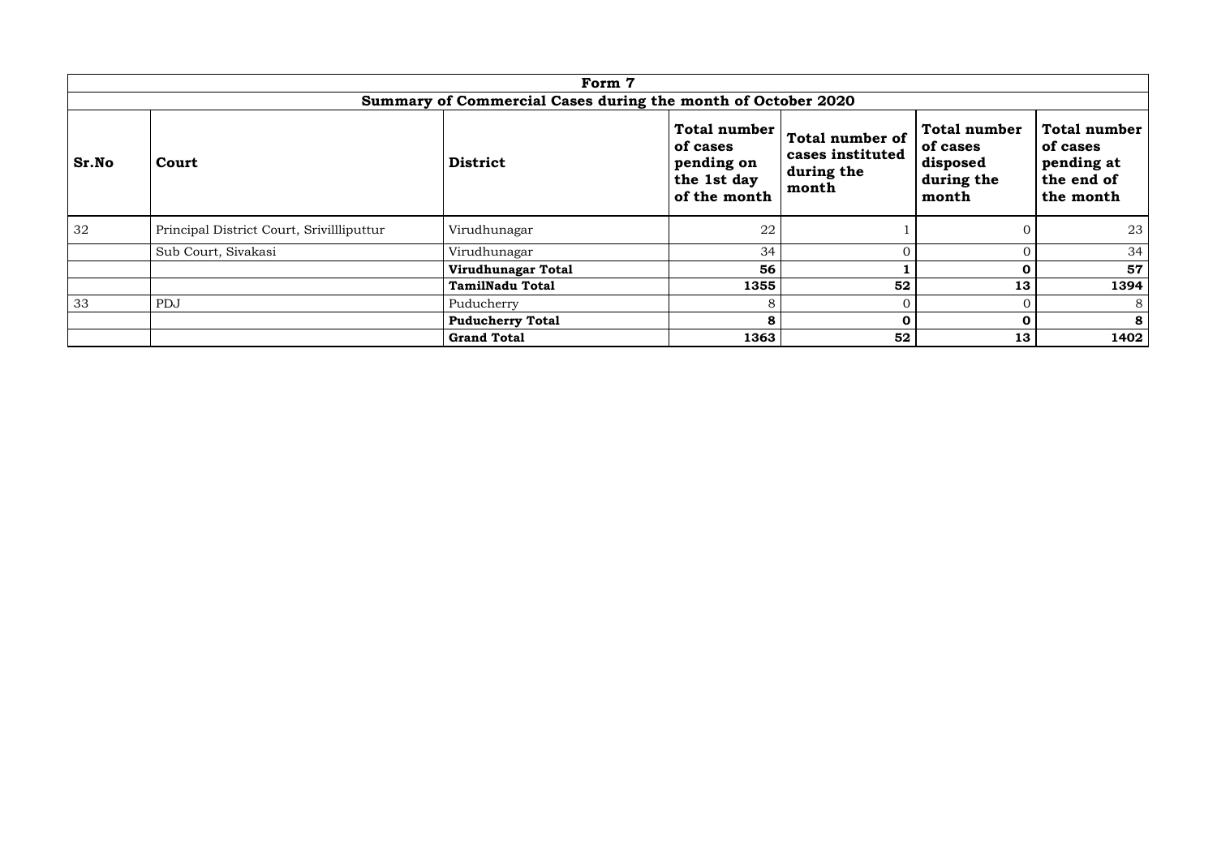## Form 7

### Summary of Commercial Cases during the month of October 2020

| Sr.No | Court | District | Total number of cases pending on the 1st day of the month | Total number of cases instituted during the month | Total number of cases disposed during the month | Total number of cases pending at the end of the month |
|---|---|---|---|---|---|---|
| 32 | Principal District Court, Srivillliputtur | Virudhunagar | 22 | 1 | 0 | 23 |
| | Sub Court, Sivakasi | Virudhunagar | 34 | 0 | 0 | 34 |
| | | **Virudhunagar Total** | **56** | **1** | **0** | **57** |
| | | **TamilNadu Total** | **1355** | **52** | **13** | **1394** |
| 33 | PDJ | Puducherry | 8 | 0 | 0 | 8 |
| | | **Puducherry Total** | **8** | **0** | **0** | **8** |
| | | **Grand Total** | **1363** | **52** | **13** | **1402** |